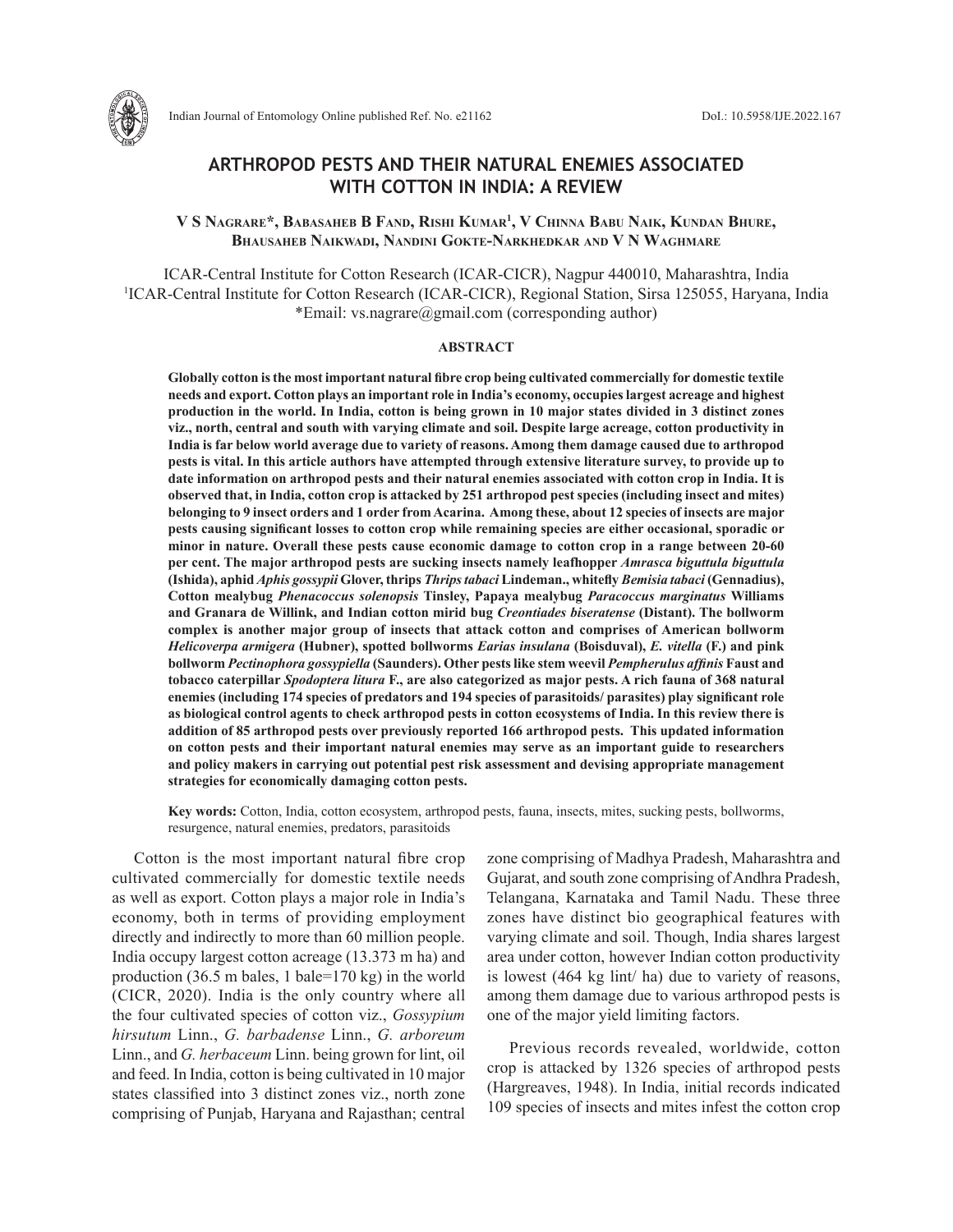# ARTHROPOD PESTS AND THEIR NATURAL ENEMIES ASSOCIATED WITH COTTON IN INDIA: A REVIEW

**V S Nagrare\*, Babasaheb B Fand, Rishi Kumar[1], V Chinna Babu Naik, Kundan Bhure, Bhausaheb Naikwadi, Nandini Gokte-Narkhedkar and V N Waghmare**

ICAR-Central Institute for Cotton Research (ICAR-CICR), Nagpur 440010, Maharashtra, India
[1]ICAR-Central Institute for Cotton Research (ICAR-CICR), Regional Station, Sirsa 125055, Haryana, India
\*Email: vs.nagrare@gmail.com (corresponding author)

## ABSTRACT

**Globally cotton is the most important natural fibre crop being cultivated commercially for domestic textile needs and export. Cotton plays an important role in India's economy, occupies largest acreage and highest production in the world. In India, cotton is being grown in 10 major states divided in 3 distinct zones viz., north, central and south with varying climate and soil. Despite large acreage, cotton productivity in India is far below world average due to variety of reasons. Among them damage caused due to arthropod pests is vital. In this article authors have attempted through extensive literature survey, to provide up to date information on arthropod pests and their natural enemies associated with cotton crop in India. It is observed that, in India, cotton crop is attacked by 251 arthropod pest species (including insect and mites) belonging to 9 insect orders and 1 order from Acarina. Among these, about 12 species of insects are major pests causing significant losses to cotton crop while remaining species are either occasional, sporadic or minor in nature. Overall these pests cause economic damage to cotton crop in a range between 20-60 per cent. The major arthropod pests are sucking insects namely leafhopper *Amrasca biguttula biguttula* (Ishida), aphid *Aphis gossypii* Glover, thrips *Thrips tabaci* Lindeman., whitefly *Bemisia tabaci* (Gennadius), Cotton mealybug *Phenacoccus solenopsis* Tinsley, Papaya mealybug *Paracoccus marginatus* Williams and Granara de Willink, and Indian cotton mirid bug *Creontiades biseratense* (Distant). The bollworm complex is another major group of insects that attack cotton and comprises of American bollworm *Helicoverpa armigera* (Hubner), spotted bollworms *Earias insulana* (Boisduval), *E. vitella* (F.) and pink bollworm *Pectinophora gossypiella* (Saunders). Other pests like stem weevil *Pempherulus affinis* Faust and tobacco caterpillar *Spodoptera litura* F., are also categorized as major pests. A rich fauna of 368 natural enemies (including 174 species of predators and 194 species of parasitoids/ parasites) play significant role as biological control agents to check arthropod pests in cotton ecosystems of India. In this review there is addition of 85 arthropod pests over previously reported 166 arthropod pests. This updated information on cotton pests and their important natural enemies may serve as an important guide to researchers and policy makers in carrying out potential pest risk assessment and devising appropriate management strategies for economically damaging cotton pests.**

**Key words:** Cotton, India, cotton ecosystem, arthropod pests, fauna, insects, mites, sucking pests, bollworms, resurgence, natural enemies, predators, parasitoids

Cotton is the most important natural fibre crop cultivated commercially for domestic textile needs as well as export. Cotton plays a major role in India's economy, both in terms of providing employment directly and indirectly to more than 60 million people. India occupy largest cotton acreage (13.373 m ha) and production (36.5 m bales, 1 bale=170 kg) in the world (CICR, 2020). India is the only country where all the four cultivated species of cotton viz., *Gossypium hirsutum* Linn., *G. barbadense* Linn., *G. arboreum* Linn., and *G. herbaceum* Linn. being grown for lint, oil and feed. In India, cotton is being cultivated in 10 major states classified into 3 distinct zones viz., north zone comprising of Punjab, Haryana and Rajasthan; central zone comprising of Madhya Pradesh, Maharashtra and Gujarat, and south zone comprising of Andhra Pradesh, Telangana, Karnataka and Tamil Nadu. These three zones have distinct bio geographical features with varying climate and soil. Though, India shares largest area under cotton, however Indian cotton productivity is lowest (464 kg lint/ ha) due to variety of reasons, among them damage due to various arthropod pests is one of the major yield limiting factors.

Previous records revealed, worldwide, cotton crop is attacked by 1326 species of arthropod pests (Hargreaves, 1948). In India, initial records indicated 109 species of insects and mites infest the cotton crop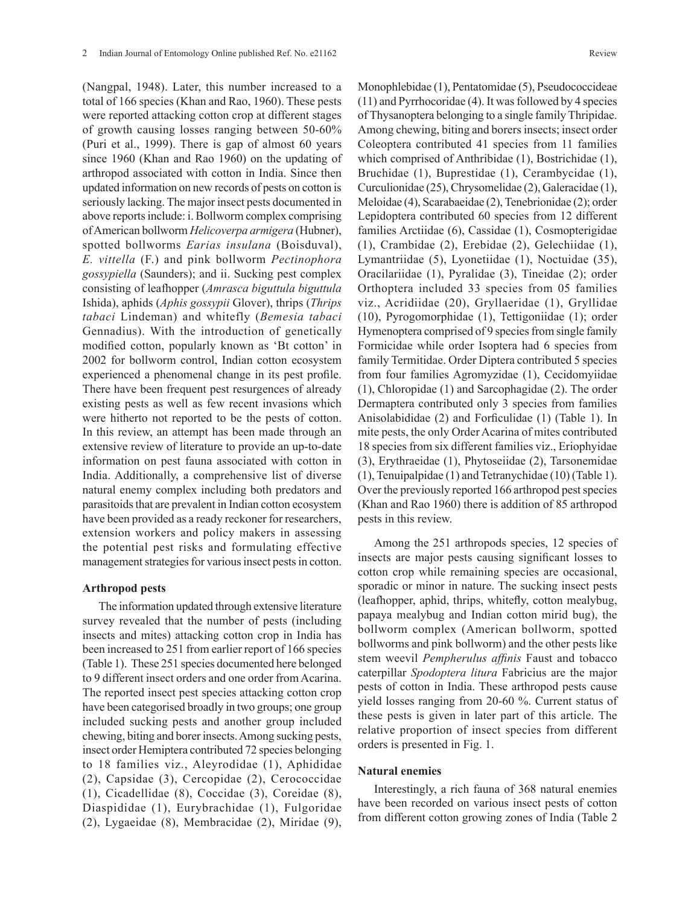(Nangpal, 1948). Later, this number increased to a total of 166 species (Khan and Rao, 1960). These pests were reported attacking cotton crop at different stages of growth causing losses ranging between 50-60% (Puri et al., 1999). There is gap of almost 60 years since 1960 (Khan and Rao 1960) on the updating of arthropod associated with cotton in India. Since then updated information on new records of pests on cotton is seriously lacking. The major insect pests documented in above reports include: i. Bollworm complex comprising of American bollworm *Helicoverpa armigera* (Hubner), spotted bollworms *Earias insulana* (Boisduval), *E. vittella* (F.) and pink bollworm *Pectinophora gossypiella* (Saunders); and ii. Sucking pest complex consisting of leafhopper (*Amrasca biguttula biguttula* Ishida), aphids (*Aphis gossypii* Glover), thrips (*Thrips tabaci* Lindeman) and whitefly (*Bemesia tabaci* Gennadius). With the introduction of genetically modified cotton, popularly known as 'Bt cotton' in 2002 for bollworm control, Indian cotton ecosystem experienced a phenomenal change in its pest profile. There have been frequent pest resurgences of already existing pests as well as few recent invasions which were hitherto not reported to be the pests of cotton. In this review, an attempt has been made through an extensive review of literature to provide an up-to-date information on pest fauna associated with cotton in India. Additionally, a comprehensive list of diverse natural enemy complex including both predators and parasitoids that are prevalent in Indian cotton ecosystem have been provided as a ready reckoner for researchers, extension workers and policy makers in assessing the potential pest risks and formulating effective management strategies for various insect pests in cotton.

### Arthropod pests

The information updated through extensive literature survey revealed that the number of pests (including insects and mites) attacking cotton crop in India has been increased to 251 from earlier report of 166 species (Table 1). These 251 species documented here belonged to 9 different insect orders and one order from Acarina. The reported insect pest species attacking cotton crop have been categorised broadly in two groups; one group included sucking pests and another group included chewing, biting and borer insects. Among sucking pests, insect order Hemiptera contributed 72 species belonging to 18 families viz., Aleyrodidae (1), Aphididae (2), Capsidae (3), Cercopidae (2), Cerococcidae (1), Cicadellidae (8), Coccidae (3), Coreidae (8), Diaspididae (1), Eurybrachidae (1), Fulgoridae (2), Lygaeidae (8), Membracidae (2), Miridae (9), Monophlebidae (1), Pentatomidae (5), Pseudococcideae (11) and Pyrrhocoridae (4). It was followed by 4 species of Thysanoptera belonging to a single family Thripidae. Among chewing, biting and borers insects; insect order Coleoptera contributed 41 species from 11 families which comprised of Anthribidae (1), Bostrichidae (1), Bruchidae (1), Buprestidae (1), Cerambycidae (1), Curculionidae (25), Chrysomelidae (2), Galeracidae (1), Meloidae (4), Scarabaeidae (2), Tenebrionidae (2); order Lepidoptera contributed 60 species from 12 different families Arctiidae (6), Cassidae (1), Cosmopterigidae (1), Crambidae (2), Erebidae (2), Gelechiidae (1), Lymantriidae (5), Lyonetiidae (1), Noctuidae (35), Oracilariidae (1), Pyralidae (3), Tineidae (2); order Orthoptera included 33 species from 05 families viz., Acridiidae (20), Gryllaeridae (1), Gryllidae (10), Pyrogomorphidae (1), Tettigoniidae (1); order Hymenoptera comprised of 9 species from single family Formicidae while order Isoptera had 6 species from family Termitidae. Order Diptera contributed 5 species from four families Agromyzidae (1), Cecidomyiidae (1), Chloropidae (1) and Sarcophagidae (2). The order Dermaptera contributed only 3 species from families Anisolabididae (2) and Forficulidae (1) (Table 1). In mite pests, the only Order Acarina of mites contributed 18 species from six different families viz., Eriophyidae (3), Erythraeidae (1), Phytoseiidae (2), Tarsonemidae (1), Tenuipalpidae (1) and Tetranychidae (10) (Table 1). Over the previously reported 166 arthropod pest species (Khan and Rao 1960) there is addition of 85 arthropod pests in this review.

Among the 251 arthropods species, 12 species of insects are major pests causing significant losses to cotton crop while remaining species are occasional, sporadic or minor in nature. The sucking insect pests (leafhopper, aphid, thrips, whitefly, cotton mealybug, papaya mealybug and Indian cotton mirid bug), the bollworm complex (American bollworm, spotted bollworms and pink bollworm) and the other pests like stem weevil *Pempherulus affinis* Faust and tobacco caterpillar *Spodoptera litura* Fabricius are the major pests of cotton in India. These arthropod pests cause yield losses ranging from 20-60 %. Current status of these pests is given in later part of this article. The relative proportion of insect species from different orders is presented in Fig. 1.

### Natural enemies

Interestingly, a rich fauna of 368 natural enemies have been recorded on various insect pests of cotton from different cotton growing zones of India (Table 2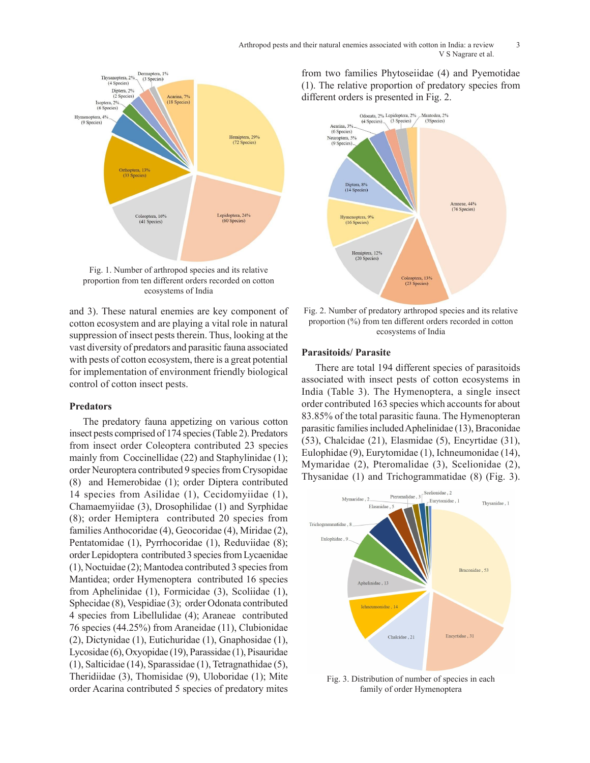Fig. 1. Number of arthropod species and its relative proportion from ten different orders recorded on cotton ecosystems of India

and 3). These natural enemies are key component of cotton ecosystem and are playing a vital role in natural suppression of insect pests therein. Thus, looking at the vast diversity of predators and parasitic fauna associated with pests of cotton ecosystem, there is a great potential for implementation of environment friendly biological control of cotton insect pests.

### Predators

The predatory fauna appetizing on various cotton insect pests comprised of 174 species (Table 2). Predators from insect order Coleoptera contributed 23 species mainly from Coccinellidae (22) and Staphylinidae (1); order Neuroptera contributed 9 species from Crysopidae (8) and Hemerobidae (1); order Diptera contributed 14 species from Asilidae (1), Cecidomyiidae (1), Chamaemyiidae (3), Drosophilidae (1) and Syrphidae (8); order Hemiptera contributed 20 species from families Anthocoridae (4), Geocoridae (4), Miridae (2), Pentatomidae (1), Pyrrhocoridae (1), Reduviidae (8); order Lepidoptera contributed 3 species from Lycaenidae (1), Noctuidae (2); Mantodea contributed 3 species from Mantidea; order Hymenoptera contributed 16 species from Aphelinidae (1), Formicidae (3), Scoliidae (1), Sphecidae (8), Vespidiae (3); order Odonata contributed 4 species from Libellulidae (4); Araneae contributed 76 species (44.25%) from Araneidae (11), Clubionidae (2), Dictynidae (1), Eutichuridae (1), Gnaphosidae (1), Lycosidae (6), Oxyopidae (19), Parassidae (1), Pisauridae (1), Salticidae (14), Sparassidae (1), Tetragnathidae (5), Theridiidae (3), Thomisidae (9), Uloboridae (1); Mite order Acarina contributed 5 species of predatory mites from two families Phytoseiidae (4) and Pyemotidae (1). The relative proportion of predatory species from different orders is presented in Fig. 2.

Fig. 2. Number of predatory arthropod species and its relative proportion (%) from ten different orders recorded in cotton ecosystems of India

### Parasitoids/ Parasite

There are total 194 different species of parasitoids associated with insect pests of cotton ecosystems in India (Table 3). The Hymenoptera, a single insect order contributed 163 species which accounts for about 83.85% of the total parasitic fauna. The Hymenopteran parasitic families included Aphelinidae (13), Braconidae (53), Chalcidae (21), Elasmidae (5), Encyrtidae (31), Eulophidae (9), Eurytomidae (1), Ichneumonidae (14), Mymaridae (2), Pteromalidae (3), Scelionidae (2), Thysanidae (1) and Trichogrammatidae (8) (Fig. 3).

Fig. 3. Distribution of number of species in each family of order Hymenoptera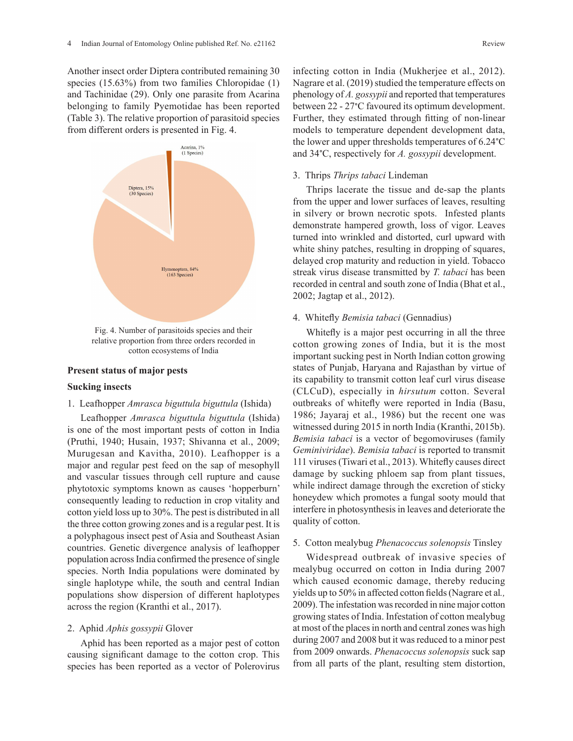Another insect order Diptera contributed remaining 30 species (15.63%) from two families Chloropidae (1) and Tachinidae (29). Only one parasite from Acarina belonging to family Pyemotidae has been reported (Table 3). The relative proportion of parasitoid species from different orders is presented in Fig. 4.

Fig. 4. Number of parasitoids species and their relative proportion from three orders recorded in cotton ecosystems of India

## Present status of major pests

### Sucking insects

1. Leafhopper *Amrasca biguttula biguttula* (Ishida)

Leafhopper *Amrasca biguttula biguttula* (Ishida) is one of the most important pests of cotton in India (Pruthi, 1940; Husain, 1937; Shivanna et al., 2009; Murugesan and Kavitha, 2010). Leafhopper is a major and regular pest feed on the sap of mesophyll and vascular tissues through cell rupture and cause phytotoxic symptoms known as causes 'hopperburn' consequently leading to reduction in crop vitality and cotton yield loss up to 30%. The pest is distributed in all the three cotton growing zones and is a regular pest. It is a polyphagous insect pest of Asia and Southeast Asian countries. Genetic divergence analysis of leafhopper population across India confirmed the presence of single species. North India populations were dominated by single haplotype while, the south and central Indian populations show dispersion of different haplotypes across the region (Kranthi et al., 2017).

2. Aphid *Aphis gossypii* Glover

Aphid has been reported as a major pest of cotton causing significant damage to the cotton crop. This species has been reported as a vector of Polerovirus infecting cotton in India (Mukherjee et al., 2012). Nagrare et al. (2019) studied the temperature effects on phenology of *A. gossypii* and reported that temperatures between 22 - 27°C favoured its optimum development. Further, they estimated through fitting of non-linear models to temperature dependent development data, the lower and upper thresholds temperatures of 6.24°C and 34°C, respectively for *A. gossypii* development.

3. Thrips *Thrips tabaci* Lindeman

Thrips lacerate the tissue and de-sap the plants from the upper and lower surfaces of leaves, resulting in silvery or brown necrotic spots. Infested plants demonstrate hampered growth, loss of vigor. Leaves turned into wrinkled and distorted, curl upward with white shiny patches, resulting in dropping of squares, delayed crop maturity and reduction in yield. Tobacco streak virus disease transmitted by *T. tabaci* has been recorded in central and south zone of India (Bhat et al., 2002; Jagtap et al., 2012).

4. Whitefly *Bemisia tabaci* (Gennadius)

Whitefly is a major pest occurring in all the three cotton growing zones of India, but it is the most important sucking pest in North Indian cotton growing states of Punjab, Haryana and Rajasthan by virtue of its capability to transmit cotton leaf curl virus disease (CLCuD), especially in *hirsutum* cotton. Several outbreaks of whitefly were reported in India (Basu, 1986; Jayaraj et al., 1986) but the recent one was witnessed during 2015 in north India (Kranthi, 2015b). *Bemisia tabaci* is a vector of begomoviruses (family *Geminiviridae*). *Bemisia tabaci* is reported to transmit 111 viruses (Tiwari et al., 2013). Whitefly causes direct damage by sucking phloem sap from plant tissues, while indirect damage through the excretion of sticky honeydew which promotes a fungal sooty mould that interfere in photosynthesis in leaves and deteriorate the quality of cotton.

5. Cotton mealybug *Phenacoccus solenopsis* Tinsley

Widespread outbreak of invasive species of mealybug occurred on cotton in India during 2007 which caused economic damage, thereby reducing yields up to 50% in affected cotton fields (Nagrare et al., 2009). The infestation was recorded in nine major cotton growing states of India. Infestation of cotton mealybug at most of the places in north and central zones was high during 2007 and 2008 but it was reduced to a minor pest from 2009 onwards. *Phenacoccus solenopsis* suck sap from all parts of the plant, resulting stem distortion,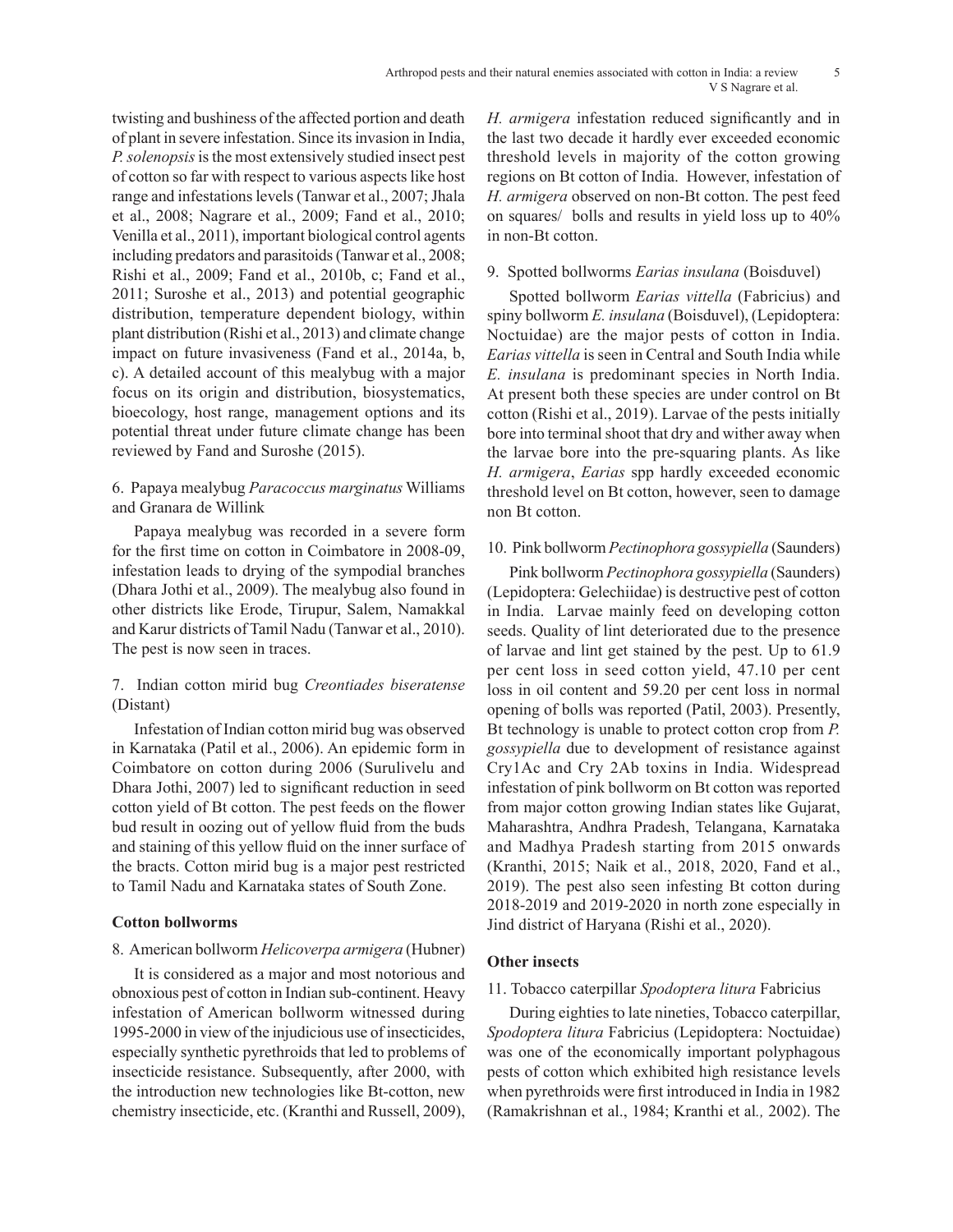twisting and bushiness of the affected portion and death of plant in severe infestation. Since its invasion in India, *P. solenopsis* is the most extensively studied insect pest of cotton so far with respect to various aspects like host range and infestations levels (Tanwar et al., 2007; Jhala et al., 2008; Nagrare et al., 2009; Fand et al., 2010; Venilla et al., 2011), important biological control agents including predators and parasitoids (Tanwar et al., 2008; Rishi et al., 2009; Fand et al., 2010b, c; Fand et al., 2011; Suroshe et al., 2013) and potential geographic distribution, temperature dependent biology, within plant distribution (Rishi et al., 2013) and climate change impact on future invasiveness (Fand et al., 2014a, b, c). A detailed account of this mealybug with a major focus on its origin and distribution, biosystematics, bioecology, host range, management options and its potential threat under future climate change has been reviewed by Fand and Suroshe (2015).

6. Papaya mealybug *Paracoccus marginatus* Williams and Granara de Willink

Papaya mealybug was recorded in a severe form for the first time on cotton in Coimbatore in 2008-09, infestation leads to drying of the sympodial branches (Dhara Jothi et al., 2009). The mealybug also found in other districts like Erode, Tirupur, Salem, Namakkal and Karur districts of Tamil Nadu (Tanwar et al., 2010). The pest is now seen in traces.

7. Indian cotton mirid bug *Creontiades biseratense* (Distant)

Infestation of Indian cotton mirid bug was observed in Karnataka (Patil et al., 2006). An epidemic form in Coimbatore on cotton during 2006 (Surulivelu and Dhara Jothi, 2007) led to significant reduction in seed cotton yield of Bt cotton. The pest feeds on the flower bud result in oozing out of yellow fluid from the buds and staining of this yellow fluid on the inner surface of the bracts. Cotton mirid bug is a major pest restricted to Tamil Nadu and Karnataka states of South Zone.

**Cotton bollworms**

8. American bollworm *Helicoverpa armigera* (Hubner)

It is considered as a major and most notorious and obnoxious pest of cotton in Indian sub-continent. Heavy infestation of American bollworm witnessed during 1995-2000 in view of the injudicious use of insecticides, especially synthetic pyrethroids that led to problems of insecticide resistance. Subsequently, after 2000, with the introduction new technologies like Bt-cotton, new chemistry insecticide, etc. (Kranthi and Russell, 2009), *H. armigera* infestation reduced significantly and in the last two decade it hardly ever exceeded economic threshold levels in majority of the cotton growing regions on Bt cotton of India. However, infestation of *H. armigera* observed on non-Bt cotton. The pest feed on squares/ bolls and results in yield loss up to 40% in non-Bt cotton.

9. Spotted bollworms *Earias insulana* (Boisduvel)

Spotted bollworm *Earias vittella* (Fabricius) and spiny bollworm *E. insulana* (Boisduvel), (Lepidoptera: Noctuidae) are the major pests of cotton in India. *Earias vittella* is seen in Central and South India while *E. insulana* is predominant species in North India. At present both these species are under control on Bt cotton (Rishi et al., 2019). Larvae of the pests initially bore into terminal shoot that dry and wither away when the larvae bore into the pre-squaring plants. As like *H. armigera*, *Earias* spp hardly exceeded economic threshold level on Bt cotton, however, seen to damage non Bt cotton.

10. Pink bollworm *Pectinophora gossypiella* (Saunders)

Pink bollworm *Pectinophora gossypiella* (Saunders) (Lepidoptera: Gelechiidae) is destructive pest of cotton in India. Larvae mainly feed on developing cotton seeds. Quality of lint deteriorated due to the presence of larvae and lint get stained by the pest. Up to 61.9 per cent loss in seed cotton yield, 47.10 per cent loss in oil content and 59.20 per cent loss in normal opening of bolls was reported (Patil, 2003). Presently, Bt technology is unable to protect cotton crop from *P. gossypiella* due to development of resistance against Cry1Ac and Cry 2Ab toxins in India. Widespread infestation of pink bollworm on Bt cotton was reported from major cotton growing Indian states like Gujarat, Maharashtra, Andhra Pradesh, Telangana, Karnataka and Madhya Pradesh starting from 2015 onwards (Kranthi, 2015; Naik et al., 2018, 2020, Fand et al., 2019). The pest also seen infesting Bt cotton during 2018-2019 and 2019-2020 in north zone especially in Jind district of Haryana (Rishi et al., 2020).

**Other insects**

11. Tobacco caterpillar *Spodoptera litura* Fabricius

During eighties to late nineties, Tobacco caterpillar, *Spodoptera litura* Fabricius (Lepidoptera: Noctuidae) was one of the economically important polyphagous pests of cotton which exhibited high resistance levels when pyrethroids were first introduced in India in 1982 (Ramakrishnan et al., 1984; Kranthi et al*.,* 2002). The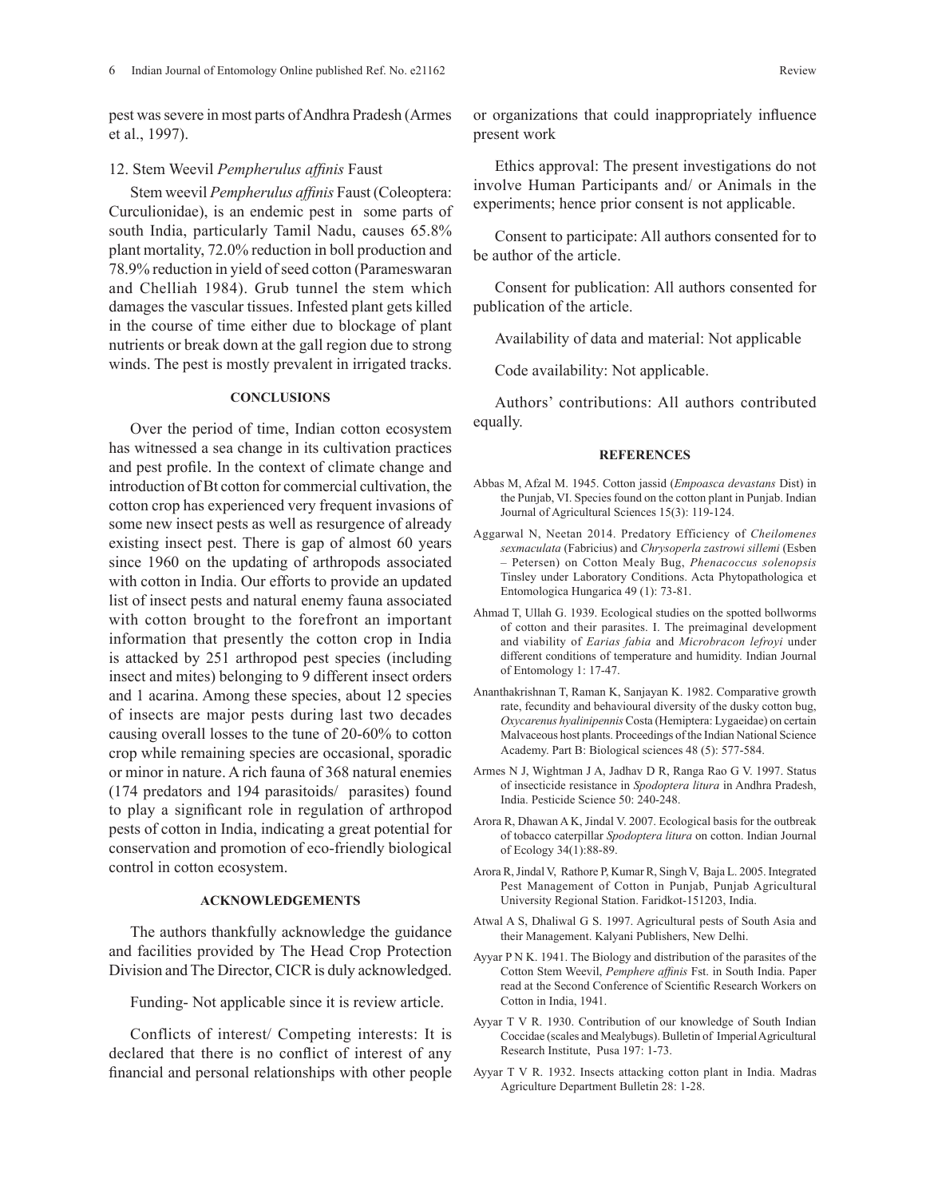pest was severe in most parts of Andhra Pradesh (Armes et al., 1997).

12. Stem Weevil *Pempherulus affinis* Faust

Stem weevil *Pempherulus affinis* Faust (Coleoptera: Curculionidae), is an endemic pest in some parts of south India, particularly Tamil Nadu, causes 65.8% plant mortality, 72.0% reduction in boll production and 78.9% reduction in yield of seed cotton (Parameswaran and Chelliah 1984). Grub tunnel the stem which damages the vascular tissues. Infested plant gets killed in the course of time either due to blockage of plant nutrients or break down at the gall region due to strong winds. The pest is mostly prevalent in irrigated tracks.

## CONCLUSIONS

Over the period of time, Indian cotton ecosystem has witnessed a sea change in its cultivation practices and pest profile. In the context of climate change and introduction of Bt cotton for commercial cultivation, the cotton crop has experienced very frequent invasions of some new insect pests as well as resurgence of already existing insect pest. There is gap of almost 60 years since 1960 on the updating of arthropods associated with cotton in India. Our efforts to provide an updated list of insect pests and natural enemy fauna associated with cotton brought to the forefront an important information that presently the cotton crop in India is attacked by 251 arthropod pest species (including insect and mites) belonging to 9 different insect orders and 1 acarina. Among these species, about 12 species of insects are major pests during last two decades causing overall losses to the tune of 20-60% to cotton crop while remaining species are occasional, sporadic or minor in nature. A rich fauna of 368 natural enemies (174 predators and 194 parasitoids/ parasites) found to play a significant role in regulation of arthropod pests of cotton in India, indicating a great potential for conservation and promotion of eco-friendly biological control in cotton ecosystem.

## ACKNOWLEDGEMENTS

The authors thankfully acknowledge the guidance and facilities provided by The Head Crop Protection Division and The Director, CICR is duly acknowledged.

Funding- Not applicable since it is review article.

Conflicts of interest/ Competing interests: It is declared that there is no conflict of interest of any financial and personal relationships with other people or organizations that could inappropriately influence present work

Ethics approval: The present investigations do not involve Human Participants and/ or Animals in the experiments; hence prior consent is not applicable.

Consent to participate: All authors consented for to be author of the article.

Consent for publication: All authors consented for publication of the article.

Availability of data and material: Not applicable

Code availability: Not applicable.

Authors' contributions: All authors contributed equally.

## REFERENCES

Abbas M, Afzal M. 1945. Cotton jassid (*Empoasca devastans* Dist) in the Punjab, VI. Species found on the cotton plant in Punjab. Indian Journal of Agricultural Sciences 15(3): 119-124.

Aggarwal N, Neetan 2014. Predatory Efficiency of *Cheilomenes sexmaculata* (Fabricius) and *Chrysoperla zastrowi sillemi* (Esben – Petersen) on Cotton Mealy Bug, *Phenacoccus solenopsis* Tinsley under Laboratory Conditions. Acta Phytopathologica et Entomologica Hungarica 49 (1): 73-81.

Ahmad T, Ullah G. 1939. Ecological studies on the spotted bollworms of cotton and their parasites. I. The preimaginal development and viability of *Earias fabia* and *Microbracon lefroyi* under different conditions of temperature and humidity. Indian Journal of Entomology 1: 17-47.

Ananthakrishnan T, Raman K, Sanjayan K. 1982. Comparative growth rate, fecundity and behavioural diversity of the dusky cotton bug, *Oxycarenus hyalinipennis* Costa (Hemiptera: Lygaeidae) on certain Malvaceous host plants. Proceedings of the Indian National Science Academy. Part B: Biological sciences 48 (5): 577-584.

Armes N J, Wightman J A, Jadhav D R, Ranga Rao G V. 1997. Status of insecticide resistance in *Spodoptera litura* in Andhra Pradesh, India. Pesticide Science 50: 240-248.

Arora R, Dhawan A K, Jindal V. 2007. Ecological basis for the outbreak of tobacco caterpillar *Spodoptera litura* on cotton. Indian Journal of Ecology 34(1):88-89.

Arora R, Jindal V, Rathore P, Kumar R, Singh V, Baja L. 2005. Integrated Pest Management of Cotton in Punjab, Punjab Agricultural University Regional Station. Faridkot-151203, India.

Atwal A S, Dhaliwal G S. 1997. Agricultural pests of South Asia and their Management. Kalyani Publishers, New Delhi.

Ayyar P N K. 1941. The Biology and distribution of the parasites of the Cotton Stem Weevil, *Pemphere affinis* Fst. in South India. Paper read at the Second Conference of Scientific Research Workers on Cotton in India, 1941.

Ayyar T V R. 1930. Contribution of our knowledge of South Indian Coccidae (scales and Mealybugs). Bulletin of Imperial Agricultural Research Institute, Pusa 197: 1-73.

Ayyar T V R. 1932. Insects attacking cotton plant in India. Madras Agriculture Department Bulletin 28: 1-28.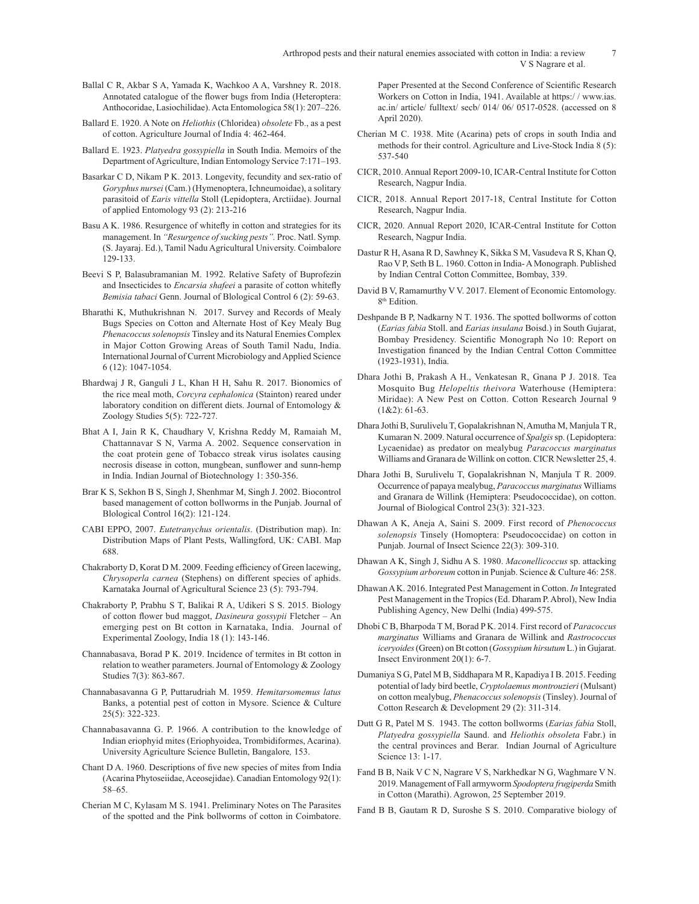Ballal C R, Akbar S A, Yamada K, Wachkoo A A, Varshney R. 2018. Annotated catalogue of the flower bugs from India (Heteroptera: Anthocoridae, Lasiochilidae). Acta Entomologica 58(1): 207–226.

Ballard E. 1920. A Note on *Heliothis* (Chloridea) *obsolete* Fb., as a pest of cotton. Agriculture Journal of India 4: 462-464.

Ballard E. 1923. *Platyedra gossypiella* in South India. Memoirs of the Department of Agriculture, Indian Entomology Service 7:171–193.

Basarkar C D, Nikam P K. 2013. Longevity, fecundity and sex-ratio of *Goryphus nursei* (Cam.) (Hymenoptera, Ichneumoidae), a solitary parasitoid of *Earis vittella* Stoll (Lepidoptera, Arctiidae). Journal of applied Entomology 93 (2): 213-216

Basu A K. 1986. Resurgence of whitefly in cotton and strategies for its management. In *"Resurgence of sucking pests".* Proc. Natl. Symp. (S. Jayaraj. Ed.), Tamil Nadu Agricultural University. Coimbalore 129-133.

Beevi S P, Balasubramanian M. 1992. Relative Safety of Buprofezin and Insecticides to *Encarsia shafeei* a parasite of cotton whitefly *Bemisia tabaci* Genn. Journal of Blological Control 6 (2): 59-63.

Bharathi K, Muthukrishnan N. 2017. Survey and Records of Mealy Bugs Species on Cotton and Alternate Host of Key Mealy Bug *Phenacoccus solenopsis* Tinsley and its Natural Enemies Complex in Major Cotton Growing Areas of South Tamil Nadu, India. International Journal of Current Microbiology and Applied Science 6 (12): 1047-1054.

Bhardwaj J R, Ganguli J L, Khan H H, Sahu R. 2017. Bionomics of the rice meal moth, *Corcyra cephalonica* (Stainton) reared under laboratory condition on different diets. Journal of Entomology & Zoology Studies 5(5): 722-727.

Bhat A I, Jain R K, Chaudhary V, Krishna Reddy M, Ramaiah M, Chattannavar S N, Varma A. 2002. Sequence conservation in the coat protein gene of Tobacco streak virus isolates causing necrosis disease in cotton, mungbean, sunflower and sunn-hemp in India. Indian Journal of Biotechnology 1: 350-356.

Brar K S, Sekhon B S, Singh J, Shenhmar M, Singh J. 2002. Biocontrol based management of cotton bollworms in the Punjab. Journal of Blological Control 16(2): 121-124.

CABI EPPO, 2007. *Eutetranychus orientalis*. (Distribution map). In: Distribution Maps of Plant Pests, Wallingford, UK: CABI. Map 688.

Chakraborty D, Korat D M. 2009. Feeding efficiency of Green lacewing, *Chrysoperla carnea* (Stephens) on different species of aphids. Karnataka Journal of Agricultural Science 23 (5): 793-794.

Chakraborty P, Prabhu S T, Balikai R A, Udikeri S S. 2015. Biology of cotton flower bud maggot, *Dasineura gossypii* Fletcher – An emerging pest on Bt cotton in Karnataka, India. Journal of Experimental Zoology, India 18 (1): 143-146.

Channabasava, Borad P K. 2019. Incidence of termites in Bt cotton in relation to weather parameters. Journal of Entomology & Zoology Studies 7(3): 863-867.

Channabasavanna G P, Puttarudriah M. 1959. *Hemitarsomemus latus* Banks, a potential pest of cotton in Mysore. Science & Culture 25(5): 322-323.

Channabasavanna G. P. 1966. A contribution to the knowledge of Indian eriophyid mites (Eriophyoidea, Trombidiformes, Acarina). University Agriculture Science Bulletin, Bangalore*,* 153.

Chant D A. 1960. Descriptions of five new species of mites from India (Acarina Phytoseiidae, Aceosejidae). Canadian Entomology 92(1): 58–65.

Cherian M C, Kylasam M S. 1941. Preliminary Notes on The Parasites of the spotted and the Pink bollworms of cotton in Coimbatore. Paper Presented at the Second Conference of Scientific Research Workers on Cotton in India, 1941. Available at https:/ / www.ias. ac.in/ article/ fulltext/ secb/ 014/ 06/ 0517-0528. (accessed on 8 April 2020).

Cherian M C. 1938. Mite (Acarina) pets of crops in south India and methods for their control. Agriculture and Live-Stock India 8 (5): 537-540

CICR, 2010. Annual Report 2009-10, ICAR-Central Institute for Cotton Research, Nagpur India.

CICR, 2018. Annual Report 2017-18, Central Institute for Cotton Research, Nagpur India.

CICR, 2020. Annual Report 2020, ICAR-Central Institute for Cotton Research, Nagpur India.

Dastur R H, Asana R D, Sawhney K, Sikka S M, Vasudeva R S, Khan Q, Rao V P, Seth B L. 1960. Cotton in India- A Monograph. Published by Indian Central Cotton Committee, Bombay, 339.

David B V, Ramamurthy V V. 2017. Element of Economic Entomology. 8th Edition.

Deshpande B P, Nadkarny N T. 1936. The spotted bollworms of cotton (*Earias fabia* Stoll. and *Earias insulana* Boisd.) in South Gujarat, Bombay Presidency. Scientific Monograph No 10: Report on Investigation financed by the Indian Central Cotton Committee (1923-1931), India.

Dhara Jothi B, Prakash A H., Venkatesan R, Gnana P J. 2018. Tea Mosquito Bug *Helopeltis theivora* Waterhouse (Hemiptera: Miridae): A New Pest on Cotton. Cotton Research Journal 9 (1&2): 61-63.

Dhara Jothi B, Surulivelu T, Gopalakrishnan N, Amutha M, Manjula T R, Kumaran N. 2009. Natural occurrence of *Spalgis* sp. (Lepidoptera: Lycaenidae) as predator on mealybug *Paracoccus marginatus* Williams and Granara de Willink on cotton. CICR Newsletter 25, 4.

Dhara Jothi B, Surulivelu T, Gopalakrishnan N, Manjula T R. 2009. Occurrence of papaya mealybug, *Paracoccus marginatus* Williams and Granara de Willink (Hemiptera: Pseudococcidae), on cotton. Journal of Biological Control 23(3): 321-323.

Dhawan A K, Aneja A, Saini S. 2009. First record of *Phenococcus solenopsis* Tinsely (Homoptera: Pseudococcidae) on cotton in Punjab. Journal of Insect Science 22(3): 309-310.

Dhawan A K, Singh J, Sidhu A S. 1980. *Maconellicoccus* sp. attacking *Gossypium arboreum* cotton in Punjab. Science & Culture 46: 258.

Dhawan A K. 2016. Integrated Pest Management in Cotton. *In* Integrated Pest Management in the Tropics (Ed. Dharam P. Abrol), New India Publishing Agency, New Delhi (India) 499-575.

Dhobi C B, Bharpoda T M, Borad P K. 2014. First record of *Paracoccus marginatus* Williams and Granara de Willink and *Rastrococcus iceryoides* (Green) on Bt cotton (*Gossypium hirsutum* L.) in Gujarat. Insect Environment 20(1): 6-7.

Dumaniya S G, Patel M B, Siddhapara M R, Kapadiya I B. 2015. Feeding potential of lady bird beetle, *Cryptolaemus montrouzieri* (Mulsant) on cotton mealybug, *Phenacoccus solenopsis* (Tinsley). Journal of Cotton Research & Development 29 (2): 311-314.

Dutt G R, Patel M S. 1943. The cotton bollworms (*Earias fabia* Stoll, *Platyedra gossypiella* Saund. and *Heliothis obsoleta* Fabr.) in the central provinces and Berar. Indian Journal of Agriculture Science 13: 1-17.

Fand B B, Naik V C N, Nagrare V S, Narkhedkar N G, Waghmare V N. 2019. Management of Fall armyworm *Spodoptera frugiperda* Smith in Cotton (Marathi). Agrowon, 25 September 2019.

Fand B B, Gautam R D, Suroshe S S. 2010. Comparative biology of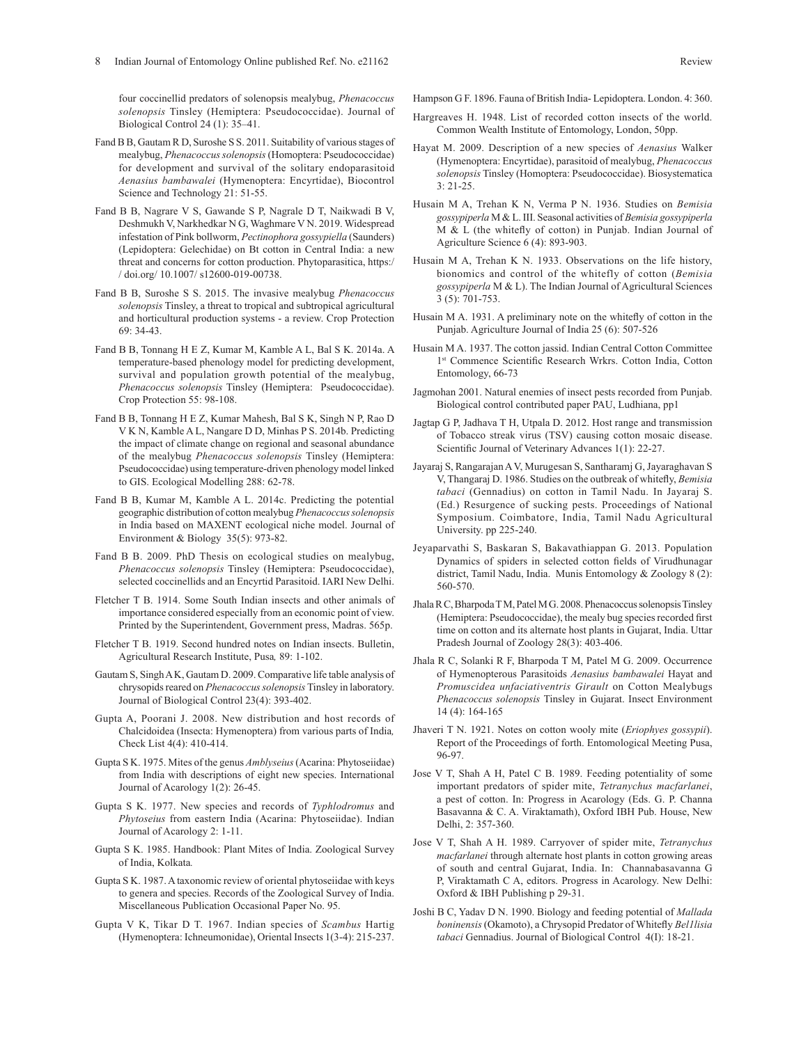four coccinellid predators of solenopsis mealybug, *Phenacoccus solenopsis* Tinsley (Hemiptera: Pseudococcidae). Journal of Biological Control 24 (1): 35–41.

Fand B B, Gautam R D, Suroshe S S. 2011. Suitability of various stages of mealybug, *Phenacoccus solenopsis* (Homoptera: Pseudococcidae) for development and survival of the solitary endoparasitoid *Aenasius bambawalei* (Hymenoptera: Encyrtidae), Biocontrol Science and Technology 21: 51-55.

Fand B B, Nagrare V S, Gawande S P, Nagrale D T, Naikwadi B V, Deshmukh V, Narkhedkar N G, Waghmare V N. 2019. Widespread infestation of Pink bollworm, *Pectinophora gossypiella* (Saunders) (Lepidoptera: Gelechidae) on Bt cotton in Central India: a new threat and concerns for cotton production. Phytoparasitica, https:/ / doi.org/ 10.1007/ s12600-019-00738.

Fand B B, Suroshe S S. 2015. The invasive mealybug *Phenacoccus solenopsis* Tinsley, a threat to tropical and subtropical agricultural and horticultural production systems - a review. Crop Protection 69: 34-43.

Fand B B, Tonnang H E Z, Kumar M, Kamble A L, Bal S K. 2014a. A temperature-based phenology model for predicting development, survival and population growth potential of the mealybug, *Phenacoccus solenopsis* Tinsley (Hemiptera: Pseudococcidae). Crop Protection 55: 98-108.

Fand B B, Tonnang H E Z, Kumar Mahesh, Bal S K, Singh N P, Rao D V K N, Kamble A L, Nangare D D, Minhas P S. 2014b. Predicting the impact of climate change on regional and seasonal abundance of the mealybug *Phenacoccus solenopsis* Tinsley (Hemiptera: Pseudococcidae) using temperature-driven phenology model linked to GIS. Ecological Modelling 288: 62-78.

Fand B B, Kumar M, Kamble A L. 2014c. Predicting the potential geographic distribution of cotton mealybug *Phenacoccus solenopsis* in India based on MAXENT ecological niche model. Journal of Environment & Biology 35(5): 973-82.

Fand B B. 2009. PhD Thesis on ecological studies on mealybug, *Phenacoccus solenopsis* Tinsley (Hemiptera: Pseudococcidae), selected coccinellids and an Encyrtid Parasitoid. IARI New Delhi.

Fletcher T B. 1914. Some South Indian insects and other animals of importance considered especially from an economic point of view. Printed by the Superintendent, Government press, Madras. 565p.

Fletcher T B. 1919. Second hundred notes on Indian insects. Bulletin, Agricultural Research Institute, Pusa*,* 89: 1-102.

Gautam S, Singh A K, Gautam D. 2009. Comparative life table analysis of chrysopids reared on *Phenacoccus solenopsis* Tinsley in laboratory. Journal of Biological Control 23(4): 393-402.

Gupta A, Poorani J. 2008. New distribution and host records of Chalcidoidea (Insecta: Hymenoptera) from various parts of India*,* Check List 4(4): 410-414.

Gupta S K. 1975. Mites of the genus *Amblyseius* (Acarina: Phytoseiidae) from India with descriptions of eight new species. International Journal of Acarology 1(2): 26-45.

Gupta S K. 1977. New species and records of *Typhlodromus* and *Phytoseius* from eastern India (Acarina: Phytoseiidae). Indian Journal of Acarology 2: 1-11.

Gupta S K. 1985. Handbook: Plant Mites of India. Zoological Survey of India, Kolkata*.*

Gupta S K. 1987. A taxonomic review of oriental phytoseiidae with keys to genera and species. Records of the Zoological Survey of India. Miscellaneous Publication Occasional Paper No. 95.

Gupta V K, Tikar D T. 1967. Indian species of *Scambus* Hartig (Hymenoptera: Ichneumonidae), Oriental Insects 1(3-4): 215-237.

Hampson G F. 1896. Fauna of British India- Lepidoptera. London. 4: 360.

Hargreaves H. 1948. List of recorded cotton insects of the world. Common Wealth Institute of Entomology, London, 50pp.

Hayat M. 2009. Description of a new species of *Aenasius* Walker (Hymenoptera: Encyrtidae), parasitoid of mealybug, *Phenacoccus solenopsis* Tinsley (Homoptera: Pseudococcidae). Biosystematica 3: 21-25.

Husain M A, Trehan K N, Verma P N. 1936. Studies on *Bemisia gossypiperla* M & L. III. Seasonal activities of *Bemisia gossypiperla* M & L (the whitefly of cotton) in Punjab. Indian Journal of Agriculture Science 6 (4): 893-903.

Husain M A, Trehan K N. 1933. Observations on the life history, bionomics and control of the whitefly of cotton (*Bemisia gossypiperla* M & L). The Indian Journal of Agricultural Sciences 3 (5): 701-753.

Husain M A. 1931. A preliminary note on the whitefly of cotton in the Punjab. Agriculture Journal of India 25 (6): 507-526

Husain M A. 1937. The cotton jassid. Indian Central Cotton Committee 1st Commence Scientific Research Wrkrs. Cotton India, Cotton Entomology, 66-73

Jagmohan 2001. Natural enemies of insect pests recorded from Punjab. Biological control contributed paper PAU, Ludhiana, pp1

Jagtap G P, Jadhava T H, Utpala D. 2012. Host range and transmission of Tobacco streak virus (TSV) causing cotton mosaic disease. Scientific Journal of Veterinary Advances 1(1): 22-27.

Jayaraj S, Rangarajan A V, Murugesan S, Santharamj G, Jayaraghavan S V, Thangaraj D. 1986. Studies on the outbreak of whitefly, *Bemisia tabaci* (Gennadius) on cotton in Tamil Nadu. In Jayaraj S. (Ed.) Resurgence of sucking pests. Proceedings of National Symposium. Coimbatore, India, Tamil Nadu Agricultural University. pp 225-240.

Jeyaparvathi S, Baskaran S, Bakavathiappan G. 2013. Population Dynamics of spiders in selected cotton fields of Virudhunagar district, Tamil Nadu, India. Munis Entomology & Zoology 8 (2): 560-570.

Jhala R C, Bharpoda T M, Patel M G. 2008. Phenacoccus solenopsis Tinsley (Hemiptera: Pseudococcidae), the mealy bug species recorded first time on cotton and its alternate host plants in Gujarat, India. Uttar Pradesh Journal of Zoology 28(3): 403-406.

Jhala R C, Solanki R F, Bharpoda T M, Patel M G. 2009. Occurrence of Hymenopterous Parasitoids *Aenasius bambawalei* Hayat and *Promuscidea unfaciativentris Girault* on Cotton Mealybugs *Phenacoccus solenopsis* Tinsley in Gujarat. Insect Environment 14 (4): 164-165

Jhaveri T N. 1921. Notes on cotton wooly mite (*Eriophyes gossypii*). Report of the Proceedings of forth. Entomological Meeting Pusa, 96-97.

Jose V T, Shah A H, Patel C B. 1989. Feeding potentiality of some important predators of spider mite, *Tetranychus macfarlanei*, a pest of cotton. In: Progress in Acarology (Eds. G. P. Channa Basavanna & C. A. Viraktamath), Oxford IBH Pub. House, New Delhi, 2: 357-360.

Jose V T, Shah A H. 1989. Carryover of spider mite, *Tetranychus macfarlanei* through alternate host plants in cotton growing areas of south and central Gujarat, India. In: Channabasavanna G P, Viraktamath C A, editors. Progress in Acarology. New Delhi: Oxford & IBH Publishing p 29-31.

Joshi B C, Yadav D N. 1990. Biology and feeding potential of *Mallada boninensis* (Okamoto), a Chrysopid Predator of Whitefly *Bel1lisia tabaci* Gennadius. Journal of Biological Control 4(I): 18-21.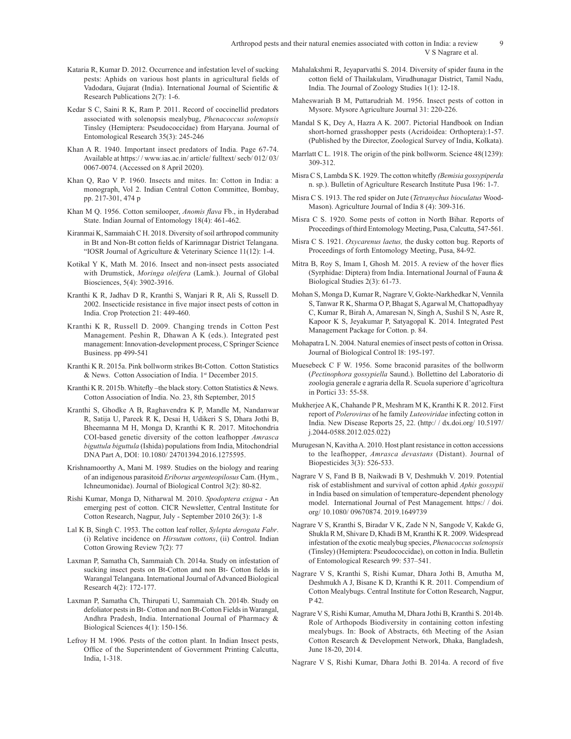Kataria R, Kumar D. 2012. Occurrence and infestation level of sucking pests: Aphids on various host plants in agricultural fields of Vadodara, Gujarat (India). International Journal of Scientific & Research Publications 2(7): 1-6.

Kedar S C, Saini R K, Ram P. 2011. Record of coccinellid predators associated with solenopsis mealybug, *Phenacoccus solenopsis* Tinsley (Hemiptera: Pseudococcidae) from Haryana. Journal of Entomological Research 35(3): 245-246

Khan A R. 1940. Important insect predators of India. Page 67-74. Available at https:/ / www.ias.ac.in/ article/ fulltext/ secb/ 012/ 03/ 0067-0074. (Accessed on 8 April 2020).

Khan Q, Rao V P. 1960. Insects and mites. In: Cotton in India: a monograph, Vol 2. Indian Central Cotton Committee, Bombay, pp. 217-301, 474 p

Khan M Q. 1956. Cotton semilooper, *Anomis flava* Fb., in Hyderabad State. Indian Journal of Entomology 18(4): 461-462.

Kiranmai K, Sammaiah C H. 2018. Diversity of soil arthropod community in Bt and Non-Bt cotton fields of Karimnagar District Telangana. "IOSR Journal of Agriculture & Veterinary Science 11(12): 1-4.

Kotikal Y K, Math M. 2016. Insect and non-insect pests associated with Drumstick, *Moringa oleifera* (Lamk.). Journal of Global Biosciences, 5(4): 3902-3916.

Kranthi K R, Jadhav D R, Kranthi S, Wanjari R R, Ali S, Russell D. 2002. Insecticide resistance in five major insect pests of cotton in India. Crop Protection 21: 449-460.

Kranthi K R, Russell D. 2009. Changing trends in Cotton Pest Management. Peshin R, Dhawan A K (eds.). Integrated pest management: Innovation-development process, C Springer Science Business. pp 499-541

Kranthi K R. 2015a. Pink bollworm strikes Bt-Cotton. Cotton Statistics & News. Cotton Association of India. 1st December 2015.

Kranthi K R. 2015b. Whitefly –the black story. Cotton Statistics & News. Cotton Association of India. No. 23, 8th September, 2015

Kranthi S, Ghodke A B, Raghavendra K P, Mandle M, Nandanwar R, Satija U, Pareek R K, Desai H, Udikeri S S, Dhara Jothi B, Bheemanna M H, Monga D, Kranthi K R. 2017. Mitochondria COI-based genetic diversity of the cotton leafhopper *Amrasca biguttula biguttula* (Ishida) populations from India, Mitochondrial DNA Part A, DOI: 10.1080/ 24701394.2016.1275595.

Krishnamoorthy A, Mani M. 1989. Studies on the biology and rearing of an indigenous parasitoid *Eriborus argenteopilosus* Cam. (Hym., Ichneumonidae). Journal of Biological Control 3(2): 80-82.

Rishi Kumar, Monga D, Nitharwal M. 2010. *Spodoptera exigua* - An emerging pest of cotton. CICR Newsletter, Central Institute for Cotton Research, Nagpur, July - September 2010 26(3): 1-8

Lal K B, Singh C. 1953. The cotton leaf roller, *Sylepta derogata Fabr*. (i) Relative incidence on *Hirsutum cottons*, (ii) Control. Indian Cotton Growing Review 7(2): 77

Laxman P, Samatha Ch, Sammaiah Ch. 2014a. Study on infestation of sucking insect pests on Bt-Cotton and non Bt- Cotton fields in Warangal Telangana. International Journal of Advanced Biological Research 4(2): 172-177.

Laxman P, Samatha Ch, Thirupati U, Sammaiah Ch. 2014b. Study on defoliator pests in Bt- Cotton and non Bt-Cotton Fields in Warangal, Andhra Pradesh, India. International Journal of Pharmacy & Biological Sciences 4(1): 150-156.

Lefroy H M. 1906. Pests of the cotton plant. In Indian Insect pests, Office of the Superintendent of Government Printing Calcutta, India, 1-318.

Mahalakshmi R, Jeyaparvathi S. 2014. Diversity of spider fauna in the cotton field of Thailakulam, Virudhunagar District, Tamil Nadu, India. The Journal of Zoology Studies 1(1): 12-18.

Maheswariah B M, Puttarudriah M. 1956. Insect pests of cotton in Mysore. Mysore Agriculture Journal 31: 220-226.

Mandal S K, Dey A, Hazra A K. 2007. Pictorial Handbook on Indian short-horned grasshopper pests (Acridoidea: Orthoptera):1-57. (Published by the Director, Zoological Survey of India, Kolkata).

Marrlatt C L. 1918. The origin of the pink bollworm. Science 48(1239): 309-312.

Misra C S, Lambda S K. 1929. The cotton whitefly *(Bemisia gossypiperda* n. sp.). Bulletin of Agriculture Research Institute Pusa 196: 1-7.

Misra C S. 1913. The red spider on Jute (*Tetranychus bioculatus* Wood-Mason). Agriculture Journal of India 8 (4): 309-316.

Misra C S. 1920. Some pests of cotton in North Bihar. Reports of Proceedings of third Entomology Meeting, Pusa, Calcutta, 547-561.

Misra C S. 1921. *Oxycarenus laetus,* the dusky cotton bug. Reports of Proceedings of forth Entomology Meeting, Pusa, 84-92.

Mitra B, Roy S, Imam I, Ghosh M. 2015. A review of the hover flies (Syrphidae: Diptera) from India. International Journal of Fauna & Biological Studies 2(3): 61-73.

Mohan S, Monga D, Kumar R, Nagrare V, Gokte-Narkhedkar N, Vennila S, Tanwar R K, Sharma O P, Bhagat S, Agarwal M, Chattopadhyay C, Kumar R, Birah A, Amaresan N, Singh A, Sushil S N, Asre R, Kapoor K S, Jeyakumar P, Satyagopal K. 2014. Integrated Pest Management Package for Cotton. p. 84.

Mohapatra L N. 2004. Natural enemies of insect pests of cotton in Orissa. Journal of Biological Control l8: 195-197.

Muesebeck C F W. 1956. Some braconid parasites of the bollworm (*Pectinophora gossypiella* Saund.). Bollettino del Laboratorio di zoologia generale e agraria della R. Scuola superiore d'agricoltura in Portici 33: 55-58.

Mukherjee A K, Chahande P R, Meshram M K, Kranthi K R. 2012. First report of *Polerovirus* of he family *Luteoviridae* infecting cotton in India. New Disease Reports 25, 22. (http:/ / dx.doi.org/ 10.5197/ j.2044-0588.2012.025.022)

Murugesan N, Kavitha A. 2010. Host plant resistance in cotton accessions to the leafhopper, *Amrasca devastans* (Distant). Journal of Biopesticides 3(3): 526-533.

Nagrare V S, Fand B B, Naikwadi B V, Deshmukh V. 2019. Potential risk of establishment and survival of cotton aphid *Aphis gossypii* in India based on simulation of temperature-dependent phenology model. International Journal of Pest Management. https:/ / doi. org/ 10.1080/ 09670874. 2019.1649739

Nagrare V S, Kranthi S, Biradar V K, Zade N N, Sangode V, Kakde G, Shukla R M, Shivare D, Khadi B M, Kranthi K R. 2009. Widespread infestation of the exotic mealybug species, *Phenacoccus solenopsis* (Tinsley) (Hemiptera: Pseudococcidae), on cotton in India. Bulletin of Entomological Research 99: 537–541.

Nagrare V S, Kranthi S, Rishi Kumar, Dhara Jothi B, Amutha M, Deshmukh A J, Bisane K D, Kranthi K R. 2011. Compendium of Cotton Mealybugs. Central Institute for Cotton Research, Nagpur, P 42.

Nagrare V S, Rishi Kumar, Amutha M, Dhara Jothi B, Kranthi S. 2014b. Role of Arthopods Biodiversity in containing cotton infesting mealybugs. In: Book of Abstracts, 6th Meeting of the Asian Cotton Research & Development Network, Dhaka, Bangladesh, June 18-20, 2014.

Nagrare V S, Rishi Kumar, Dhara Jothi B. 2014a. A record of five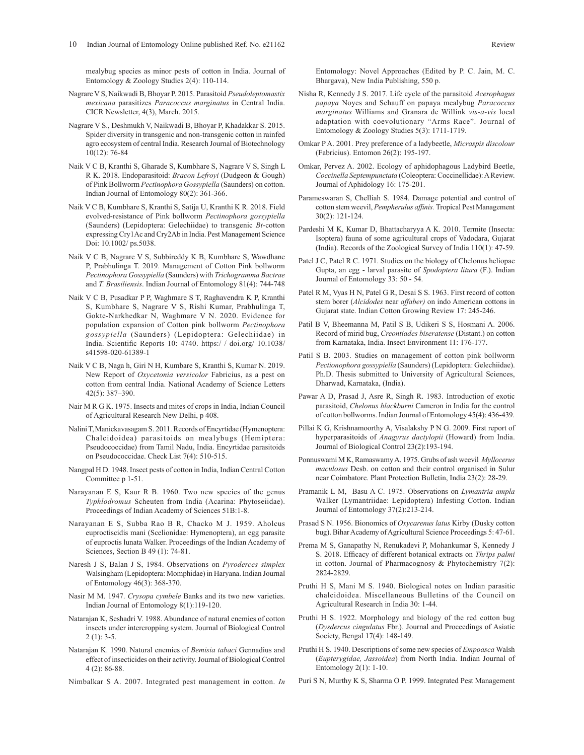mealybug species as minor pests of cotton in India. Journal of Entomology & Zoology Studies 2(4): 110-114.

Nagrare V S, Naikwadi B, Bhoyar P. 2015. Parasitoid *Pseudoleptomastix mexicana* parasitizes *Paracoccus marginatus* in Central India. CICR Newsletter, 4(3), March. 2015.

Nagrare V S., Deshmukh V, Naikwadi B, Bhoyar P, Khadakkar S. 2015. Spider diversity in transgenic and non-transgenic cotton in rainfed agro ecosystem of central India. Research Journal of Biotechnology 10(12): 76-84

Naik V C B, Kranthi S, Gharade S, Kumbhare S, Nagrare V S, Singh L R K. 2018. Endoparasitoid: *Bracon Lefroyi* (Dudgeon & Gough) of Pink Bollworm *Pectinophora Gossypiella* (Saunders) on cotton. Indian Journal of Entomology 80(2): 361-366.

Naik V C B, Kumbhare S, Kranthi S, Satija U, Kranthi K R. 2018. Field evolved-resistance of Pink bollworm *Pectinophora gossypiella* (Saunders) (Lepidoptera: Gelechiidae) to transgenic *Bt*-cotton expressing Cry1Ac and Cry2Ab in India. Pest Management Science Doi: 10.1002/ ps.5038.

Naik V C B, Nagrare V S, Subbireddy K B, Kumbhare S, Wawdhane P, Prabhulinga T. 2019. Management of Cotton Pink bollworm *Pectinophora Gossypiella* (Saunders) with *Trichogramma Bactrae* and *T. Brasiliensis*. Indian Journal of Entomology 81(4): 744-748

Naik V C B, Pusadkar P P, Waghmare S T, Raghavendra K P, Kranthi S, Kumbhare S, Nagrare V S, Rishi Kumar, Prabhulinga T, Gokte-Narkhedkar N, Waghmare V N. 2020. Evidence for population expansion of Cotton pink bollworm *Pectinophora gossypiella* (Saunders) (Lepidoptera: Gelechiidae) in India. Scientific Reports 10: 4740. https:/ / doi.org/ 10.1038/ s41598-020-61389-1

Naik V C B, Naga h, Giri N H, Kumbare S, Kranthi S, Kumar N. 2019. New Report of *Oxycetonia versicolor* Fabricius, as a pest on cotton from central India. National Academy of Science Letters 42(5): 387–390.

Nair M R G K. 1975. Insects and mites of crops in India, Indian Council of Agricultural Research New Delhi, p 408.

Nalini T, Manickavasagam S. 2011. Records of Encyrtidae (Hymenoptera: Chalcidoidea) parasitoids on mealybugs (Hemiptera: Pseudococcidae) from Tamil Nadu, India. Encyrtidae parasitoids on Pseudococcidae. Check List 7(4): 510-515.

Nangpal H D. 1948. Insect pests of cotton in India, Indian Central Cotton Committee p 1-51.

Narayanan E S, Kaur R B. 1960. Two new species of the genus *Typhlodromus* Scheuten from India (Acarina: Phytoseiidae). Proceedings of Indian Academy of Sciences 51B:1-8.

Narayanan E S, Subba Rao B R, Chacko M J. 1959. Aholcus euproctiscidis mani (Scelionidae: Hymenoptera), an egg parasite of euproctis lunata Walker. Proceedings of the Indian Academy of Sciences, Section B 49 (1): 74-81.

Naresh J S, Balan J S, 1984. Observations on *Pyroderces simplex* Walsingham (Lepidoptera: Momphidae) in Haryana. Indian Journal of Entomology 46(3): 368-370.

Nasir M M. 1947. *Crysopa cymbele* Banks and its two new varieties. Indian Journal of Entomology 8(1):119-120.

Natarajan K, Seshadri V. 1988. Abundance of natural enemies of cotton insects under intercropping system. Journal of Biological Control 2 (1): 3-5.

Natarajan K. 1990. Natural enemies of *Bemisia tabaci* Gennadius and effect of insecticides on their activity. Journal of Biological Control 4 (2): 86-88.

Nimbalkar S A. 2007. Integrated pest management in cotton. *In* Entomology: Novel Approaches (Edited by P. C. Jain, M. C. Bhargava), New India Publishing, 550 p.

Nisha R, Kennedy J S. 2017. Life cycle of the parasitoid *Acerophagus papaya* Noyes and Schauff on papaya mealybug *Paracoccus marginatus* Williams and Granara de Willink *vis-a-vis* local adaptation with coevolutionary "Arms Race". Journal of Entomology & Zoology Studies 5(3): 1711-1719.

Omkar P A. 2001. Prey preference of a ladybeetle, *Micraspis discolour* (Fabricius). Entomon 26(2): 195-197.

Omkar, Pervez A. 2002. Ecology of aphidophagous Ladybird Beetle, *Coccinella Septempunctata* (Coleoptera: Coccinellidae): A Review. Journal of Aphidology 16: 175-201.

Parameswaran S, Chelliah S. 1984. Damage potential and control of cotton stem weevil, *Pempherulus affinis.* Tropical Pest Management 30(2): 121-124.

Pardeshi M K, Kumar D, Bhattacharyya A K. 2010. Termite (Insecta: Isoptera) fauna of some agricultural crops of Vadodara, Gujarat (India). Records of the Zoological Survey of India 110(1): 47-59.

Patel J C, Patel R C. 1971. Studies on the biology of Chelonus heliopae Gupta, an egg - larval parasite of *Spodoptera litura* (F.). Indian Journal of Entomology 33: 50 - 54.

Patel R M, Vyas H N, Patel G R, Desai S S. 1963. First record of cotton stem borer (*Alcidodes* near *affaber)* on indo American cottons in Gujarat state. Indian Cotton Growing Review 17: 245-246.

Patil B V, Bheemanna M, Patil S B, Udikeri S S, Hosmani A. 2006. Record of mirid bug, *Creontiades biseratense* (Distant.) on cotton from Karnataka, India. Insect Environment 11: 176-177.

Patil S B. 2003. Studies on management of cotton pink bollworm *Pectionophora gossypiella* (Saunders) (Lepidoptera: Gelechiidae). Ph.D. Thesis submitted to University of Agricultural Sciences, Dharwad, Karnataka, (India).

Pawar A D, Prasad J, Asre R, Singh R. 1983. Introduction of exotic parasitoid, *Chelonus blackburni* Cameron in India for the control of cotton bollworms. Indian Journal of Entomology 45(4): 436-439.

Pillai K G, Krishnamoorthy A, Visalakshy P N G. 2009. First report of hyperparasitoids of *Anagyrus dactylopii* (Howard) from India. Journal of Biological Control 23(2):193-194.

Ponnuswami M K, Ramaswamy A. 1975. Grubs of ash weevil *Myllocerus maculosus* Desb. on cotton and their control organised in Sulur near Coimbatore. Plant Protection Bulletin, India 23(2): 28-29.

Pramanik L M, Basu A C. 1975. Observations on *Lymantria ampla* Walker (Lymantriidae: Lepidoptera) Infesting Cotton. Indian Journal of Entomology 37(2):213-214.

Prasad S N. 1956. Bionomics of *Oxycarenus latus* Kirby (Dusky cotton bug). Bihar Academy of Agricultural Science Proceedings 5: 47-61.

Prema M S, Ganapathy N, Renukadevi P, Mohankumar S, Kennedy J S. 2018. Efficacy of different botanical extracts on *Thrips palmi* in cotton. Journal of Pharmacognosy & Phytochemistry 7(2): 2824-2829.

Pruthi H S, Mani M S. 1940. Biological notes on Indian parasitic chalcidoidea. Miscellaneous Bulletins of the Council on Agricultural Research in India 30: 1-44.

Pruthi H S. 1922. Morphology and biology of the red cotton bug (*Dysdercus cingulatus* Fbr.)*.* Journal and Proceedings of Asiatic Society, Bengal 17(4): 148-149.

Pruthi H S. 1940. Descriptions of some new species of *Empoasca* Walsh (*Eupterygidae, Jassoidea*) from North India. Indian Journal of Entomology 2(1): 1-10.

Puri S N, Murthy K S, Sharma O P. 1999. Integrated Pest Management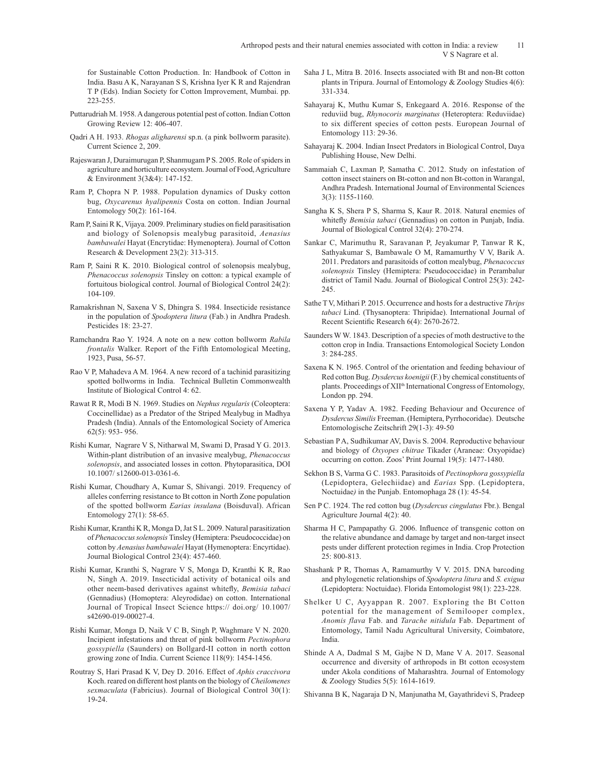for Sustainable Cotton Production. In: Handbook of Cotton in India. Basu A K, Narayanan S S, Krishna Iyer K R and Rajendran T P (Eds). Indian Society for Cotton Improvement, Mumbai. pp. 223-255.

Puttarudriah M. 1958. A dangerous potential pest of cotton. Indian Cotton Growing Review 12: 406-407.

Qadri A H. 1933. *Rhogas aligharensi* sp.n. (a pink bollworm parasite). Current Science 2, 209.

Rajeswaran J, Duraimurugan P, Shanmugam P S. 2005. Role of spiders in agriculture and horticulture ecosystem. Journal of Food, Agriculture & Environment 3(3&4): 147-152.

Ram P, Chopra N P. 1988. Population dynamics of Dusky cotton bug, *Oxycarenus hyalipennis* Costa on cotton. Indian Journal Entomology 50(2): 161-164.

Ram P, Saini R K, Vijaya. 2009. Preliminary studies on field parasitisation and biology of Solenopsis mealybug parasitoid, *Aenasius bambawalei* Hayat (Encrytidae: Hymenoptera). Journal of Cotton Research & Development 23(2): 313-315.

Ram P, Saini R K. 2010. Biological control of solenopsis mealybug, *Phenacoccus solenopsis* Tinsley on cotton: a typical example of fortuitous biological control. Journal of Biological Control 24(2): 104-109.

Ramakrishnan N, Saxena V S, Dhingra S. 1984. Insecticide resistance in the population of *Spodoptera litura* (Fab.) in Andhra Pradesh. Pesticides 18: 23-27.

Ramchandra Rao Y. 1924. A note on a new cotton bollworm *Rabila frontalis* Walker. Report of the Fifth Entomological Meeting, 1923, Pusa, 56-57.

Rao V P, Mahadeva A M. 1964. A new record of a tachinid parasitizing spotted bollworms in India. Technical Bulletin Commonwealth Institute of Biological Control 4: 62.

Rawat R R, Modi B N. 1969. Studies on *Nephus regularis* (Coleoptera: Coccinellidae) as a Predator of the Striped Mealybug in Madhya Pradesh (India). Annals of the Entomological Society of America 62(5): 953- 956.

Rishi Kumar, Nagrare V S, Nitharwal M, Swami D, Prasad Y G. 2013. Within-plant distribution of an invasive mealybug, *Phenacoccus solenopsis*, and associated losses in cotton. Phytoparasitica, DOI 10.1007/ s12600-013-0361-6.

Rishi Kumar, Choudhary A, Kumar S, Shivangi. 2019. Frequency of alleles conferring resistance to Bt cotton in North Zone population of the spotted bollworm *Earias insulana* (Boisduval). African Entomology 27(1): 58-65.

Rishi Kumar, Kranthi K R, Monga D, Jat S L. 2009. Natural parasitization of *Phenacoccus solenopsis* Tinsley (Hemiptera: Pseudococcidae) on cotton by *Aenasius bambawalei* Hayat (Hymenoptera: Encyrtidae). Journal Biological Control 23(4): 457-460.

Rishi Kumar, Kranthi S, Nagrare V S, Monga D, Kranthi K R, Rao N, Singh A. 2019. Insecticidal activity of botanical oils and other neem-based derivatives against whitefly, *Bemisia tabaci* (Gennadius) (Homoptera: Aleyrodidae) on cotton. International Journal of Tropical Insect Science https:// doi.org/ 10.1007/ s42690-019-00027-4.

Rishi Kumar, Monga D, Naik V C B, Singh P, Waghmare V N. 2020. Incipient infestations and threat of pink bollworm *Pectinophora gossypiella* (Saunders) on Bollgard-II cotton in north cotton growing zone of India. Current Science 118(9): 1454-1456.

Routray S, Hari Prasad K V, Dey D. 2016. Effect of *Aphis craccivora* Koch. reared on different host plants on the biology of *Cheilomenes sexmaculata* (Fabricius). Journal of Biological Control 30(1): 19-24.

Saha J L, Mitra B. 2016. Insects associated with Bt and non-Bt cotton plants in Tripura. Journal of Entomology & Zoology Studies 4(6): 331-334.

Sahayaraj K, Muthu Kumar S, Enkegaard A. 2016. Response of the reduviid bug, *Rhynocoris marginatus* (Heteroptera: Reduviidae) to six different species of cotton pests. European Journal of Entomology 113: 29-36.

Sahayaraj K. 2004. Indian Insect Predators in Biological Control, Daya Publishing House, New Delhi.

Sammaiah C, Laxman P, Samatha C. 2012. Study on infestation of cotton insect stainers on Bt-cotton and non Bt-cotton in Warangal, Andhra Pradesh. International Journal of Environmental Sciences 3(3): 1155-1160.

Sangha K S, Shera P S, Sharma S, Kaur R. 2018. Natural enemies of whitefly *Bemisia tabaci* (Gennadius) on cotton in Punjab, India. Journal of Biological Control 32(4): 270-274.

Sankar C, Marimuthu R, Saravanan P, Jeyakumar P, Tanwar R K, Sathyakumar S, Bambawale O M, Ramamurthy V V, Barik A. 2011. Predators and parasitoids of cotton mealybug, *Phenacoccus solenopsis* Tinsley (Hemiptera: Pseudococcidae) in Perambalur district of Tamil Nadu. Journal of Biological Control 25(3): 242-245.

Sathe T V, Mithari P. 2015. Occurrence and hosts for a destructive *Thrips tabaci* Lind. (Thysanoptera: Thripidae). International Journal of Recent Scientific Research 6(4): 2670-2672.

Saunders W W. 1843. Description of a species of moth destructive to the cotton crop in India. Transactions Entomological Society London 3: 284-285.

Saxena K N. 1965. Control of the orientation and feeding behaviour of Red cotton Bug. *Dysdercus koenigii* (F.) by chemical constituents of plants. Proceedings of XII[th] International Congress of Entomology, London pp. 294.

Saxena Y P, Yadav A. 1982. Feeding Behaviour and Occurence of *Dysdercus Similis* Freeman. (Hemiptera, Pyrrhocoridae). Deutsche Entomologische Zeitschrift 29(1-3): 49-50

Sebastian P A, Sudhikumar AV, Davis S. 2004. Reproductive behaviour and biology of *Oxyopes chitrae* Tikader (Araneae: Oxyopidae) occurring on cotton. Zoos' Print Journal 19(5): 1477-1480.

Sekhon B S, Varma G C. 1983. Parasitoids of *Pectinophora gossypiella* (Lepidoptera, Gelechiidae) and *Earias* Spp. (Lepidoptera, Noctuidae) in the Punjab. Entomophaga 28 (1): 45-54.

Sen P C. 1924. The red cotton bug (*Dysdercus cingulatus* Fbr.). Bengal Agriculture Journal 4(2): 40.

Sharma H C, Pampapathy G. 2006. Influence of transgenic cotton on the relative abundance and damage by target and non-target insect pests under different protection regimes in India. Crop Protection 25: 800-813.

Shashank P R, Thomas A, Ramamurthy V V. 2015. DNA barcoding and phylogenetic relationships of *Spodoptera litura* and *S. exigua* (Lepidoptera: Noctuidae). Florida Entomologist 98(1): 223-228.

Shelker U C, Ayyappan R. 2007. Exploring the Bt Cotton potential for the management of Semilooper complex, *Anomis flava* Fab. and *Tarache nitidula* Fab. Department of Entomology, Tamil Nadu Agricultural University, Coimbatore, India.

Shinde A A, Dadmal S M, Gajbe N D, Mane V A. 2017. Seasonal occurrence and diversity of arthropods in Bt cotton ecosystem under Akola conditions of Maharashtra. Journal of Entomology & Zoology Studies 5(5): 1614-1619.

Shivanna B K, Nagaraja D N, Manjunatha M, Gayathridevi S, Pradeep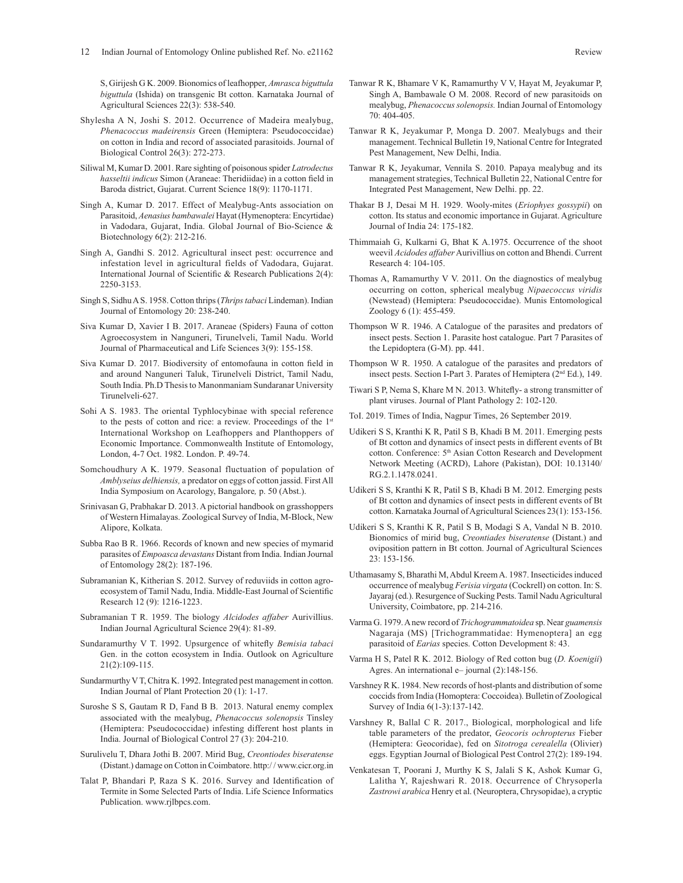S, Girijesh G K. 2009. Bionomics of leafhopper, *Amrasca biguttula biguttula* (Ishida) on transgenic Bt cotton. Karnataka Journal of Agricultural Sciences 22(3): 538-540.

Shylesha A N, Joshi S. 2012. Occurrence of Madeira mealybug, *Phenacoccus madeirensis* Green (Hemiptera: Pseudococcidae) on cotton in India and record of associated parasitoids. Journal of Biological Control 26(3): 272-273.

Siliwal M, Kumar D. 2001. Rare sighting of poisonous spider *Latrodectus hasseltii indicus* Simon (Araneae: Theridiidae) in a cotton field in Baroda district, Gujarat. Current Science 18(9): 1170-1171.

Singh A, Kumar D. 2017. Effect of Mealybug-Ants association on Parasitoid, *Aenasius bambawalei* Hayat (Hymenoptera: Encyrtidae) in Vadodara, Gujarat, India. Global Journal of Bio-Science & Biotechnology 6(2): 212-216.

Singh A, Gandhi S. 2012. Agricultural insect pest: occurrence and infestation level in agricultural fields of Vadodara, Gujarat. International Journal of Scientific & Research Publications 2(4): 2250-3153.

Singh S, Sidhu A S. 1958. Cotton thrips (*Thrips tabaci* Lindeman). Indian Journal of Entomology 20: 238-240.

Siva Kumar D, Xavier I B. 2017. Araneae (Spiders) Fauna of cotton Agroecosystem in Nanguneri, Tirunelveli, Tamil Nadu. World Journal of Pharmaceutical and Life Sciences 3(9): 155-158.

Siva Kumar D. 2017. Biodiversity of entomofauna in cotton field in and around Nanguneri Taluk, Tirunelveli District, Tamil Nadu, South India. Ph.D Thesis to Manonmaniam Sundaranar University Tirunelveli-627.

Sohi A S. 1983. The oriental Typhlocybinae with special reference to the pests of cotton and rice: a review. Proceedings of the 1st International Workshop on Leafhoppers and Planthoppers of Economic Importance. Commonwealth Institute of Entomology, London, 4-7 Oct. 1982. London. P. 49-74.

Somchoudhury A K. 1979. Seasonal fluctuation of population of *Amblyseius delhiensis,* a predator on eggs of cotton jassid. First All India Symposium on Acarology, Bangalore*,* p. 50 (Abst.).

Srinivasan G, Prabhakar D. 2013. A pictorial handbook on grasshoppers of Western Himalayas. Zoological Survey of India, M-Block, New Alipore, Kolkata.

Subba Rao B R. 1966. Records of known and new species of mymarid parasites of *Empoasca devastans* Distant from India. Indian Journal of Entomology 28(2): 187-196.

Subramanian K, Kitherian S. 2012. Survey of reduviids in cotton agro-ecosystem of Tamil Nadu, India. Middle-East Journal of Scientific Research 12 (9): 1216-1223.

Subramanian T R. 1959. The biology *Alcidodes affaber* Aurivillius. Indian Journal Agricultural Science 29(4): 81-89.

Sundaramurthy V T. 1992. Upsurgence of whitefly *Bemisia tabaci* Gen. in the cotton ecosystem in India. Outlook on Agriculture 21(2):109-115.

Sundarmurthy V T, Chitra K. 1992. Integrated pest management in cotton. Indian Journal of Plant Protection 20 (1): 1-17.

Suroshe S S, Gautam R D, Fand B B. 2013. Natural enemy complex associated with the mealybug, *Phenacoccus solenopsis* Tinsley (Hemiptera: Pseudococcidae) infesting different host plants in India. Journal of Biological Control 27 (3): 204-210.

Surulivelu T, Dhara Jothi B. 2007. Mirid Bug, *Creontiodes biseratense* (Distant.) damage on Cotton in Coimbatore. http://www.cicr.org.in

Talat P, Bhandari P, Raza S K. 2016. Survey and Identification of Termite in Some Selected Parts of India. Life Science Informatics Publication. www.rjlbpcs.com.

Tanwar R K, Bhamare V K, Ramamurthy V V, Hayat M, Jeyakumar P, Singh A, Bambawale O M. 2008. Record of new parasitoids on mealybug, *Phenacoccus solenopsis.* Indian Journal of Entomology 70: 404-405.

Tanwar R K, Jeyakumar P, Monga D. 2007. Mealybugs and their management. Technical Bulletin 19, National Centre for Integrated Pest Management, New Delhi, India.

Tanwar R K, Jeyakumar, Vennila S. 2010. Papaya mealybug and its management strategies, Technical Bulletin 22, National Centre for Integrated Pest Management, New Delhi. pp. 22.

Thakar B J, Desai M H. 1929. Wooly-mites (*Eriophyes gossypii*) on cotton. Its status and economic importance in Gujarat. Agriculture Journal of India 24: 175-182.

Thimmaiah G, Kulkarni G, Bhat K A.1975. Occurrence of the shoot weevil *Acidodes affaber* Aurivillius on cotton and Bhendi. Current Research 4: 104-105.

Thomas A, Ramamurthy V V. 2011. On the diagnostics of mealybug occurring on cotton, spherical mealybug *Nipaecoccus viridis* (Newstead) (Hemiptera: Pseudococcidae). Munis Entomological Zoology 6 (1): 455-459.

Thompson W R. 1946. A Catalogue of the parasites and predators of insect pests. Section 1. Parasite host catalogue. Part 7 Parasites of the Lepidoptera (G-M). pp. 441.

Thompson W R. 1950. A catalogue of the parasites and predators of insect pests. Section I-Part 3. Parates of Hemiptera (2nd Ed.), 149.

Tiwari S P, Nema S, Khare M N. 2013. Whitefly- a strong transmitter of plant viruses. Journal of Plant Pathology 2: 102-120.

ToI. 2019. Times of India, Nagpur Times, 26 September 2019.

Udikeri S S, Kranthi K R, Patil S B, Khadi B M. 2011. Emerging pests of Bt cotton and dynamics of insect pests in different events of Bt cotton. Conference: 5th Asian Cotton Research and Development Network Meeting (ACRD), Lahore (Pakistan), DOI: 10.13140/RG.2.1.1478.0241.

Udikeri S S, Kranthi K R, Patil S B, Khadi B M. 2012. Emerging pests of Bt cotton and dynamics of insect pests in different events of Bt cotton. Karnataka Journal of Agricultural Sciences 23(1): 153-156.

Udikeri S S, Kranthi K R, Patil S B, Modagi S A, Vandal N B. 2010. Bionomics of mirid bug, *Creontiades biseratense* (Distant.) and oviposition pattern in Bt cotton. Journal of Agricultural Sciences 23: 153-156.

Uthamasamy S, Bharathi M, Abdul Kreem A. 1987. Insecticides induced occurrence of mealybug *Ferisia virgata* (Cockrell) on cotton. In: S. Jayaraj (ed.). Resurgence of Sucking Pests. Tamil Nadu Agricultural University, Coimbatore, pp. 214-216.

Varma G. 1979. A new record of *Trichogrammatoidea* sp. Near *guamensis* Nagaraja (MS) [Trichogrammatidae: Hymenoptera] an egg parasitoid of *Earias* species. Cotton Development 8: 43.

Varma H S, Patel R K. 2012. Biology of Red cotton bug (*D. Koenigii*) Agres. An international e– journal (2):148-156.

Varshney R K. 1984. New records of host-plants and distribution of some coccids from India (Homoptera: Coccoidea). Bulletin of Zoological Survey of India 6(1-3):137-142.

Varshney R, Ballal C R. 2017., Biological, morphological and life table parameters of the predator, *Geocoris ochropterus* Fieber (Hemiptera: Geocoridae), fed on *Sitotroga cerealella* (Olivier) eggs. Egyptian Journal of Biological Pest Control 27(2): 189-194.

Venkatesan T, Poorani J, Murthy K S, Jalali S K, Ashok Kumar G, Lalitha Y, Rajeshwari R. 2018. Occurrence of Chrysoperla *Zastrowi arabica* Henry et al. (Neuroptera, Chrysopidae), a cryptic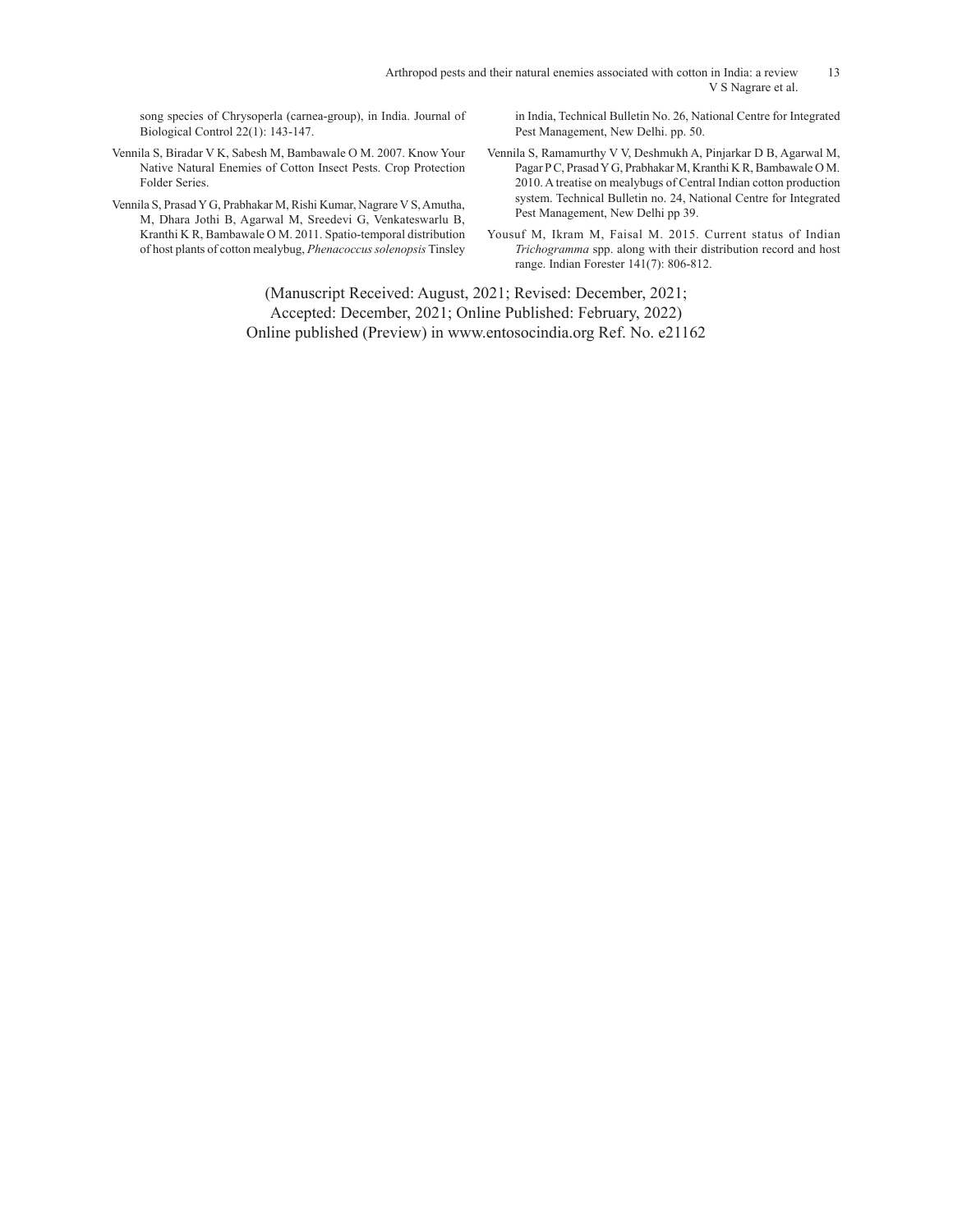song species of Chrysoperla (carnea-group), in India. Journal of Biological Control 22(1): 143-147.

Vennila S, Biradar V K, Sabesh M, Bambawale O M. 2007. Know Your Native Natural Enemies of Cotton Insect Pests. Crop Protection Folder Series.

Vennila S, Prasad Y G, Prabhakar M, Rishi Kumar, Nagrare V S, Amutha, M, Dhara Jothi B, Agarwal M, Sreedevi G, Venkateswarlu B, Kranthi K R, Bambawale O M. 2011. Spatio-temporal distribution of host plants of cotton mealybug, *Phenacoccus solenopsis* Tinsley in India, Technical Bulletin No. 26, National Centre for Integrated Pest Management, New Delhi. pp. 50.

Vennila S, Ramamurthy V V, Deshmukh A, Pinjarkar D B, Agarwal M, Pagar P C, Prasad Y G, Prabhakar M, Kranthi K R, Bambawale O M. 2010. A treatise on mealybugs of Central Indian cotton production system. Technical Bulletin no. 24, National Centre for Integrated Pest Management, New Delhi pp 39.

Yousuf M, Ikram M, Faisal M. 2015. Current status of Indian *Trichogramma* spp. along with their distribution record and host range. Indian Forester 141(7): 806-812.

(Manuscript Received: August, 2021; Revised: December, 2021; Accepted: December, 2021; Online Published: February, 2022)
Online published (Preview) in www.entosocindia.org Ref. No. e21162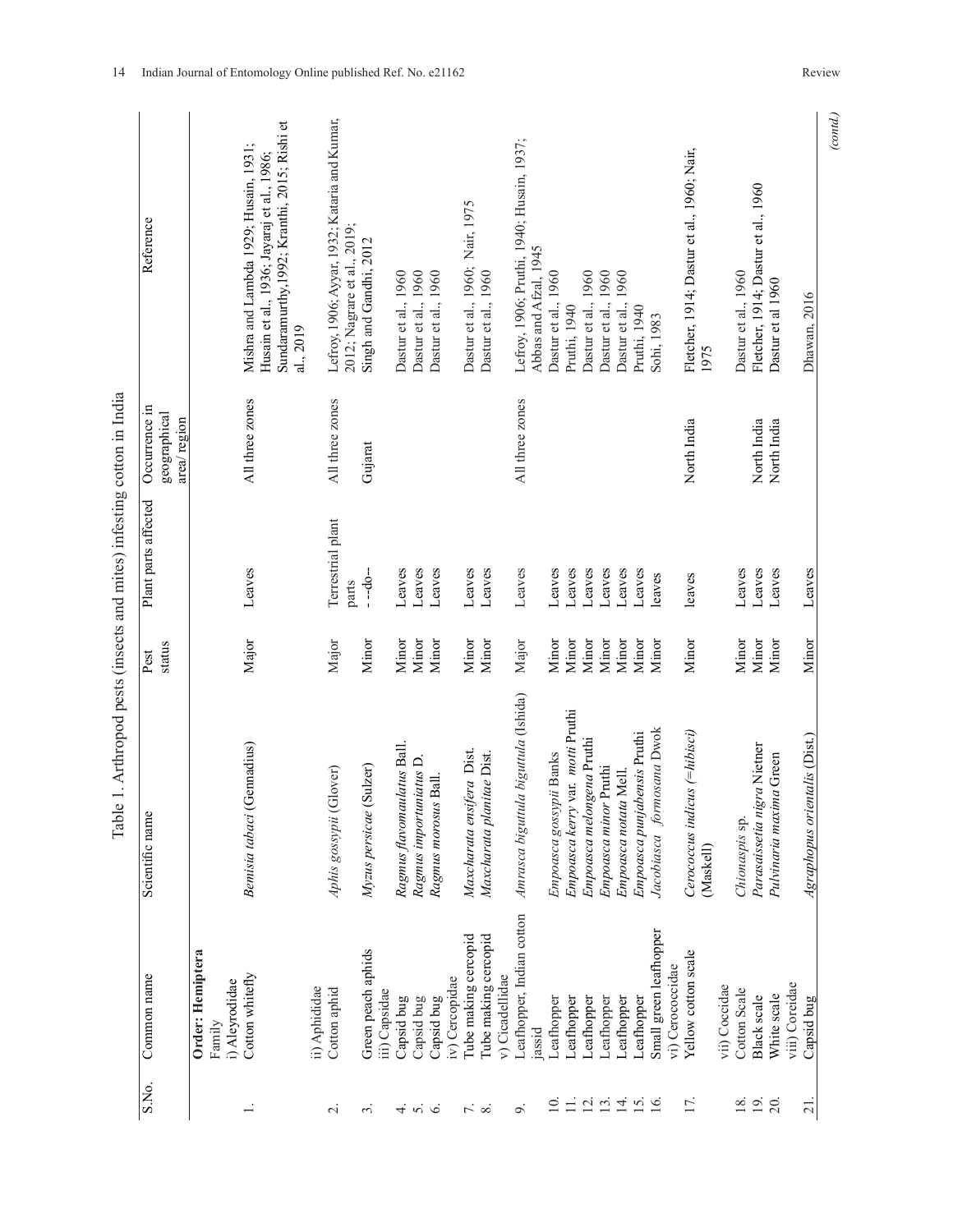Table 1. Arthropod pests (insects and mites) infesting cotton in India

| S.No. | Common name | Scientific name | Pest status | Plant parts affected | Occurrence in geographical area/ region | Reference |
|---|---|---|---|---|---|---|
| | **Order: Hemiptera** | | | | | |
| | Family | | | | | |
| | i) Aleyrodidae | | | | | |
| 1. | Cotton whitefly | *Bemisia tabaci* (Gennadius) | Major | Leaves | All three zones | Mishra and Lambda 1929; Husain, 1931; Husain et al., 1936; Jayaraj et al., 1986; Sundaramurthy,1992; Kranthi, 2015; Rishi et al., 2019 |
| | ii) Aphididae | | | | | |
| 2. | Cotton aphid | *Aphis gossypii* (Glover) | Major | Terrestrial plant parts | All three zones | Lefroy, 1906; Ayyar, 1932; Kataria and Kumar, 2012; Nagrare et al., 2019; |
| 3. | Green peach aphids | *Myzus persicae* (Sulzer) | Minor | - --do-- | Gujarat | Singh and Gandhi, 2012 |
| | iii) Capsidae | | | | | |
| 4. | Capsid bug | *Ragmus flavomaulatus* Ball. | Minor | Leaves | | Dastur et al., 1960 |
| 5. | Capsid bug | *Ragmus importuniatus* D. | Minor | Leaves | | Dastur et al., 1960 |
| 6. | Capsid bug | *Ragmus morosus* Ball. | Minor | Leaves | | Dastur et al., 1960 |
| | iv) Cercopidae | | | | | |
| 7. | Tube making cercopid | *Maxcharata ensifera* Dist. | Minor | Leaves | | Dastur et al., 1960; Nair, 1975 |
| 8. | Tube making cercopid | *Maxcharata planitae* Dist. | Minor | Leaves | | Dastur et al., 1960 |
| | v) Cicadellidae | | | | | |
| 9. | Leafhopper, Indian cotton jassid | *Amrasca biguttula biguttula* (Ishida) | Major | Leaves | All three zones | Lefroy, 1906; Pruthi, 1940; Husain, 1937; Abbas and Afzal, 1945 |
| 10. | Leafhopper | *Empoasca gossypii* Banks | Minor | Leaves | | Dastur et al., 1960 |
| 11. | Leafhopper | *Empoasca kerry* var. *motti* Pruthi | Minor | Leaves | | Pruthi, 1940 |
| 12. | Leafhopper | *Empoasca melongena* Pruthi | Minor | Leaves | | Dastur et al., 1960 |
| 13. | Leafhopper | *Empoasca minor* Pruthi | Minor | Leaves | | Dastur et al., 1960 |
| 14. | Leafhopper | *Empoasca notata* Mell. | Minor | Leaves | | Dastur et al., 1960 |
| 15. | Leafhopper | *Empoasca punjabensis* Pruthi | Minor | Leaves | | Pruthi, 1940 |
| 16. | Small green leafhopper | *Jacobiasca formosana* Dwok | Minor | leaves | | Sohi, 1983 |
| | vi) Cerococcidae | | | | | |
| 17. | Yellow cotton scale | *Cerococcus indicus (=hibisci)* (Maskell) | Minor | leaves | North India | Fletcher, 1914; Dastur et al., 1960; Nair, 1975 |
| | vii) Coccidae | | | | | |
| 18. | Cotton Scale | *Chionaspis* sp. | Minor | Leaves | | Dastur et al., 1960 |
| 19. | Black scale | *Parasaissetia nigra* Nietner | Minor | Leaves | North India | Fletcher, 1914; Dastur et al., 1960 |
| 20. | White scale | *Pulvinaria maxima* Green | Minor | Leaves | North India | Dastur et al 1960 |
| | viii) Coreidae | | | | | |
| 21. | Capsid bug | *Agraphopus orientalis* (Dist.) | Minor | Leaves | | Dhawan, 2016 |

(*contd.*)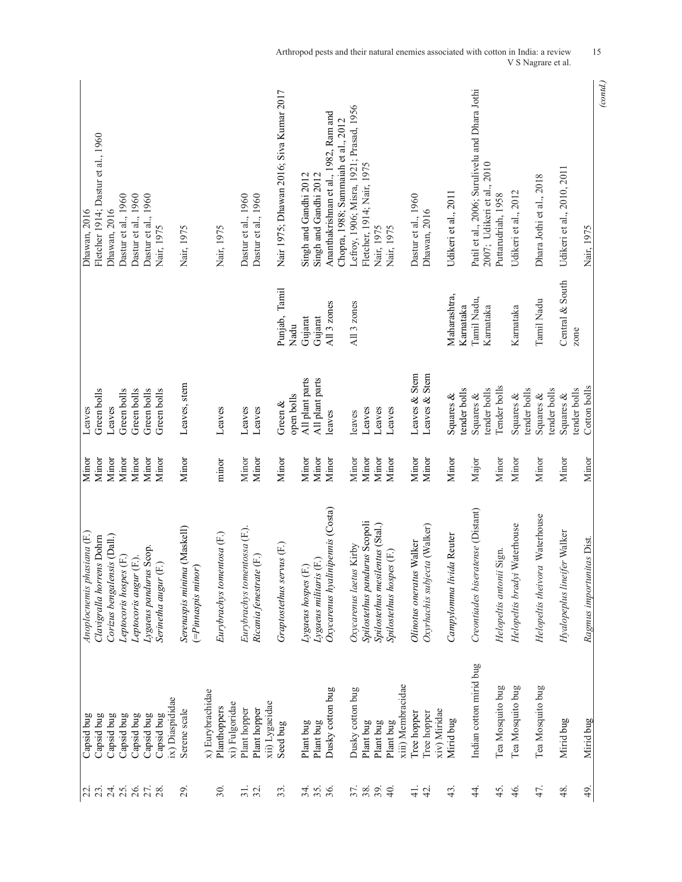| | | | | | | |
|---|---|---|---|---|---|---|
| 22. | Capsid bug | *Anoplocnemis phasiana* (F.) | Minor | Leaves | | Dhawan, 2016 |
| 23. | Capsid bug | *Clavigralla horrens* Dohrn | Minor | Green bolls | | Fletcher 1914; Dastur et al., 1960 |
| 24. | Capsid bug | *Corizus bengalensis* (Dall.) | Minor | Leaves | | Dhawan, 2016 |
| 25. | Capsid bug | *Leptocoris hospes* (F.) | Minor | Green bolls | | Dastur et al., 1960 |
| 26. | Capsid bug | *Leptocoris augur* (F.). | Minor | Green bolls | | Dastur et al., 1960 |
| 27. | Capsid bug | *Lygaeus pandurus* Scop. | Minor | Green bolls | | Dastur et al., 1960 |
| 28. | Capsid bug | *Serinetha augur* (F.) | Minor | Green bolls | | Nair, 1975 |
| | ix) Diaspididae | | | | | |
| 29. | Serene scale | *Serenaspis minima* (Maskell) (=*Pinnaspis minor*) | Minor | Leaves, stem | | Nair, 1975 |
| | x) Eurybrachidae | | | | | |
| 30. | Planthoppers | *Eurybrachys tomentosa* (F.) | minor | Leaves | | Nair, 1975 |
| | xi) Fulgoridae | | | | | |
| 31. | Plant hopper | *Eurybrachys tomentossa* (F.). | Minor | Leaves | | Dastur et al., 1960 |
| 32. | Plant hopper | *Ricania fenestrate* (F.) | Minor | Leaves | | Dastur et al., 1960 |
| | xii) Lygaeidae | | | | | |
| 33. | Seed bug | *Graptostethus servus* (F.) | Minor | Green & open bolls | Punjab, Tamil Nadu | Nair 1975; Dhawan 2016; Siva Kumar 2017 |
| 34. | Plant bug | *Lygaeus hospes* (F.) | Minor | All plant parts | Gujarat | Singh and Gandhi 2012 |
| 35. | Plant bug | *Lygaeus militaris* (F.) | Minor | All plant parts | Gujarat | Singh and Gandhi 2012 |
| 36. | Dusky cotton bug | *Oxycarenus hyalinipennis* (Costa) | Minor | leaves | All 3 zones | Ananthakrishnan et al., 1982, Ram and Chopra, 1988; Sammaiah et al., 2012 |
| 37. | Dusky cotton bug | *Oxycarenus laetus* Kirby | Minor | leaves | All 3 zones | Lefroy, 1906; Misra, 1921; Prasad, 1956 |
| 38. | Plant bug | *Spilostethus pandurus* Scopoli | Minor | Leaves | | Fletcher, 1914; Nair, 1975 |
| 39. | Plant bug | *Spilostethus mesilentus* (Stal.) | Minor | Leaves | | Nair, 1975 |
| 40. | Plant bug | *Spilostethus hospes* (F.) | Minor | Leaves | | Nair, 1975 |
| | xiii) Membracidae | | | | | |
| 41. | Tree hopper | *Olinotus oneratus* Walker | Minor | Leaves & Stem | | Dastur et al., 1960 |
| 42. | Tree hopper | *Oxyrhachis subjecta* (Walker) | Minor | Leaves & Stem | | Dhawan, 2016 |
| | xiv) Miridae | | | | | |
| 43. | Mirid bug | *Campylomma livida* Reuter | Minor | Squares & tender bolls | Maharashtra, Karnataka | Udikeri et al., 2011 |
| 44. | Indian cotton mirid bug | *Creontiades biseratense* (Distant) | Major | Squares & tender bolls | Tamil Nadu, Karnataka | Patil et al., 2006; Surulivelu and Dhara Jothi 2007; Udikeri et al., 2010 |
| 45. | Tea Mosquito bug | *Helopeltis antonii* Sign. | Minor | Tender bolls | | Puttarudriah, 1958 |
| 46. | Tea Mosquito bug | *Helopeltis bradyi* Waterhouse | Minor | Squares & tender bolls | Karnataka | Udikeri et al., 2012 |
| 47. | Tea Mosquito bug | *Helopeltis theivora* Waterhouse | Minor | Squares & tender bolls | Tamil Nadu | Dhara Jothi et al., 2018 |
| 48. | Mirid bug | *Hyalopeplus lineifer* Walker | Minor | Squares & tender bolls | Central & South zone | Udikeri et al., 2010, 2011 |
| 49. | Mirid bug | *Ragmus importunitas* Dist. | Minor | Cotton bolls | | Nair, 1975 |

*(contd.)*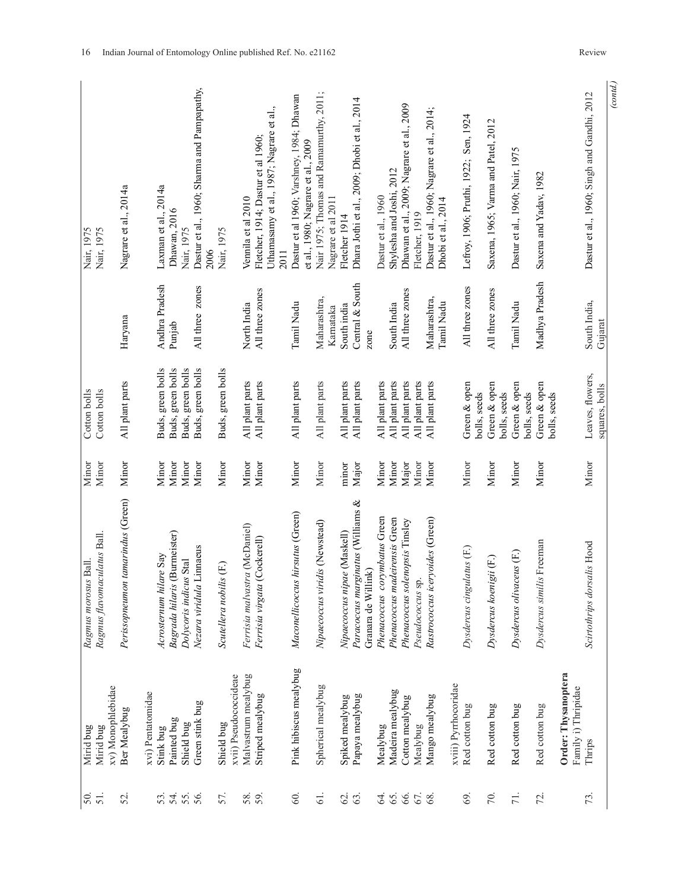| | | | | | | |
|---|---|---|---|---|---|---|
| 50. | Mirid bug | *Ragmus morosus* Ball. | Minor | Cotton bolls | | Nair, 1975 |
| 51. | Mirid bug | *Ragmus flavomaculatus* Ball. | Minor | Cotton bolls | | Nair, 1975 |
| | xv) Monophlebidae | | | | | |
| 52. | Ber Mealybug | *Perissopneumon tamarindus* (Green) | Minor | All plant parts | Haryana | Nagrare et al., 2014a |
| | xvi) Pentatomidae | | | | | |
| 53. | Stink bug | *Acrosternum hilare* Say | Minor | Buds, green bolls | Andhra Pradesh | Laxman et al., 2014a |
| 54. | Painted bug | *Bagrada hilaris* (Burmeister) | Minor | Buds, green bolls | Punjab | Dhawan, 2016 |
| 55. | Shield bug | *Dolycoris indicus* Stal | Minor | Buds, green bolls | | Nair, 1975 |
| 56. | Green stink bug | *Nezara viridula* Linnaeus | Minor | Buds, green bolls | All three zones | Dastur et al., 1960; Sharma and Pampapathy, 2006 |
| 57. | Shield bug | *Scutellera nobilis* (F.) | Minor | Buds, green bolls | | Nair, 1975 |
| | xvii) Pseudococcideae | | | | | |
| 58. | Malvastrum mealybug | *Ferrisia malvastra* (McDaniel) | Minor | All plant parts | North India | Vennila et al 2010 |
| 59. | Striped mealybug | *Ferrisia virgata* (Cockerell) | Minor | All plant parts | All three zones | Fletcher, 1914; Dastur et al 1960; Uthamasamy et al., 1987; Nagrare et al., 2011 |
| 60. | Pink hibiscus mealybug | *Maconellicoccus hirsutus* (Green) | Minor | All plant parts | Tamil Nadu | Dastur et al 1960; Varshney, 1984; Dhawan et al., 1980; Nagrare et al., 2009 |
| 61. | Spherical mealybug | *Nipaecoccus viridis* (Newstead) | Minor | All plant parts | Maharashtra, Karnataka | Nair 1975; Thomas and Ramamurthy, 2011; Nagrare et al 2011 |
| 62. | Spiked mealybug | *Nipaecoccus nipae* (Maskell) | minor | All plant parts | South india | Fletcher 1914 |
| 63. | Papaya mealybug | *Paracoccus marginatus* (Williams & Granara de Willink) | Major | All plant parts | Central & South zone | Dhara Jothi et al., 2009; Dhobi et al., 2014 |
| 64. | Mealybug | *Phenacoccus corymbatus* Green | Minor | All plant parts | | Dastur et al., 1960 |
| 65. | Madeira mealybug | *Phenacoccus madeirensis* Green | Minor | All plant parts | South India | Shylesha and Joshi, 2012 |
| 66. | Cotton mealybug | *Phenacoccus solenopsis* Tinsley | Major | All plant parts | All three zones | Dhawan et al., 2009; Nagrare et al., 2009 |
| 67. | Mealybug | *Pseudococcus* sp. | Minor | All plant parts | | Fletcher, 1919 |
| 68. | Mango mealybug | *Rastrococcus iceryoides* (Green) | Minor | All plant parts | Maharashtra, Tamil Nadu | Dastur et al., 1960; Nagrare et al., 2014; Dhobi et al., 2014 |
| | xviii) Pyrrhocoridae | | | | | |
| 69. | Red cotton bug | *Dysdercus cingulatus* (F.) | Minor | Green & open bolls, seeds | All three zones | Lefroy, 1906; Pruthi, 1922; Sen, 1924 |
| 70. | Red cotton bug | *Dysdercus koenigii* (F.) | Minor | Green & open bolls, seeds | All three zones | Saxena, 1965; Varma and Patel, 2012 |
| 71. | Red cotton bug | *Dysdercus olivaceus* (F.) | Minor | Green & open bolls, seeds | Tamil Nadu | Dastur et al., 1960; Nair, 1975 |
| 72. | Red cotton bug | *Dysdercus similis* Freeman | Minor | Green & open bolls, seeds | Madhya Pradesh | Saxena and Yadav, 1982 |
| | **Order: Thysanoptera** | | | | | |
| | Family i) Thripidae | | | | | |
| 73. | Thrips | *Scirtothrips dorsalis* Hood | Minor | Leaves, flowers, squares, bolls | South India, Gujarat | Dastur et al., 1960; Singh and Gandhi, 2012 |

(contd.)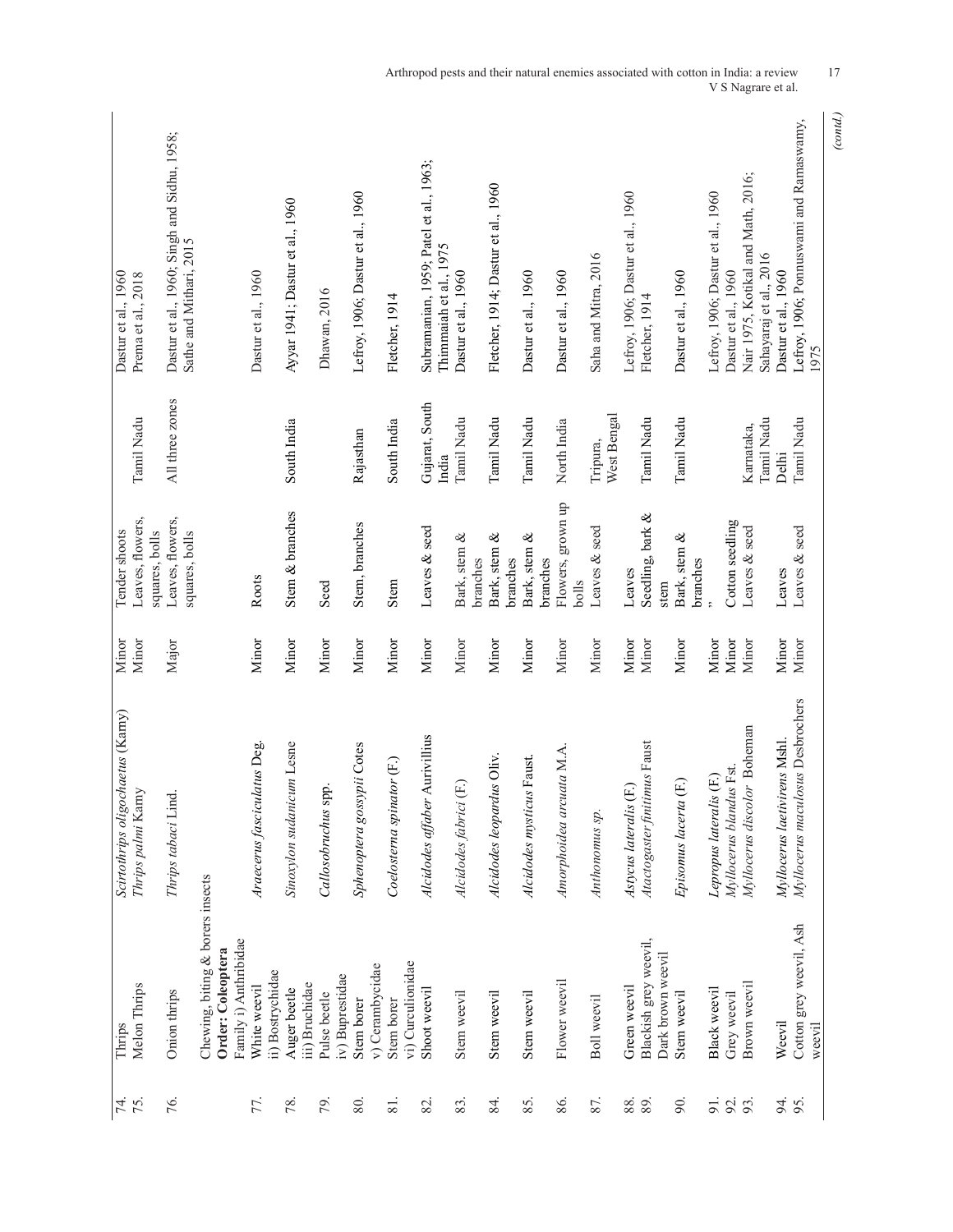| | | | | | | |
|---|---|---|---|---|---|---|
| 74. | Thrips | *Scirtothrips oligochaetus* (Karny) | Minor | Tender shoots | | Dastur et al., 1960 |
| 75. | Melon Thrips | *Thrips palmi* Karny | Minor | Leaves, flowers, squares, bolls | Tamil Nadu | Prema et al., 2018 |
| 76. | Onion thrips | *Thrips tabaci* Lind. | Major | Leaves, flowers, squares, bolls | All three zones | Dastur et al., 1960; Singh and Sidhu, 1958; Sathe and Mithari, 2015 |
| | Chewing, biting & borers insects | | | | | |
| | **Order: Coleoptera** | | | | | |
| | Family i) Anthribidae | | | | | |
| 77. | White weevil | *Araecerus fasciculatus* Deg. | Minor | Roots | | Dastur et al., 1960 |
| | ii) Bostrychidae | | | | | |
| 78. | Auger beetle | *Sinoxylon sudanicum* Lesne | Minor | Stem & branches | South India | Ayyar 1941; Dastur et al., 1960 |
| | iii) Bruchidae | | | | | |
| 79. | Pulse beetle | *Callosobruchus* spp. | Minor | Seed | | Dhawan, 2016 |
| | iv) Buprestidae | | | | | |
| 80. | Stem borer | *Sphenoptera gossypii* Cotes | Minor | Stem, branches | Rajasthan | Lefroy, 1906; Dastur et al., 1960 |
| | v) Cerambycidae | | | | | |
| 81. | Stem borer | *Coelosterna spinator* (F.) | Minor | Stem | South India | Fletcher, 1914 |
| | vi) Curculionidae | | | | | |
| 82. | Shoot weevil | *Alcidodes affaber* Aurivillius | Minor | Leaves & seed | Gujarat, South India | Subramanian, 1959; Patel et al., 1963; Thimmaiah et al., 1975 |
| 83. | Stem weevil | *Alcidodes fabrici* (F.) | Minor | Bark, stem & branches | Tamil Nadu | Dastur et al., 1960 |
| 84. | Stem weevil | *Alcidodes leopardus* Oliv. | Minor | Bark, stem & branches | Tamil Nadu | Fletcher, 1914; Dastur et al., 1960 |
| 85. | Stem weevil | *Alcidodes mysticus* Faust. | Minor | Bark, stem & branches | Tamil Nadu | Dastur et al., 1960 |
| 86. | Flower weevil | *Amorphoidea arcuata* M.A. | Minor | Flowers, grown up bolls | North India | Dastur et al., 1960 |
| 87. | Boll weevil | *Anthonomus sp.* | Minor | Leaves & seed | Tripura, West Bengal | Saha and Mitra, 2016 |
| 88. | Green weevil | *Astycus lateralis* (F.) | Minor | Leaves | | Lefroy, 1906; Dastur et al., 1960 |
| 89. | Blackish grey weevil, Dark brown weevil | *Atactogaster finitimus* Faust | Minor | Seedling, bark & stem | Tamil Nadu | Fletcher, 1914 |
| 90. | Stem weevil | *Episomus lacerta* (F.) | Minor | Bark, stem & branches | Tamil Nadu | Dastur et al., 1960 |
| 91. | Black weevil | *Lepropus lateralis* (F.) | Minor | ,, | | Lefroy, 1906; Dastur et al., 1960 |
| 92. | Grey weevil | *Myllocerus blandus* Fst. | Minor | Cotton seedling | | Dastur et al., 1960 |
| 93. | Brown weevil | *Myllocerus discolor* Boheman | Minor | Leaves & seed | Karnataka, Tamil Nadu | Nair 1975, Kotikal and Math, 2016; Sahayaraj et al., 2016 |
| 94. | Weevil | *Myllocerus laetivirens* Mshl. | Minor | Leaves | Delhi | Dastur et al., 1960 |
| 95. | Cotton grey weevil, Ash weevil | *Myllocerus maculosus* Desbrochers | Minor | Leaves & seed | Tamil Nadu | Lefroy, 1906; Ponnuswami and Ramaswamy, 1975 |

(*contd.*)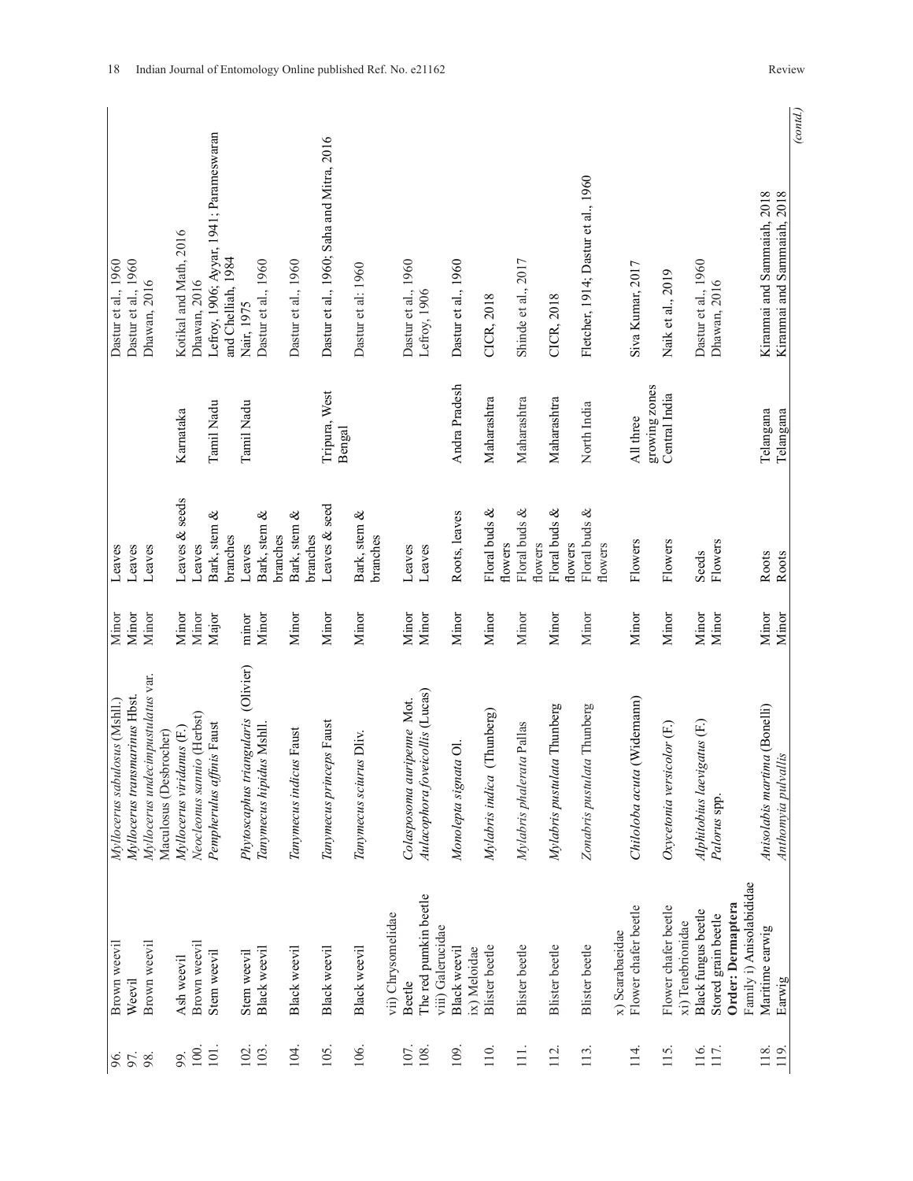| | | | | | | |
|---|---|---|---|---|---|---|
| 96. | Brown weevil | *Myllocerus sabulosus* (Mshll.) | Minor | Leaves | | Dastur et al., 1960 |
| 97. | Weevil | *Myllocerus transmarinus* Hbst. | Minor | Leaves | | Dastur et al., 1960 |
| 98. | Brown weevil | *Myllocerus undecimpustulatus* var. Maculosus (Desbrocher) | Minor | Leaves | | Dhawan, 2016 |
| 99. | Ash weevil | *Myllocerus viridanus* (F.) | Minor | Leaves & seeds | Karnataka | Kotikal and Math, 2016 |
| 100. | Brown weevil | *Neocleonus sannio* (Herbst) | Minor | Leaves | | Dhawan, 2016 |
| 101. | Stem weevil | *Pempherulus affinis* Faust | Major | Bark, stem & branches | Tamil Nadu | Lefroy, 1906; Ayyar, 1941; Parameswaran and Chelliah, 1984 |
| 102. | Stem weevil | *Phytoscaphus triangularis* (Olivier) | minor | Leaves | Tamil Nadu | Nair, 1975 |
| 103. | Black weevil | *Tanymecus hipidus* Mshll. | Minor | Bark, stem & branches | | Dastur et al., 1960 |
| 104. | Black weevil | *Tanymecus indicus* Faust | Minor | Bark, stem & branches | | Dastur et al., 1960 |
| 105. | Black weevil | *Tanymecus princeps* Faust | Minor | Leaves & seed | Tripura, West Bengal | Dastur et al., 1960; Saha and Mitra, 2016 |
| 106. | Black weevil | *Tanymecus sciurus* Dliv. | Minor | Bark, stem & branches | | Dastur et al: 1960 |
| | vii) Chrysomelidae | | | | | |
| 107. | Beetle | *Colasposoma auripenne* Mot. | Minor | Leaves | | Dastur et al., 1960 |
| 108. | The red pumkin beetle | *Aulacophora foveicollis* (Lucas) | Minor | Leaves | | Lefroy, 1906 |
| | viii) Galerucidae | | | | | |
| 109. | Black weevil | *Monolepta signata* Ol. | Minor | Roots, leaves | Andra Pradesh | Dastur et al., 1960 |
| | ix) Meloidae | | | | | |
| 110. | Blister beetle | *Mylabris indica* (Thunberg) | Minor | Floral buds & flowers | Maharashtra | CICR, 2018 |
| 111. | Blister beetle | *Mylabris phalerata* Pallas | Minor | Floral buds & flowers | Maharashtra | Shinde et al., 2017 |
| 112. | Blister beetle | *Mylabris pustulata* Thunberg | Minor | Floral buds & flowers | Maharashtra | CICR, 2018 |
| 113. | Blister beetle | *Zonabris pustulata* Thunberg | Minor | Floral buds & flowers | North India | Fletcher, 1914; Dastur et al., 1960 |
| | x) Scarabaeidae | | | | | |
| 114. | Flower chafer beetle | *Chiloloba acuta* (Widemann) | Minor | Flowers | All three growing zones | Siva Kumar, 2017 |
| 115. | Flower chafer beetle | *Oxycetonia versicolor* (F.) | Minor | Flowers | Central India | Naik et al., 2019 |
| | xi) Tenebrionidae | | | | | |
| 116. | Black fungus beetle | *Alphitobius laevigatus* (F.) | Minor | Seeds | | Dastur et al., 1960 |
| 117. | Stored grain beetle | *Palorus* spp. | Minor | Flowers | | Dhawan, 2016 |
| | **Order: Dermaptera** | | | | | |
| | Family i) Anisolabididae | | | | | |
| 118. | Maritime earwig | *Anisolabis martima* (Bonelli) | Minor | Roots | Telangana | Kiranmai and Sammaiah, 2018 |
| 119. | Earwig | *Anthomyia pulvallis* | Minor | Roots | Telangana | Kiranmai and Sammaiah, 2018 |

(contd.)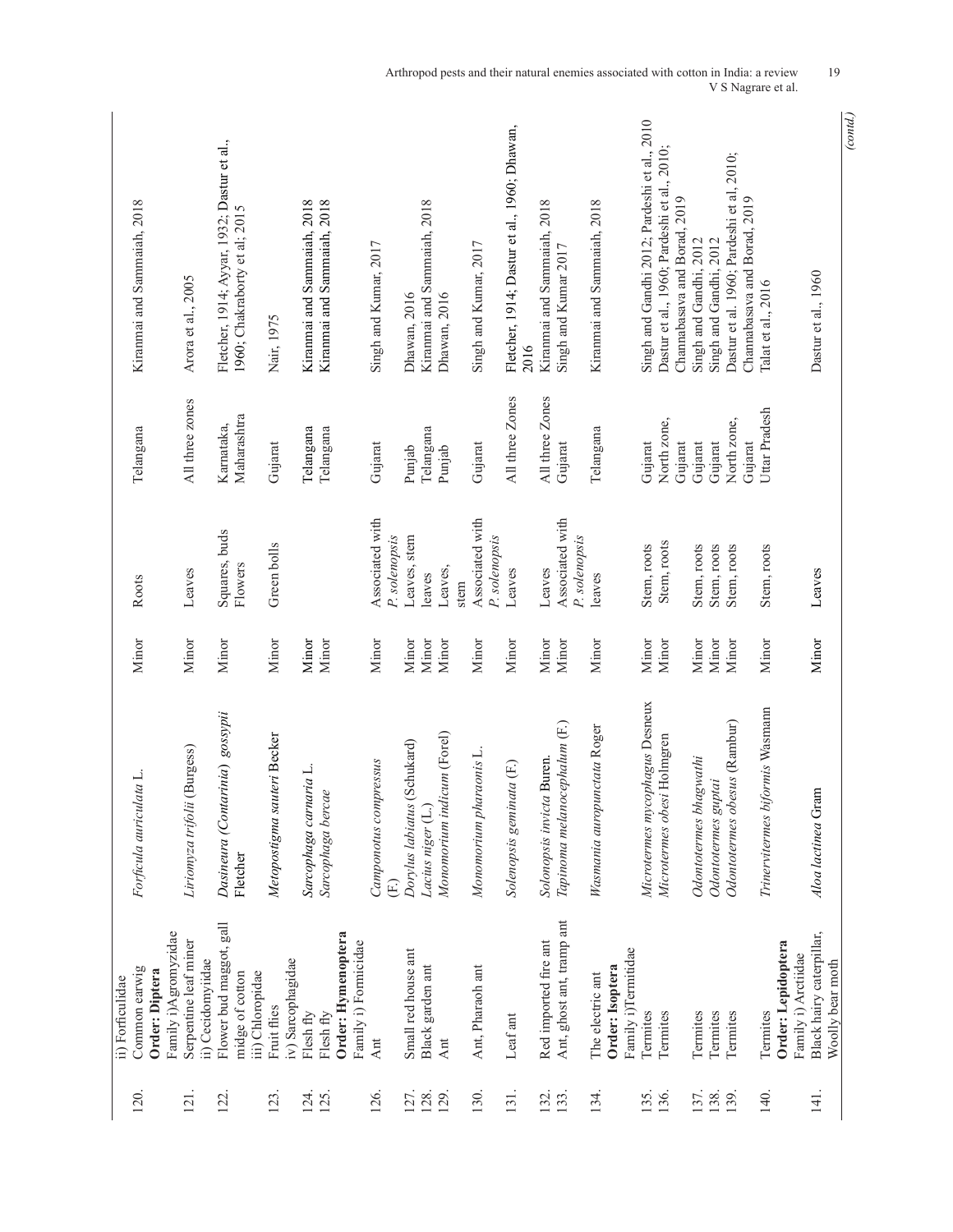| | | | | | | |
|---|---|---|---|---|---|---|
| | ii) Forficulidae | | | | | |
| 120. | Common earwig | *Forficula auriculata* L. | Minor | Roots | Telangana | Kiranmai and Sammaiah, 2018 |
| | **Order: Diptera** | | | | | |
| | Family i)Agromyzidae | | | | | |
| 121. | Serpentine leaf miner | *Liriomyza trifolii* (Burgess) | Minor | Leaves | All three zones | Arora et al., 2005 |
| | ii) Cecidomyiidae | | | | | |
| 122. | Flower bud maggot, gall midge of cotton | *Dasineura (Contarinia) gossypii* Fletcher | Minor | Squares, buds Flowers | Karnataka, Maharashtra | Fletcher, 1914; Ayyar, 1932; Dastur et al., 1960; Chakraborty et al; 2015 |
| | iii) Chloropidae | | | | | |
| 123. | Fruit flies | *Metopostigma sauteri* Becker | Minor | Green bolls | Gujarat | Nair, 1975 |
| | iv) Sarcophagidae | | | | | |
| 124. | Flesh fly | *Sarcophaga carnaria* L. | Minor | | Telangana | Kiranmai and Sammaiah, 2018 |
| 125. | Flesh fly | *Sarcophaga bercae* | Minor | | Telangana | Kiranmai and Sammaiah, 2018 |
| | **Order: Hymenoptera** | | | | | |
| | Family i) Formicidae | | | | | |
| 126. | Ant | *Camponotus compressus* (F.) | Minor | Associated with *P. solenopsis* | Gujarat | Singh and Kumar, 2017 |
| 127. | Small red house ant | *Dorylus labiatus* (Schukard) | Minor | Leaves, stem | Punjab | Dhawan, 2016 |
| 128. | Black garden ant | *Lacius niger* (L.) | Minor | leaves | Telangana | Kiranmai and Sammaiah, 2018 |
| 129. | Ant | *Monomorium indicum* (Forel) | Minor | Leaves, stem | Punjab | Dhawan, 2016 |
| 130. | Ant, Pharaoh ant | *Monomorium pharaonis* L. | Minor | Associated with *P. solenopsis* | Gujarat | Singh and Kumar, 2017 |
| 131. | Leaf ant | *Solenopsis geminata* (F.) | Minor | Leaves | All three Zones | Fletcher, 1914; Dastur et al., 1960; Dhawan, 2016 |
| 132. | Red imported fire ant | *Solonopsis invicta* Buren. | Minor | Leaves | All three Zones | Kiranmai and Sammaiah, 2018 |
| 133. | Ant, ghost ant, tramp ant | *Tapinoma melanocephalum* (F.) | Minor | Associated with *P. solenopsis* | Gujarat | Singh and Kumar 2017 |
| 134. | The electric ant | *Wasmania auropunctata* Roger | Minor | leaves | Telangana | Kiranmai and Sammaiah, 2018 |
| | **Order: Isoptera** | | | | | |
| | Family i)Termitidae | | | | | |
| 135. | Termites | *Microtermes mycophagus* Desneux | Minor | Stem, roots | Gujarat | Singh and Gandhi 2012; Pardeshi et al., 2010 |
| 136. | Termites | *Microtermes obesi* Holmgren | Minor | Stem, roots | North zone, Gujarat | Dastur et al., 1960; Pardeshi et al., 2010; Channabasava and Borad, 2019 |
| 137. | Termites | *Odontotermes bhagwathi* | Minor | Stem, roots | Gujarat | Singh and Gandhi, 2012 |
| 138. | Termites | *Odontotermes guptai* | Minor | Stem, roots | Gujarat | Singh and Gandhi, 2012 |
| 139. | Termites | *Odontotermes obesus* (Rambur) | Minor | Stem, roots | North zone, Gujarat | Dastur et al. 1960; Pardeshi et al, 2010; Channabasava and Borad, 2019 |
| 140. | Termites | *Trinervitermes biformis* Wasmann | Minor | Stem, roots | Uttar Pradesh | Talat et al., 2016 |
| | **Order: Lepidoptera** | | | | | |
| | Family i) Arctiidae | | | | | |
| 141. | Black hairy caterpillar, Woolly bear moth | *Aloa lactinea* Gram | Minor | Leaves | | Dastur et al., 1960 |

(*contd.*)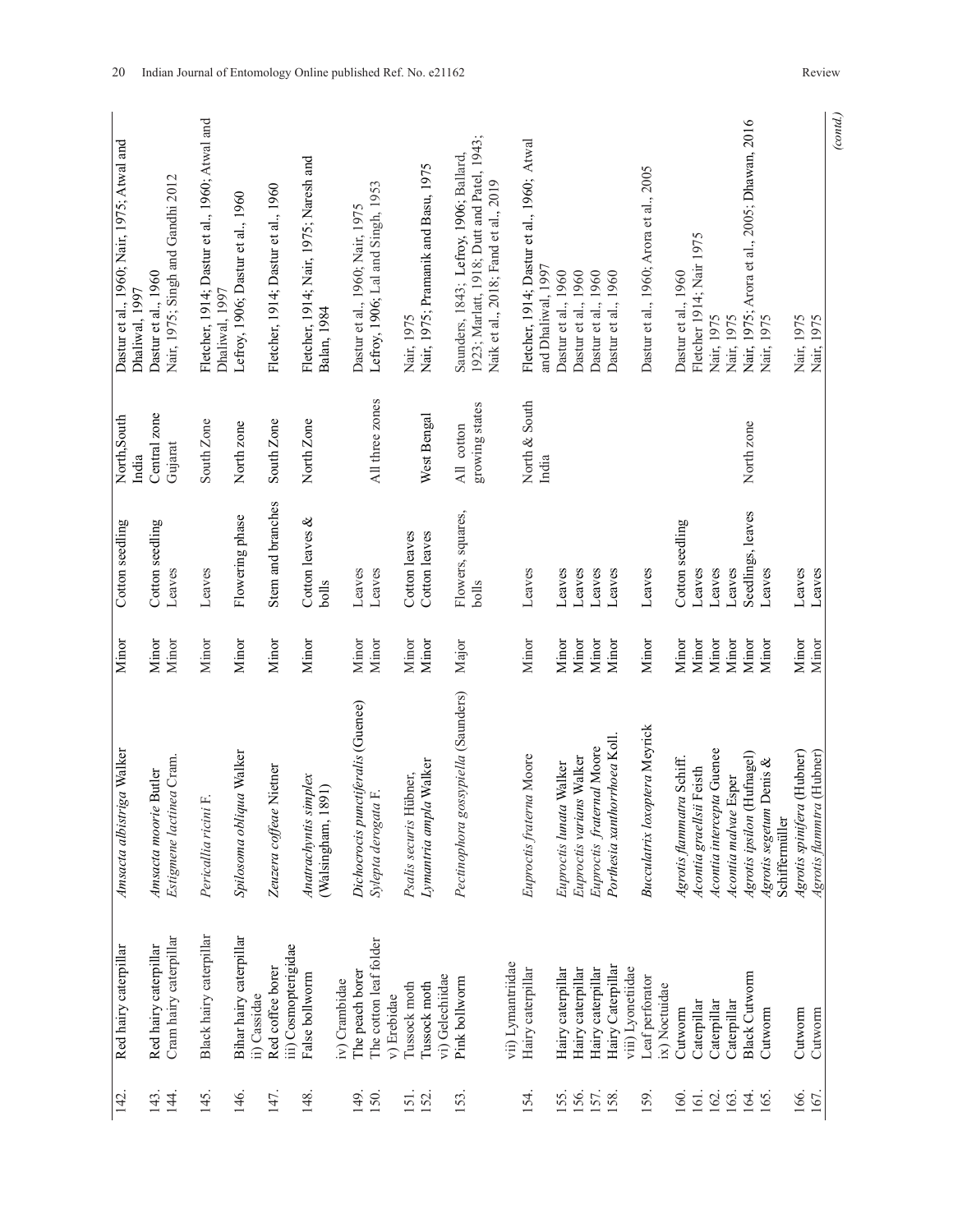| 142. | Red hairy caterpillar | *Amsacta albistriga* Walker | Minor | Cotton seedling | North,South India | Dastur et al., 1960; Nair, 1975; Atwal and Dhaliwal, 1997 |
|---|---|---|---|---|---|---|
| 143. | Red hairy caterpillar | *Amsacta moorie* Butler | Minor | Cotton seedling | Central zone | Dastur et al., 1960 |
| 144. | Cram hairy caterpillar | *Estigmene lactinea* Cram. | Minor | Leaves | Gujarat | Nair, 1975; Singh and Gandhi 2012 |
| 145. | Black hairy caterpillar | *Pericallia ricini* F. | Minor | Leaves | South Zone | Fletcher, 1914; Dastur et al., 1960; Atwal and Dhaliwal, 1997 |
| 146. | Bihar hairy caterpillar | *Spilosoma obliqua* Walker | Minor | Flowering phase | North zone | Lefroy, 1906; Dastur et al., 1960 |
| | ii) Cassidae | | | | | |
| 147. | Red coffee borer | *Zeuzera coffeae* Nietner | Minor | Stem and branches | South Zone | Fletcher, 1914; Dastur et al., 1960 |
| | iii) Cosmopterigidae | | | | | |
| 148. | False bollworm | *Anatrachyntis simplex* (Walsingham, 1891) | Minor | Cotton leaves & bolls | North Zone | Fletcher, 1914; Nair, 1975; Naresh and Balan, 1984 |
| | iv) Crambidae | | | | | |
| 149. | The peach borer | *Dichocrocis punctiferalis* (Guenee) | Minor | Leaves | | Dastur et al., 1960; Nair, 1975 |
| 150. | The cotton leaf folder | *Sylepta derogata* F. | Minor | Leaves | All three zones | Lefroy, 1906; Lal and Singh, 1953 |
| | v) Erebidae | | | | | |
| 151. | Tussock moth | *Psalis securis* Hübner, | Minor | Cotton leaves | | Nair, 1975 |
| 152. | Tussock moth | *Lymantria ampla* Walker | Minor | Cotton leaves | West Bengal | Nair, 1975; Pramanik and Basu, 1975 |
| | vi) Gelechiidae | | | | | |
| 153. | Pink bollworm | *Pectinophora gossypiella* (Saunders) | Major | Flowers, squares, bolls | All cotton growing states | Saunders, 1843; Lefroy, 1906; Ballard, 1923; Marlatt, 1918; Dutt and Patel, 1943; Naik et al., 2018; Fand et al., 2019 |
| | vii) Lymantriidae | | | | | |
| 154. | Hairy caterpillar | *Euproctis fraterna* Moore | Minor | Leaves | North & South India | Fletcher, 1914; Dastur et al., 1960; Atwal and Dhaliwal, 1997 |
| 155. | Hairy caterpillar | *Euproctis lunata* Walker | Minor | Leaves | | Dastur et al., 1960 |
| 156. | Hairy caterpillar | *Euproctis varians* Walker | Minor | Leaves | | Dastur et al., 1960 |
| 157. | Hairy caterpillar | *Euproctis fraternal* Moore | Minor | Leaves | | Dastur et al., 1960 |
| 158. | Hairy Caterpillar | *Porthesia xanthorrhoea* Koll. | Minor | Leaves | | Dastur et al., 1960 |
| | viii) Lyonetiidae | | | | | |
| 159. | Leaf perforator | *Bucculatrix loxoptera* Meyrick | Minor | Leaves | | Dastur et al., 1960; Arora et al., 2005 |
| | ix) Noctuidae | | | | | |
| 160. | Cutworm | *Agrotis flammatra* Schiff. | Minor | Cotton seedling | | Dastur et al., 1960 |
| 161. | Caterpillar | *Acontia graellsii* Feisth | Minor | Leaves | | Fletcher 1914; Nair 1975 |
| 162. | Caterpillar | *Acontia intercepta* Guenee | Minor | Leaves | | Nair, 1975 |
| 163. | Caterpillar | *Acontia malvae* Esper | Minor | Leaves | | Nair, 1975 |
| 164. | Black Cutworm | *Agrotis ipsilon* (Hufnagel) | Minor | Seedlings, leaves | North zone | Nair, 1975; Arora et al., 2005; Dhawan, 2016 |
| 165. | Cutworm | *Agrotis segetum* Denis & Schiffermüller | Minor | Leaves | | Nair, 1975 |
| 166. | Cutworm | *Agrotis spinifera* (Hubner) | Minor | Leaves | | Nair, 1975 |
| 167. | Cutworm | *Agrotis flammtra* (Hubner) | Minor | Leaves | | Nair, 1975 |

*(contd.)*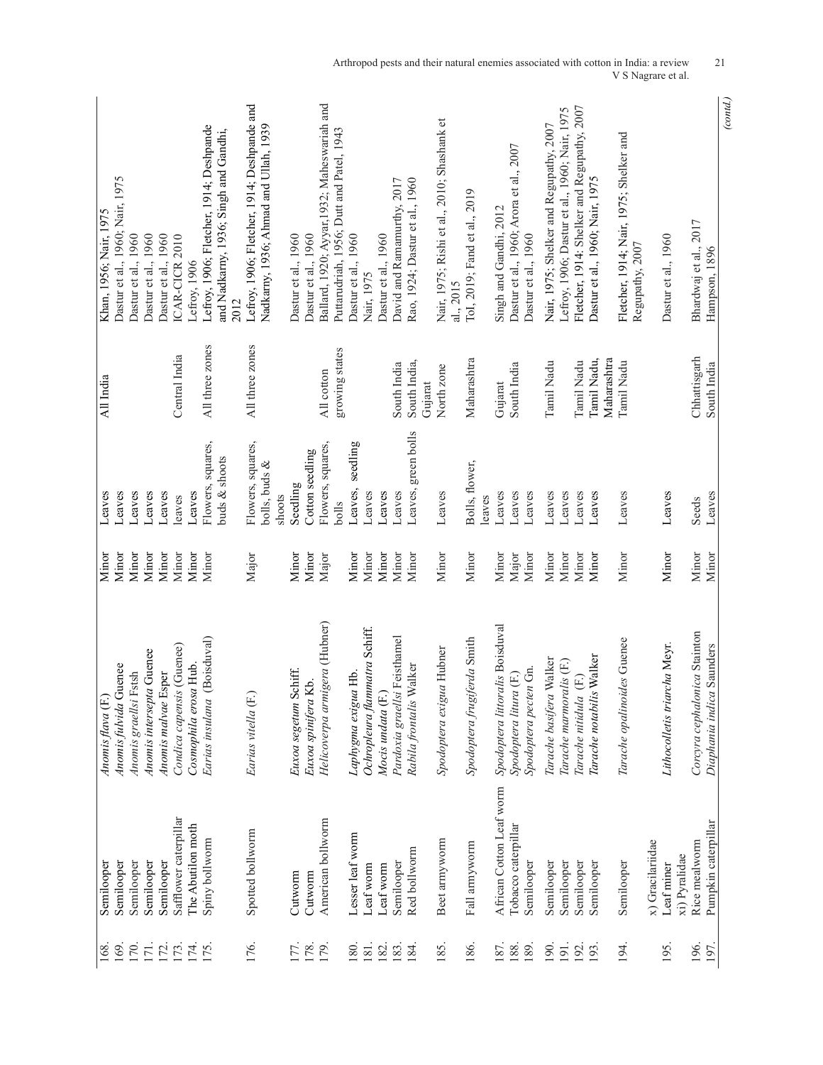| | | | | | | |
|---|---|---|---|---|---|---|
| 168. | Semilooper | *Anomis flava* (F.) | Minor | Leaves | All India | Khan, 1956; Nair, 1975 |
| 169. | Semilooper | *Anomis fulvida* Guenee | Minor | Leaves | | Dastur et al., 1960; Nair, 1975 |
| 170. | Semilooper | *Anomis graellsi* Fstsh | Minor | Leaves | | Dastur et al., 1960 |
| 171. | Semilooper | *Anomis intersepta* Guenee | Minor | Leaves | | Dastur et al., 1960 |
| 172. | Semilooper | *Anomis malvae* Esper | Minor | Leaves | | Dastur et al., 1960 |
| 173. | Safflower caterpillar | *Condica capensis* (Guenee) | Minor | leaves | Central India | ICAR-CICR 2010 |
| 174. | The Abutilon moth | *Cosmophila erosa* Hub. | Minor | Leaves | | Lefroy, 1906 |
| 175. | Spiny bollworm | *Earias insulana* (Boisduval) | Minor | Flowers, squares, buds & shoots | All three zones | Lefroy, 1906; Fletcher, 1914; Deshpande and Nadkarny, 1936; Singh and Gandhi, 2012 |
| 176. | Spotted bollworm | *Earias vitella* (F.) | Major | Flowers, squares, bolls, buds & shoots | All three zones | Lefroy, 1906; Fletcher, 1914; Deshpande and Nadkarny, 1936; Ahmad and Ullah, 1939 |
| 177. | Cutworm | *Euxoa segetum* Schiff. | Minor | Seedling | | Dastur et al., 1960 |
| 178. | Cutworm | *Euxoa spinifera* Kb. | Minor | Cotton seedling | | Dastur et al., 1960 |
| 179. | American bollworm | *Helicoverpa armigera* (Hubner) | Major | Flowers, squares, bolls | All cotton growing states | Ballard, 1920; Ayyar,1932; Maheswariah and Puttarudriah, 1956; Dutt and Patel, 1943 |
| 180. | Lesser leaf worm | *Laphygma exigua* Hb. | Minor | Leaves, seedling | | Dastur et al., 1960 |
| 181. | Leaf worm | *Ochropleura flammatra* Schiff. | Minor | Leaves | | Nair, 1975 |
| 182. | Leaf worm | *Mocis undata* (F.) | Minor | Leaves | | Dastur et al., 1960 |
| 183. | Semilooper | *Pardoxia graellsi* Feisthamel | Minor | Leaves | South India | David and Ramamurthy, 2017 |
| 184. | Red bollworm | *Rabila frontalis* Walker | Minor | Leaves, green bolls | South India, Gujarat | Rao, 1924; Dastur et al., 1960 |
| 185. | Beet armywom | *Spodoptera exigua* Hubner | Minor | Leaves | North zone | Nair, 1975; Rishi et al., 2010; Shashank et al., 2015 |
| 186. | Fall armyworm | *Spodoptera frugiferda* Smith | Minor | Bolls, flower, leaves | Maharashtra | Tol, 2019; Fand et al., 2019 |
| 187. | African Cotton Leaf worm | *Spodoptera littoralis* Boisduval | Minor | Leaves | Gujarat | Singh and Gandhi, 2012 |
| 188. | Tobacco caterpillar | *Spodoptera litura* (F.) | Major | Leaves | South India | Dastur et al., 1960; Arora et al., 2007 |
| 189. | Semilooper | *Spodoptera pecten* Gn. | Minor | Leaves | | Dastur et al., 1960 |
| 190. | Semilooper | *Tarache basifera* Walker | Minor | Leaves | Tamil Nadu | Nair, 1975; Shelker and Regupathy, 2007 |
| 191. | Semilooper | *Tarache marmoralis* (F.) | Minor | Leaves | | Lefroy, 1906; Dastur et al., 1960; Nair, 1975 |
| 192. | Semilooper | *Tarache nitidula* (F.) | Minor | Leaves | Tamil Nadu | Fletcher, 1914; Shelker and Regupathy, 2007 |
| 193. | Semilooper | *Tarache notabilis* Walker | Minor | Leaves | Tamil Nadu, Maharashtra | Dastur et al., 1960; Nair, 1975 |
| 194. | Semilooper | *Tarache opalinoides* Guenee | Minor | Leaves | Tamil Nadu | Fletcher, 1914; Nair, 1975; Shelker and Regupathy, 2007 |
| | x) Gracilariidae | | | | | |
| 195. | Leaf miner | *Lithocolletis triarcha* Meyr. | Minor | Leaves | | Dastur et al., 1960 |
| | xi) Pyralidae | | | | | |
| 196. | Rice mealworm | *Corcyra cephalonica* Stainton | Minor | Seeds | Chhattisgarh | Bhardwaj et al., 2017 |
| 197. | Pumpkin caterpillar | *Diaphania indica* Saunders | Minor | Leaves | South India | Hampson, 1896 |

(contd.)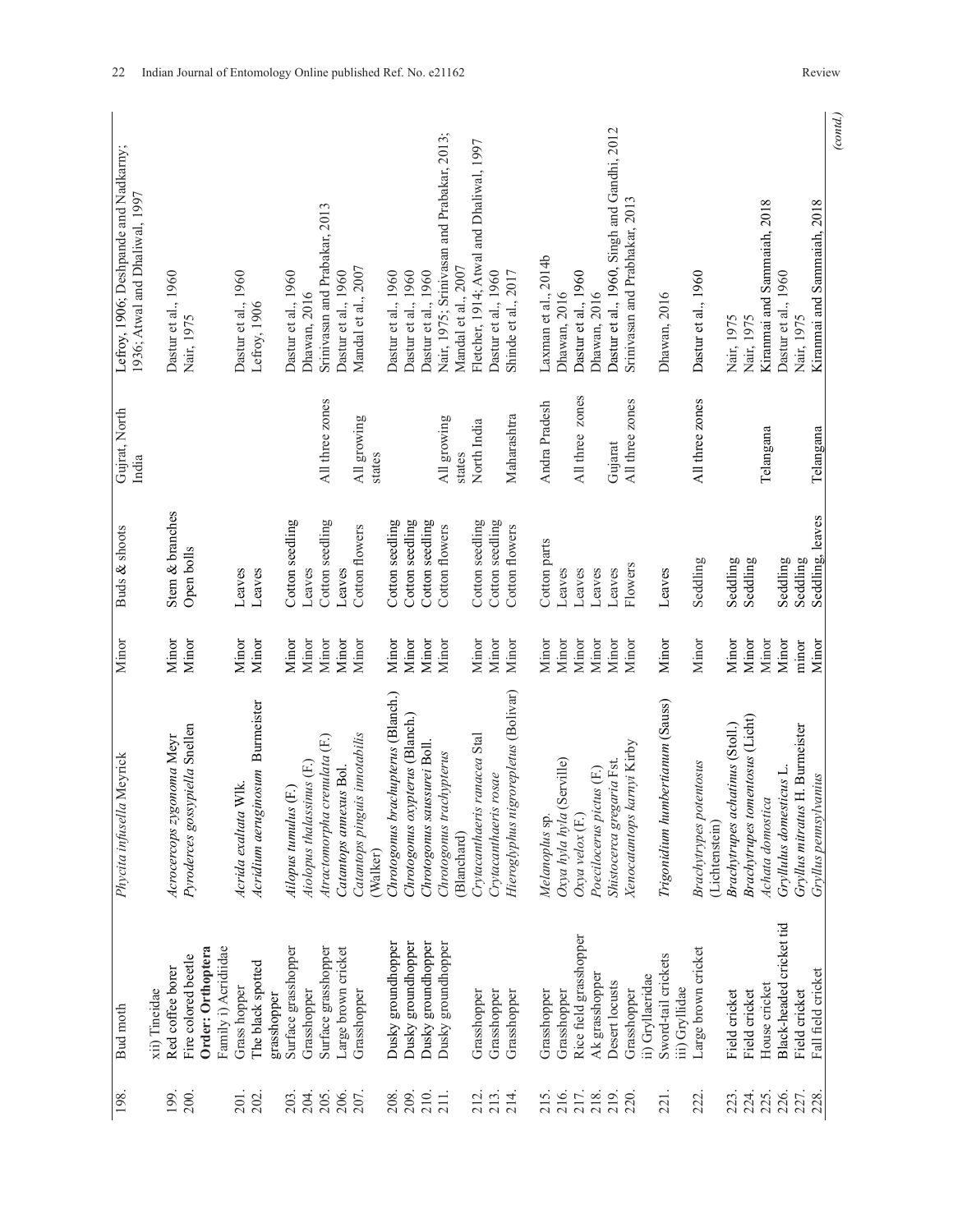| | | | | | | |
|---|---|---|---|---|---|---|
| 198. | Bud moth | *Phycita infusella* Meyrick | Minor | Buds & shoots | Gujrat, North India | Lefroy, 1906; Deshpande and Nadkarny; 1936; Atwal and Dhaliwal, 1997 |
| | xii) Tineidae | | | | | |
| 199. | Red coffee borer | *Acrocerops zygonoma* Meyr | Minor | Stem & branches | | Dastur et al., 1960 |
| 200. | Fire colored beetle | *Pyroderces gossypiella* Snellen | Minor | Open bolls | | Nair, 1975 |
| | **Order: Orthoptera** | | | | | |
| | Family i) Acridiidae | | | | | |
| 201. | Grass hopper | *Acrida exaltata* Wlk. | Minor | Leaves | | Dastur et al., 1960 |
| 202. | The black spotted grasshopper | *Acridium aeruginosum* Burmeister | Minor | Leaves | | Lefroy, 1906 |
| 203. | Surface grasshopper | *Ailopus tumulus* (F.) | Minor | Cotton seedling | | Dastur et al., 1960 |
| 204. | Grasshopper | *Aiolopus thalassinus* (F.) | Minor | Leaves | | Dhawan, 2016 |
| 205. | Surface grasshopper | *Atractomorpha crenulata* (F.) | Minor | Cotton seedling | All three zones | Srinivasan and Prabakar, 2013 |
| 206. | Large brown cricket | *Catantops annexus* Bol. | Minor | Leaves | | Dastur et al., 1960 |
| 207. | Grasshopper | *Catantops pinguis innotabilis* (Walker) | Minor | Cotton flowers | All growing states | Mandal et al., 2007 |
| 208. | Dusky groundhopper | *Chrotogonus brachypterus* (Blanch.) | Minor | Cotton seedling | | Dastur et al., 1960 |
| 209. | Dusky groundhopper | *Chrotogonus oxypterus* (Blanch.) | Minor | Cotton seedling | | Dastur et al., 1960 |
| 210. | Dusky groundhopper | *Chrotogonus saussurei* Boll. | Minor | Cotton seedling | | Dastur et al., 1960 |
| 211. | Dusky groundhopper | *Chrotogonus trachypterus* (Blanchard) | Minor | Cotton flowers | All growing states | Nair, 1975; Srinivasan and Prabakar, 2013; Mandal et al., 2007 |
| 212. | Grasshopper | *Crytacanthacris ranacea* Stal | Minor | Cotton seedling | North India | Fletcher, 1914; Atwal and Dhaliwal, 1997 |
| 213. | Grasshopper | *Crytacanthacris rosae* | Minor | Cotton seedling | | Dastur et al., 1960 |
| 214. | Grasshopper | *Hieroglyphus nigrorepletus* (Bolivar) | Minor | Cotton flowers | Maharashtra | Shinde et al., 2017 |
| 215. | Grasshopper | *Melanoplus* sp. | Minor | Cotton parts | Andra Pradesh | Laxman et al., 2014b |
| 216. | Grasshopper | *Oxya hyla hyla* (Serville) | Minor | Leaves | | Dhawan, 2016 |
| 217. | Rice field grasshopper | *Oxya velox* (F.) | Minor | Leaves | All three zones | Dastur et al., 1960 |
| 218. | Ak grasshopper | *Poecilocerus pictus* (F.) | Minor | Leaves | | Dhawan, 2016 |
| 219. | Desert locusts | *Shistocerca gregaria* Fst. | Minor | Leaves | Gujarat | Dastur et al., 1960, Singh and Gandhi, 2012 |
| 220. | Grasshopper | *Xenocatantops karnyi* Kirby | Minor | Flowers | All three zones | Srinivasan and Prabhakar, 2013 |
| | ii) Gryllacridae | | | | | |
| 221. | Sword-tail crickets | *Trigonidium humbertianum* (Sauss) | Minor | Leaves | | Dhawan, 2016 |
| | iii) Gryllidae | | | | | |
| 222. | Large brown cricket | *Brachytrypes potentosus* (Lichtenstein) | Minor | Seddling | All three zones | Dastur et al., 1960 |
| 223. | Field cricket | *Brachytrupes achatinus* (Stoll.) | Minor | Seddling | | Nair, 1975 |
| 224. | Field cricket | *Brachytrupes tomentosus* (Licht) | Minor | Seddling | | Nair, 1975 |
| 225. | House cricket | *Achata donostica* | Minor | | Telangana | Kiranmai and Sammaiah, 2018 |
| 226. | Black-headed cricket tid | *Gryllulus domesticus* L. | Minor | Seddling | | Dastur et al., 1960 |
| 227. | Field cricket | *Gryllus mitratus* H. Burmeister | minor | Seddling | | Nair, 1975 |
| 228. | Fall field cricket | *Gryllus pennsylvanius* | Minor | Seddling, leaves | Telangana | Kiranmai and Sammaiah, 2018 |

(*contd.*)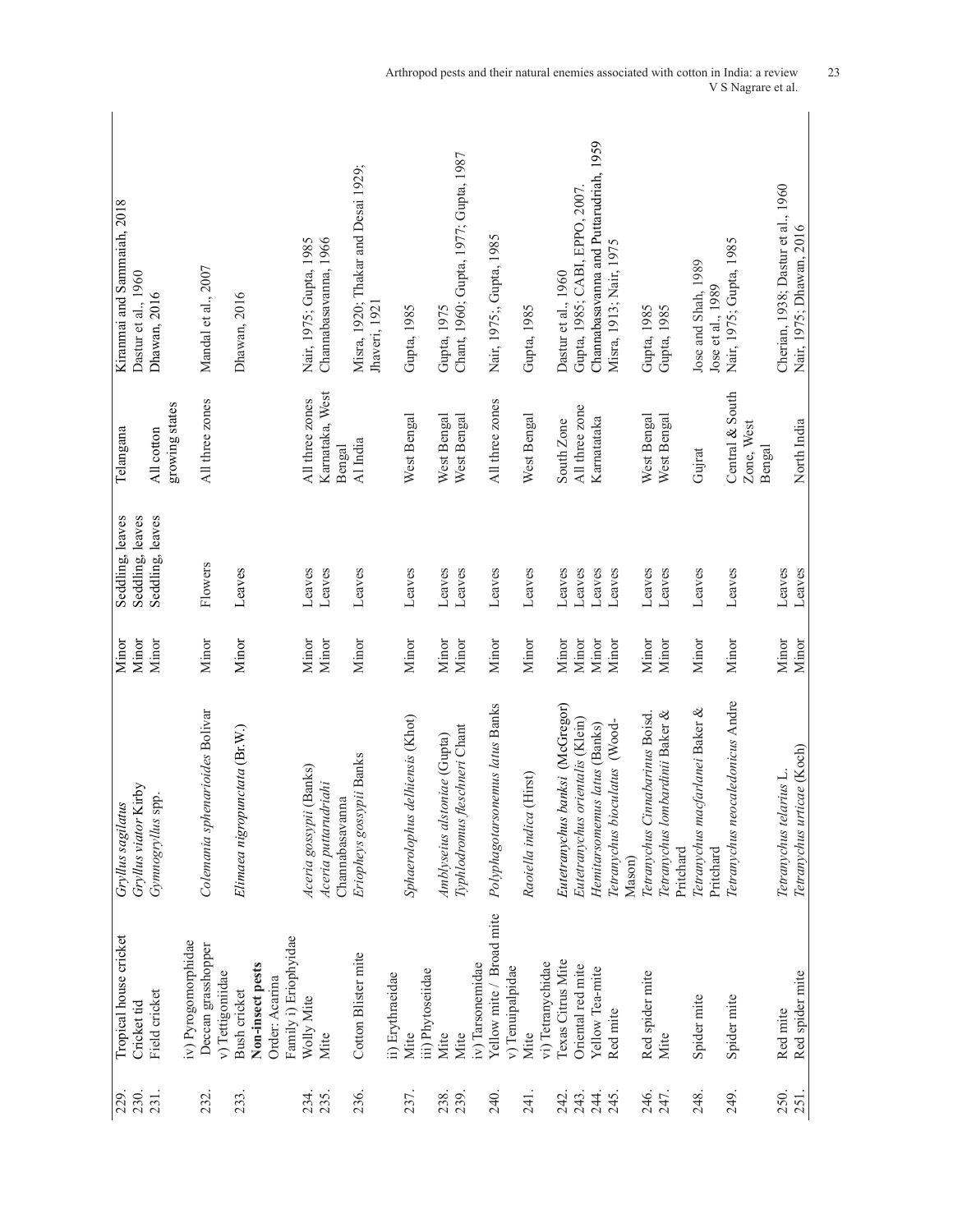| | | | | | | |
|---|---|---|---|---|---|---|
| 229. | Tropical house cricket | *Gryllus sagilatus* | Minor | Seddling, leaves | Telangana | Kiranmai and Sammaiah, 2018 |
| 230. | Cricket tid | *Gryllus viator* Kirby | Minor | Seddling, leaves | | Dastur et al., 1960 |
| 231. | Field cricket | *Gymnogryllus* spp. | Minor | Seddling, leaves | All cotton growing states | Dhawan, 2016 |
| | iv) Pyrogomorphidae | | | | | |
| 232. | Deccan grasshopper | *Colemania sphenarioides* Bolivar | Minor | Flowers | All three zones | Mandal et al., 2007 |
| | v) Tettigoniidae | | | | | |
| 233. | Bush cricket | *Elimaea nigropunctata* (Br.W.) | Minor | Leaves | | Dhawan, 2016 |
| | **Non-insect pests** | | | | | |
| | Order: Acarina | | | | | |
| | Family i) Eriophyidae | | | | | |
| 234. | Wolly Mite | *Aceria gossypii* (Banks) | Minor | Leaves | All three zones | Nair, 1975; Gupta, 1985 |
| 235. | Mite | *Aceria puttarudriahi* Channabasavanna | Minor | Leaves | Karnataka, West Bengal | Channabasavanna, 1966 |
| 236. | Cotton Blister mite | *Eriopheys gossypii* Banks | Minor | Leaves | Al India | Misra, 1920; Thakar and Desai 1929; Jhaveri, 1921 |
| | ii) Erythraeidae | | | | | |
| 237. | Mite | *Sphaerolophus delhiensis* (Khot) | Minor | Leaves | West Bengal | Gupta, 1985 |
| | iii) Phytoseiidae | | | | | |
| 238. | Mite | *Amblyseius alstoniae* (Gupta) | Minor | Leaves | West Bengal | Gupta, 1975 |
| 239. | Mite | *Typhlodromus fleschneri* Chant | Minor | Leaves | West Bengal | Chant, 1960; Gupta, 1977; Gupta, 1987 |
| | iv) Tarsonemidae | | | | | |
| 240. | Yellow mite / Broad mite | *Polyphagotarsonemus latus* Banks | Minor | Leaves | All three zones | Nair, 1975;, Gupta, 1985 |
| | v) Tenuipalpidae | | | | | |
| 241. | Mite | *Raoiella indica* (Hirst) | Minor | Leaves | West Bengal | Gupta, 1985 |
| | vi) Tetranychidae | | | | | |
| 242. | Texas Citrus Mite | *Eutetranychus banksi* (McGregor) | Minor | Leaves | South Zone | Dastur et al., 1960 |
| 243. | Oriental red mite | *Eutetranychus orientalis* (Klein) | Minor | Leaves | All three zone | Gupta, 1985; CABI, EPPO, 2007. |
| 244. | Yellow Tea-mite | *Hemitarsonemus latus* (Banks) | Minor | Leaves | Karnatataka | Channabasavanna and Puttarudriah, 1959 |
| 245. | Red mite | *Tetranychus bioculatus* (Wood-Mason) | Minor | Leaves | | Misra, 1913; Nair, 1975 |
| 246. | Red spider mite | *Tetranychus Cinnabarinus* Boisd. | Minor | Leaves | West Bengal | Gupta, 1985 |
| 247. | Mite | *Tetranychus lombardinii* Baker & Pritchard | Minor | Leaves | West Bengal | Gupta, 1985 |
| 248. | Spider mite | *Tetranychus macfarlanei* Baker & Pritchard | Minor | Leaves | Gujrat | Jose and Shah, 1989; Jose et al., 1989 |
| 249. | Spider mite | *Tetranychus neocaledonicus* Andre | Minor | Leaves | Central & South Zone, West Bengal | Nair, 1975; Gupta, 1985 |
| 250. | Red mite | *Tetranychus telarius* L. | Minor | Leaves | | Cherian, 1938; Dastur et al., 1960 |
| 251. | Red spider mite | *Tetranychus urticae* (Koch) | Minor | Leaves | North India | Nair, 1975; Dhawan, 2016 |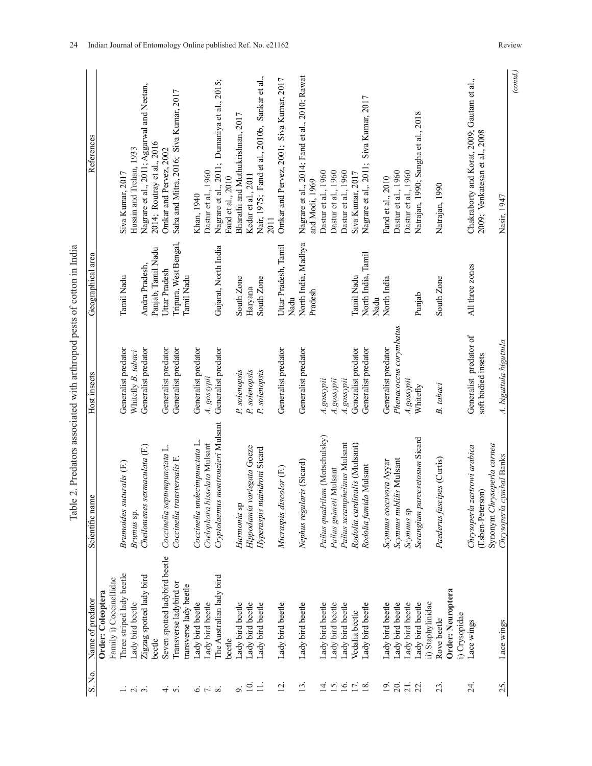Table 2. Predators associated with arthropod pests of cotton in India

| S. No. | Name of predator | Scientific name | Host insects | Geographical area | References |
|---|---|---|---|---|---|
| | **Order: Coleoptera** | | | | |
| | Family i) Coccinellidae | | | | |
| 1. | Three striped lady beetle | *Brumoides suturalis* (F.) | Generalist predator | Tamil Nadu | Siva Kumar, 2017 |
| 2. | Lady bird beetle | *Brumus* sp. | Whitefly *B. tabaci* | | Husain and Trehan, 1933 |
| 3. | Zigzag spotted lady bird beetle | *Cheilomenes sexmaculata* (F.) | Generalist predator | Andra Pradesh, Panjab, Tamil Nadu | Nagrare et al., 2011; Aggarwal and Neetan, 2014; Routray et al., 2016 |
| 4. | Seven spotted ladybird beetle | *Coccinella septumpunctata* L. | Generalist predator | Uttar Pradesh | Omkar and Pervez, 2002 |
| 5. | Transverse ladybird or transverse lady beetle | *Coccinella transversalis* F. | Generalist predator | Tripura, West Bengal, Tamil Nadu | Saha and Mitra, 2016; Siva Kumar, 2017 |
| 6. | Lady bird beetle | *Coccinella undecimpunctata* L. | Generalist predator | | Khan, 1940 |
| 7. | Lady bird beetle | *Coelophora bisselata* Mulsant | *A. gossypii* | | Dastur et al., 1960 |
| 8. | The Australian lady bird beetle | *Cryptolaemus montrouzieri* Mulsant | Generalist predator | Gujarat, North India | Nagrare et al., 2011; Dumaniya et al., 2015; Fand et al., 2010 |
| 9. | Lady bird beetle | *Harmonia* sp | *P. solenopsis* | South Zone | Bharathi and Muthukrishnan, 2017 |
| 10. | Lady bird beetle | *Hippodamia variegata* Goeze | *P. solenopsis* | Haryana | Kedar et al., 2011 |
| 11. | Lady bird beetle | *Hyperaspis maindroni* Sicard | *P. solenopsis* | South Zone | Nair, 1975; Fand et al., 2010b, Sankar et al., 2011 |
| 12. | Lady bird beetle | *Micraspis discolor* (F.) | Generalist predator | Uttar Pradesh, Tamil Nadu | Omkar and Pervez, 2001; Siva Kumar, 2017 |
| 13. | Lady bird beetle | *Nephus regularis* (Sicard) | Generalist predator | North India, Madhya Pradesh | Nagrare et al., 2014; Fand et al., 2010; Rawat and Modi, 1969 |
| 14. | Lady bird beetle | *Pullus quadrilum* (Motschulsky) | *A.gossypii* | | Dastur et al., 1960 |
| 15. | Lady bird beetle | *Pullus guimeti* Mulsant | *A.gossypii* | | Dastur et al., 1960 |
| 16. | Lady bird beetle | *Pullus xeramphelinus* Mulsant | *A.gossypii* | | Dastur et al., 1960 |
| 17. | Vedalia beetle | *Rodolia cardinalis* (Mulsant) | Generalist predator | Tamil Nadu | Siva Kumar, 2017 |
| 18. | Lady bird beetle | *Rodolia fumida* Mulsant | Generalist predator | North India, Tamil Nadu | Nagrare et al., 2011; Siva Kumar, 2017 |
| 19. | Lady bird beetle | *Scymnus coccivora* Ayyar | Generalist predator | North India | Fand et al., 2010 |
| 20. | Lady bird beetle | *Scymnus nubilis* Mulsant | *Phenacoccus corymbatus* | | Dastur et al., 1960 |
| 21. | Lady bird beetle | *Scymnus* sp | *A.gossypii* | | Dastur et al., 1960 |
| 22. | Lady bird beetle | *Serangium parcesetosum* Sicard | Whitefly | Punjab | Natrajan, 1990; Sangha et al., 2018 |
| | ii) Staphylinidae | | | | |
| 23. | Rove beetle | *Paederus fuscipes* (Curtis) | *B. tabaci* | South Zone | Natrajan, 1990 |
| | **Order: Neuroptera** | | | | |
| | i) Crysopidae | | | | |
| 24. | Lace wings | *Chrysoperla zastrowi arabica* (Esben-Peterson) Synonym *Chrysoperla carnea* | Generalist predator of soft bodied insets | All three zones | Chakraborty and Korat, 2009; Gautam et al., 2009; Venkatesan et al., 2008 |
| 25. | Lace wings | *Chrysoperla cymbal* Banks | *A. biguttula biguttula* | | Nasir, 1947 |

(contd.)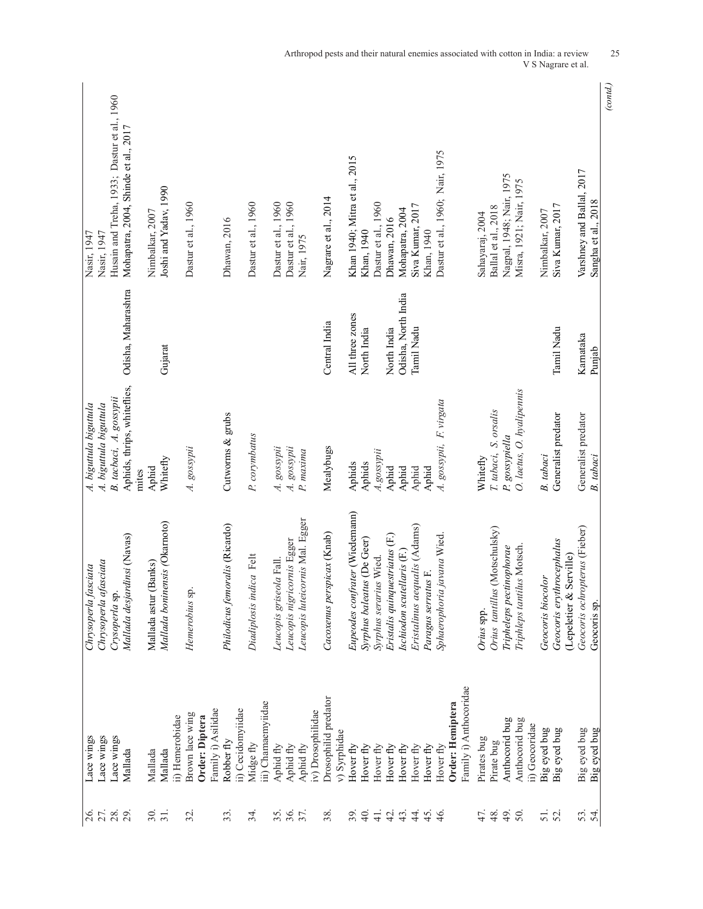| | | | | | |
|---|---|---|---|---|---|
| 26. | Lace wings | *Chrysoperla fasciata* | *A. biguttula biguttula* | | Nasir, 1947 |
| 27. | Lace wings | *Chrysoperla afasciata* | *A. biguttula biguttula* | | Nasir, 1947 |
| 28. | Lace wings | *Crysoperla* sp. | *B. tacbaci, A. gossypii* | | Husain and Treha, 1933; Dastur et al., 1960 |
| 29. | Mallada | *Mallada desjardinsi* (Navas) | Aphids, thrips, whiteflies, mites | Odisha, Maharashtra | Mohapatra, 2004, Shinde et al., 2017 |
| 30. | Mallada | Mallada astur (Banks) | Aphid | | Nimbalkar, 2007 |
| 31. | Mallada | *Mallada boninensis* (Okamoto) | Whitefly | Gujarat | Joshi and Yadav, 1990 |
| | ii) Hemerobidae | | | | |
| 32. | Brown lace wing | *Hemerobius* sp. | *A. gossypii* | | Dastur et al., 1960 |
| | **Order: Diptera** | | | | |
| | Family i) Asilidae | | | | |
| 33. | Robber fly | *Philodicus femoralis* (Ricardo) | Cutworms & grubs | | Dhawan, 2016 |
| | ii) Cecidomyiidae | | | | |
| 34. | Midge fly | *Diadiplosis indica* Felt | *P. corymbatus* | | Dastur et al., 1960 |
| | iii) Chamaemyiidae | | | | |
| 35. | Aphid fly | *Leucopis griseola* Fall. | *A. gossypii* | | Dastur et al., 1960 |
| 36. | Aphid fly | *Leucopis nigricornis* Egger | *A. gossypii* | | Dastur et al., 1960 |
| 37. | Aphid fly | *Leucopis luteicornis* Mal. Egger | *P. maxima* | | Nair, 1975 |
| | iv) Drosophilidae | | | | |
| 38. | Drosophilid predator | *Cacoxenus perspicax* (Knab) | Mealybugs | Central India | Nagrare et al., 2014 |
| | v) Syrphidae | | | | |
| 39. | Hover fly | *Eupeodes confrater* (Wiedemann) | Aphids | All three zones | Khan 1940; Mitra et al., 2015 |
| 40. | Hover fly | *Syrphus baleatus* (De Geer) | Aphids | North India | Khan, 1940 |
| 41. | Hover fly | *Syrphus serarius* Wied. | *A.gossypii* | | Dastur et al., 1960 |
| 42. | Hover fly | *Eristalis quinquestriatus* (F.) | Aphid | North India | Dhawan, 2016 |
| 43. | Hover fly | *Ischiodon scutellaris* (F.) | Aphid | Odisha, North India | Mohapatra, 2004 |
| 44. | Hover fly | *Eristalinus aequalis* (Adams) | Aphid | Tamil Nadu | Siva Kumar, 2017 |
| 45. | Hover fly | *Paragus serratus* F. | Aphid | | Khan, 1940 |
| 46. | Hover fly | *Sphaerophoria javana* Wied. | *A. gossypii, F. virgata* | | Dastur et al., 1960; Nair, 1975 |
| | **Order: Hemiptera** | | | | |
| | Family i) Anthocoridae | | | | |
| 47. | Pirates bug | *Orius* spp. | Whitefly | | Sahayaraj, 2004 |
| 48. | Pirate bug | *Orius tantillus* (Motschulsky) | *T. tabaci, S. orsalis* | | Ballal et al., 2018 |
| 49. | Anthocorid bug | *Tripheleps pectinophorae* | *P. gossypiella* | | Nagpal, 1948; Nair, 1975 |
| 50. | Anthocorid bug | *Triphleps tantilus* Motsch. | *O. laetus, O. hyalipennis* | | Misra, 1921; Nair, 1975 |
| | ii) Geocoridae | | | | |
| 51. | Big eyed bug | *Geocoris biocolor* | *B. tabaci* | | Nimbalkar, 2007 |
| 52. | Big eyed bug | *Geocoris erythrocephalus* (Lepeletier & Serville) | Generalist predator | Tamil Nadu | Siva Kumar, 2017 |
| 53. | Big eyed bug | *Geocoris ochropterus* (Fieber) | Generalist predator | Karnataka | Varshney and Ballal, 2017 |
| 54. | Big eyed bug | Geocoris sp. | *B. tabaci* | Punjab | Sangha et al., 2018 |

*(contd.)*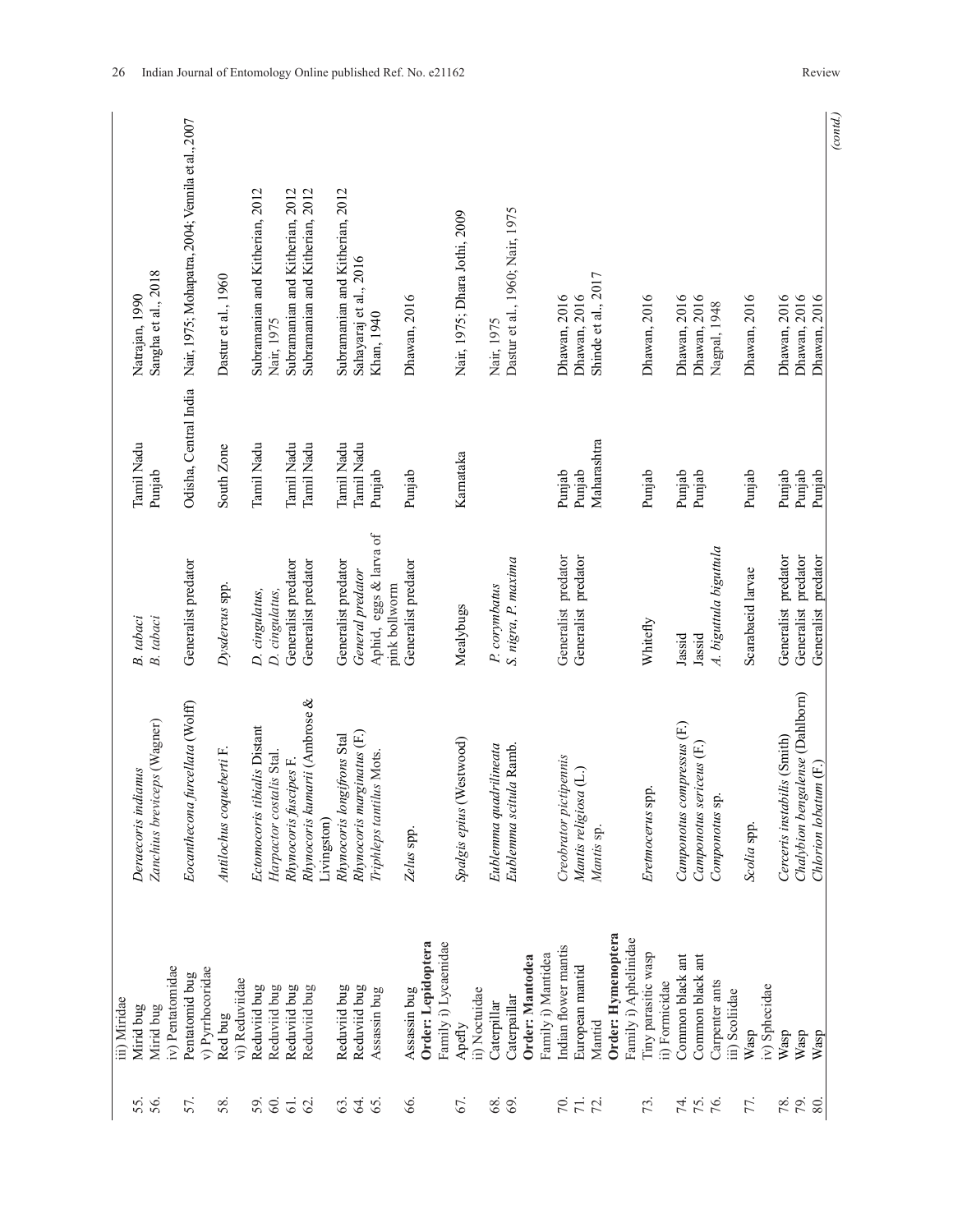| | | | | | |
|---|---|---|---|---|---|
| | iii) Miridae | | | | |
| 55. | Mirid bug | *Deraecoris indianus* | *B. tabaci* | Tamil Nadu | Natrajan, 1990 |
| 56. | Mirid bug | *Zanchius breviceps* (Wagner) | *B. tabaci* | Punjab | Sangha et al., 2018 |
| | iv) Pentatomidae | | | | |
| 57. | Pentatomid bug | *Eocanthecona furcellata* (Wolff) | Generalist predator | Odisha, Central India | Nair, 1975; Mohapatra, 2004; Vennila et al., 2007 |
| | v) Pyrrhocoridae | | | | |
| 58. | Red bug | *Antilochus coqueberti* F. | *Dysdercus* spp. | South Zone | Dastur et al., 1960 |
| | vi) Reduviidae | | | | |
| 59. | Reduviid bug | *Ectomocoris tibialis* Distant | *D. cingulatus*, | Tamil Nadu | Subramanian and Kitherian, 2012 |
| 60. | Reduviid bug | *Harpactor costalis* Stal. | *D. cingulatus*, | | Nair, 1975 |
| 61. | Reduviid bug | *Rhynocoris fuscipes* F. | Generalist predator | Tamil Nadu | Subramanian and Kitherian, 2012 |
| 62. | Reduviid bug | *Rhynocoris kumarii* (Ambrose & Livingston) | Generalist predator | Tamil Nadu | Subramanian and Kitherian, 2012 |
| 63. | Reduviid bug | *Rhynocoris longifrons* Stal | Generalist predator | Tamil Nadu | Subramanian and Kitherian, 2012 |
| 64. | Reduviid bug | *Rhynocoris marginatus* (F.) | *General predator* | Tamil Nadu | Sahayaraj et al., 2016 |
| 65. | Assassin bug | *Triphleps tantilus* Mots. | Aphid, eggs & larva of pink bollworm | Punjab | Khan, 1940 |
| 66. | Assassin bug | *Zelus* spp. | Generalist predator | Punjab | Dhawan, 2016 |
| | **Order: Lepidoptera** | | | | |
| | Family i) Lycaenidae | | | | |
| 67. | Apefly | *Spalgis epius* (Westwood) | Mealybugs | Karnataka | Nair, 1975; Dhara Jothi, 2009 |
| | ii) Noctuidae | | | | |
| 68. | Caterpillar | *Eublemma quadrilineata* | *P. corymbatus* | | Nair, 1975 |
| 69. | Caterpaillar | *Eublemma scitula* Ramb. | *S. nigra, P. maxima* | | Dastur et al., 1960; Nair, 1975 |
| | **Order: Mantodea** | | | | |
| | Family i) Mantidea | | | | |
| 70. | Indian flower mantis | *Creobrator pictipennis* | Generalist predator | Punjab | Dhawan, 2016 |
| 71. | European mantid | *Mantis religiosa* (L.) | Generalist predator | Punjab | Dhawan, 2016 |
| 72. | Mantid | *Mantis* sp. | | Maharashtra | Shinde et al., 2017 |
| | **Order: Hymenoptera** | | | | |
| | Family i) Aphelinidae | | | | |
| 73. | Tiny parasitic wasp | *Eretmocerus* spp. | Whitefly | Punjab | Dhawan, 2016 |
| | ii) Formicidae | | | | |
| 74. | Common black ant | *Camponotus compressus* (F.) | Jassid | Punjab | Dhawan, 2016 |
| 75. | Common black ant | *Camponotus sericeus* (F.) | Jassid | Punjab | Dhawan, 2016 |
| 76. | Carpenter ants | *Componotus* sp. | *A. biguttula biguttula* | | Nagpal, 1948 |
| | iii) Scoliidae | | | | |
| 77. | Wasp | *Scolia* spp. | Scarabaeid larvae | Punjab | Dhawan, 2016 |
| | iv) Sphecidae | | | | |
| 78. | Wasp | *Cerceris instabilis* (Smith) | Generalist predator | Punjab | Dhawan, 2016 |
| 79. | Wasp | *Chalybion bengalense* (Dahlborn) | Generalist predator | Punjab | Dhawan, 2016 |
| 80. | Wasp | *Chlorion lobatum* (F.) | Generalist predator | Punjab | Dhawan, 2016 |

*(contd.)*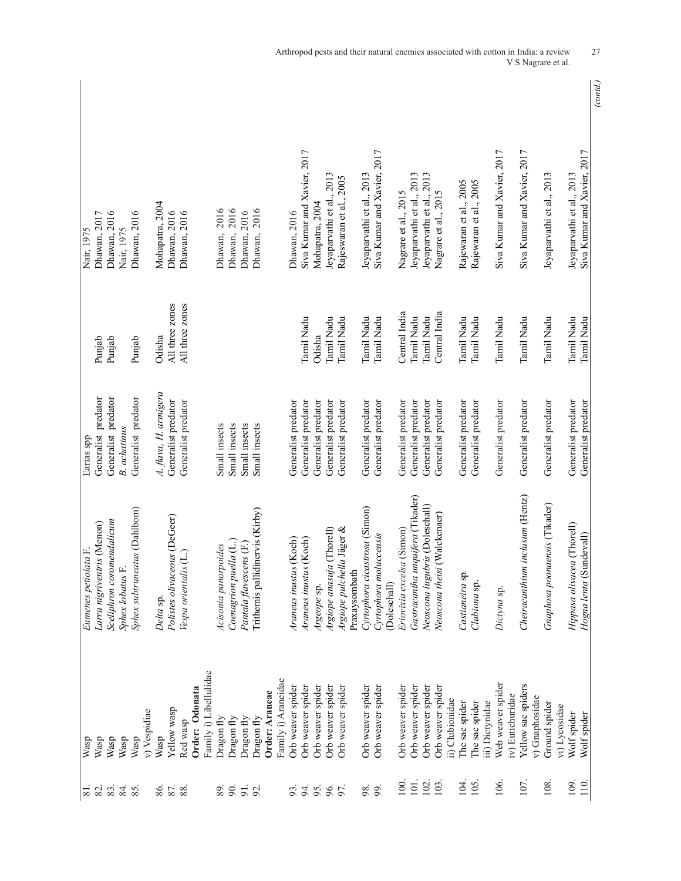| | | | | | |
|---|---|---|---|---|---|
| 81. | Wasp | *Eumenes petiolata* F. | Earias spp | | Nair, 1975 |
| 82. | Wasp | *Larra nigriventris* (Menon) | Generalist predator | Punjab | Dhawan, 2017 |
| 83. | Wasp | *Sceliphron coromendalicum* | Generalist predator | Punjab | Dhawan, 2016 |
| 84. | Wasp | *Sphex lobatus* F. | *B. achatinus* | | Nair, 1975 |
| 85. | Wasp | *Sphex subtruneatus* (Dahlbom) | Generalist predator | Punjab | Dhawan, 2016 |
| | v) Vespidiae | | | | |
| 86. | Wasp | *Delta* sp. | *A. flava, H. armigera* | Odisha | Mohapatra, 2004 |
| 87. | Yellow wasp | *Polistes olivaceous* (DeGeer) | Generalist predator | All three zones | Dhawan, 2016 |
| 88. | Red wasp | *Vespa orientalis* (L.) | Generalist predator | All three zones | Dhawan, 2016 |
| | **Order: Odonata** | | | | |
| | Family i) Libellulidae | | | | |
| 89. | Dragon fly | *Acisonia panorpoides* | Small insects | | Dhawan, 2016 |
| 90. | Dragon fly | *Coenagrion puella* (L.) | Small insects | | Dhawan, 2016 |
| 91. | Dragon fly | *Pantala flavescens* (F.) | Small insects | | Dhawan, 2016 |
| 92. | Dragon fly | Trithemis pallidinervis (Kirby) | Small insects | | Dhawan, 2016 |
| | **Order: Araneae** | | | | |
| | Family i) Araneidae | | | | |
| 93. | Orb weaver spider | *Araneus inustus* (Koch) | Generalist predator | | Dhawan, 2016 |
| 94. | Orb weaver spider | *Araneus inustus* (Koch) | Generalist predator | Tamil Nadu | Siva Kumar and Xavier, 2017 |
| 95. | Orb weaver spider | *Argeope* sp. | Generalist predator | Odisha | Mohapatra, 2004 |
| 96. | Orb weaver spider | *Argiope anasuja* (Thorell) | Generalist predator | Tamil Nadu | Jeyaparvathi et al., 2013 |
| 97. | Orb weaver spider | *Argiope pulchella* Jäger & Praxaysombath | Generalist predator | Tamil Nadu | Rajeswaran et al., 2005 |
| 98. | Orb weaver spider | *Cyrtophora cicastrosa* (Simon) | Generalist predator | Tamil Nadu | Jeyaparvathi et al., 2013 |
| 99. | Orb weaver spider | *Cyrtophora moluccensis* (Doleschall) | Generalist predator | Tamil Nadu | Siva Kumar and Xavier, 2017 |
| 100. | Orb weaver spider | *Eriovixia excelsa* (Simon) | Generalist predator | Central India | Nagrare et al., 2015 |
| 101. | Orb weaver spider | *Gastracantha unquifera* (Tikader) | Generalist predator | Tamil Nadu | Jeyaparvathi et al., 2013 |
| 102. | Orb weaver spider | *Neoscona lugubris* (Doleschall) | Generalist predator | Tamil Nadu | Jeyaparvathi et al., 2013 |
| 103. | Orb weaver spider | *Neoscona theisi* (Walckenaer) | Generalist predator | Central India | Nagrare et al., 2015 |
| | ii) Clubionidae | | | | |
| 104. | The sac spider | *Castianeira* sp. | Generalist predator | Tamil Nadu | Rajewaran et al., 2005 |
| 105. | The sac spider | *Clubiona* sp. | Generalist predator | Tamil Nadu | Rajewaran et al., 2005 |
| | iii) Dictynidae | | | | |
| 106. | Web weaver spider | *Dictyna* sp. | Generalist predator | Tamil Nadu | Siva Kumar and Xavier, 2017 |
| | iv) Eutichuridae | | | | |
| 107. | Yellow sac spiders | *Cheiracanthium inclusum* (Hentz) | Generalist predator | Tamil Nadu | Siva Kumar and Xavier, 2017 |
| | v) Gnaphosidae | | | | |
| 108. | Ground spider | *Gnaphosa poonaensis* (Tikader) | Generalist predator | Tamil Nadu | Jeyaparvathi et al., 2013 |
| | vi) Lycosidae | | | | |
| 109. | Wolf spider | *Hippasa olivacea* (Thorell) | Generalist predator | Tamil Nadu | Jeyaparvathi et al., 2013 |
| 110. | Wolf spider | *Hogna lenta* (Sundevall) | Generalist predator | Tamil Nadu | Siva Kumar and Xavier, 2017 |

*(contd.)*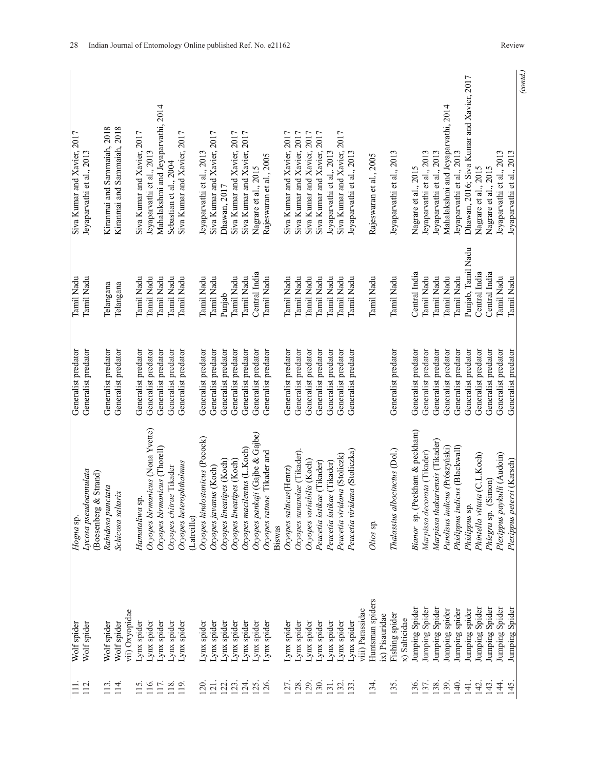| | | | | | |
|---|---|---|---|---|---|
| 111. | Wolf spider | *Hogna* sp. | Generalist predator | Tamil Nadu | Siva Kumar and Xavier, 2017 |
| 112. | Wolf spider | *Lycosa pseudoannulata* (Boesenberg & Strand) | Generalist predator | Tamil Nadu | Jeyaparvathi et al., 2013 |
| 113. | Wolf spider | *Rabidosa punctata* | Generalist predator | Telangana | Kiranmai and Sammaiah, 2018 |
| 114. | Wolf spider | *Schicosa saltarix* | Generalist predator | Telangana | Kiranmai and Sammaiah, 2018 |
| | vii) Oxyopidae | | | | |
| 115. | Lynx spider | *Hamataliwa* sp. | Generalist predator | Tamil Nadu | Siva Kumar and Xavier, 2017 |
| 116. | Lynx spider | *Oxyopes birmanicus* (Nona Yvette) | Generalist predator | Tamil Nadu | Jeyaparvathi et al., 2013 |
| 117. | Lynx spider | *Oxyopes birmanicus* (Thorell) | Generalist predator | Tamil Nadu | Mahalakshmi and Jeyaparvathi, 2014 |
| 118. | Lynx spider | *Oxyopes chitrae* Tikader | Generalist predator | Tamil Nadu | Sebastian et al., 2004 |
| 119. | Lynx spider | *Oxyopes heterophthalmus* (Latreille) | Generalist predator | Tamil Nadu | Siva Kumar and Xavier, 2017 |
| 120. | Lynx spider | *Oxyopes hindostanicus* (Pocock) | Generalist predator | Tamil Nadu | Jeyaparvathi et al., 2013 |
| 121. | Lynx spider | *Oxyopes javanus* (Koch) | Generalist predator | Tamil Nadu | Siva Kumar and Xavier, 2017 |
| 122. | Lynx spider | *Oxyopes lineatipes* (Koch) | Generalist predator | Punjab | Dhawan, 2017 |
| 123. | Lynx spider | *Oxyopes lineatipes* (Koch) | Generalist predator | Tamil Nadu | Siva Kumar and Xavier, 2017 |
| 124. | Lynx spider | *Oxyopes macilentus* (L.Koch) | Generalist predator | Tamil Nadu | Siva Kumar and Xavier, 2017 |
| 125. | Lynx spider | *Oxyopes pankaji* (Gajbe & Gajbe) | Generalist predator | Central India | Nagrare et al., 2015 |
| 126. | Lynx spider | *Oxyopes ratnae* Tikader and Biswas | Generalist predator | Tamil Nadu | Rajeswaran et al., 2005 |
| 127. | Lynx spider | *Oxyopes salticus*(Hentz) | Generalist predator | Tamil Nadu | Siva Kumar and Xavier, 2017 |
| 128. | Lynx spider | *Oxyopes sunandae* (Tikader). | Generalist predator | Tamil Nadu | Siva Kumar and Xavier, 2017 |
| 129. | Lynx spider | *Oxyopes variabilis* (Koch) | Generalist predator | Tamil Nadu | Siva Kumar and Xavier, 2017 |
| 130. | Lynx spider | *Peucetia latikae* (Tikader) | Generalist predator | Tamil Nadu | Siva Kumar and Xavier, 2017 |
| 131. | Lynx spider | *Peucetia latikae* (Tikader) | Generalist predator | Tamil Nadu | Jeyaparvathi et al., 2013 |
| 132. | Lynx spider | *Peucetia viridana* (Stoliczk) | Generalist predator | Tamil Nadu | Siva Kumar and Xavier, 2017 |
| 133. | Lynx spider | *Peucetia viridana* (Stoliczka) | Generalist predator | Tamil Nadu | Jeyaparvathi et al., 2013 |
| | viii) Parassidae | | | | |
| 134. | Huntsman spiders | *Olios* sp. | | Tamil Nadu | Rajeswaran et al., 2005 |
| | ix) Pisauridae | | | | |
| 135. | Fishing spider | *Thalassius albocinctus* (Dol.) | Generalist predator | Tamil Nadu | Jeyaparvathi et al., 2013 |
| | x) Salticidae | | | | |
| 136. | Jumping Spider | *Bianor* sp. (Peckham & peckham) | Generalist predator | Central India | Nagrare et al., 2015 |
| 137. | Jumping Spider | *Marpissa decorata* (Tikader) | Generalist predator | Tamil Nadu | Jeyaparvathi et al., 2013 |
| 138. | Jumping Spider | *Marpissa thakuriensis* (Tikader) | Generalist predator | Tamil Nadu | Jeyaparvathi et al., 2013 |
| 139. | Jumping spider | *Pandisus indicus* (Prószyński) | Generalist predator | Tamil Nadu | Mahalakshmi and Jeyaparvathi, 2014 |
| 140. | Jumping spider | *Phidippus indicus* (Blackwall) | Generalist predator | Tamil Nadu | Jeyaparvathi et al., 2013 |
| 141. | Jumping spider | *Phidippus* sp. | Generalist predator | Punjab, Tamil Nadu | Dhawan, 2016; Siva Kumar and Xavier, 2017 |
| 142. | Jumping Spider | *Phintella vittata* (C.L.Koch) | Generalist predator | Central India | Nagrare et al., 2015 |
| 143. | Jumping Spider | *Phlegra* sp. (Simon) | Generalist predator | Central India | Nagrare et al., 2015 |
| 144. | Jumping Spider | *Plexippus paykulli* (Audoin) | Generalist predator | Tamil Nadu | Jeyaparvathi et al., 2013 |
| 145. | Jumping Spider | *Plexippus petersi* (Karsch) | Generalist predator | Tamil Nadu | Jeyaparvathi et al., 2013 |

*(contd.)*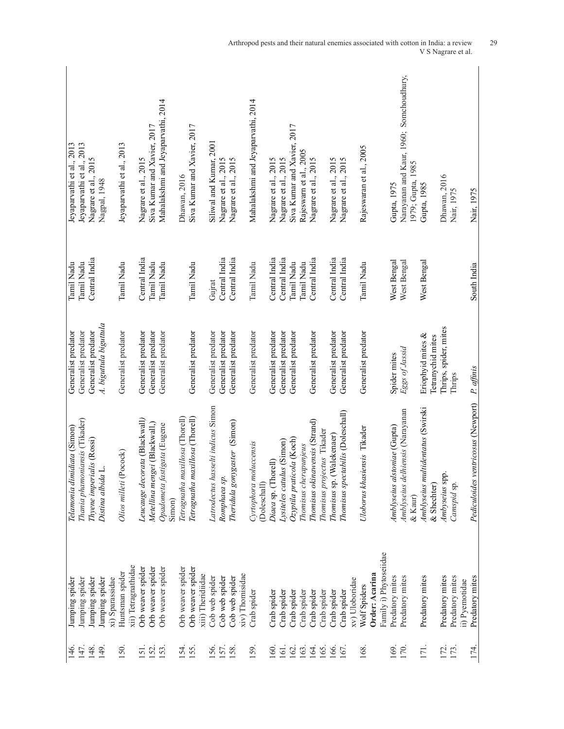| 146. | Jumping spider | *Telamonia dimidiata* (Simon) | Generalist predator | Tamil Nadu | Jeyaparvathi et al., 2013 |
|---|---|---|---|---|---|
| 147. | Jumping spider | *Thania phamoniansis* (Tikader) | Generalist predator | Tamil Nadu | Jeyaparvathi et al., 2013 |
| 148. | Jumping spider | *Thyene imperialis* (Rossi) | Generalist predator | Central India | Nagrare et al., 2015 |
| 149. | Jumping spider | *Distina albida* L. | *A. biguttula biguttula* | | Nagpal, 1948 |
| | xi) Sparassidae | | | | |
| 150. | Huntsman spider | *Olios milleti* (Pocock) | Generalist predator | Tamil Nadu | Jeyaparvathi et al., 2013 |
| | xii) Tetragnathidae | | | | |
| 151. | Orb weaver spider | *Leucauge decorata* (Blackwall) | Generalist predator | Central India | Nagrare et al., 2015 |
| 152. | Orb weaver spider | *Metellina mengei* (Blackwall,) | Generalist predator | Tamil Nadu | Siva Kumar and Xavier, 2017 |
| 153. | Orb weaver spider | *Opadometa fastigata* (Eugene Simon) | Generalist predator | Tamil Nadu | Mahalakshmi and Jeyaparvathi, 2014 |
| 154. | Orb weaver spider | *Tetragnatha maxillosa* (Thorell) | | | Dhawan, 2016 |
| 155. | Orb weaver spider | *Tetragnatha maxillosa* (Thorell) | Generalist predator | Tamil Nadu | Siva Kumar and Xavier, 2017 |
| | xiii) Theridiidae | | | | |
| 156. | Cob web spider | *Latrodectus hasselti indicus* Simon | Generalist predator | Gujrat | Siliwal and Kumar, 2001 |
| 157. | Cob web spider | *Romphaea sp.* | Generalist predator | Central India | Nagrare et al., 2015 |
| 158. | Cob web spider | *Theridula gonygaster* (Simon) | Generalist predator | Central India | Nagrare et al., 2015 |
| | xiv) Thomisidae | | | | |
| 159. | Crab spider | *Cyrtophora moluccensis* (Doleschall) | Generalist predator | Tamil Nadu | Mahalakshmi and Jeyaparvathi, 2014 |
| 160. | Crab spider | *Diaea* sp. (Thorell) | Generalist predator | Central India | Nagrare et al., 2015 |
| 161. | Crab spider | *Lysiteles catulus* (Simon) | Generalist predator | Central India | Nagrare et al., 2015 |
| 162. | Crab spider | *Ozyptila praticola* (Koch) | Generalist predator | Tamil Nadu | Siva Kumar and Xavier, 2017 |
| 163. | Crab spider | *Thomisus cherapunjeus* | | Tamil Nadu | Rajeswarn et al., 2005 |
| 164. | Crab spider | *Thomisus okinawensis* (Strand) | Generalist predator | Central India | Nagrare et al., 2015 |
| 165. | Crab spider | *Thomisus projectus* Tikader | | | |
| 166. | Crab spider | *Thomisus* sp. (Walekenaer) | Generalist predator | Central India | Nagrare et al., 2015 |
| 167. | Crab spider | *Thomisus spectabilis* (Doleschall) | Generalist predator | Central India | Nagrare et al., 2015 |
| | xv) Uloboridae | | | | |
| 168. | Wolf Spiders | *Uloborus khasiensis* Tikader | Generalist predator | Tamil Nadu | Rajeswaran et al., 2005 |
| | **Order: Acarina** | | | | |
| | Family i) Phytoseiidae | | | | |
| 169. | Predatory mites | *Amblyseius alstoniae* (Gupta) | Spider mites | West Bengal | Gupta, 1975 |
| 170. | Predatory mites | *Amblyseius delhiensis* (Narayanan & Kaur) | *Eggs of Jassid* | West Bengal | Narayanan and Kaur, 1960; Somchoudhury, 1979; Gupta, 1985 |
| 171. | Predatory mites | *Amblyseius multidentatus* (Swirski & Shechter) | Eriophyid mites & Tetranychid mites | West Bengal | Gupta, 1985 |
| 172. | Predatory mites | *Amblyseius* spp. | Thrips, spider, mites | | Dhawan, 2016 |
| 173. | Predatory mites | *Camspid* sp. | Thrips | | Nair, 1975 |
| | ii) Pyemotidae | | | | |
| 174. | Predatory mites | *Pediculoides ventricosus* (Newport) | *P. affinis* | South India | Nair, 1975 |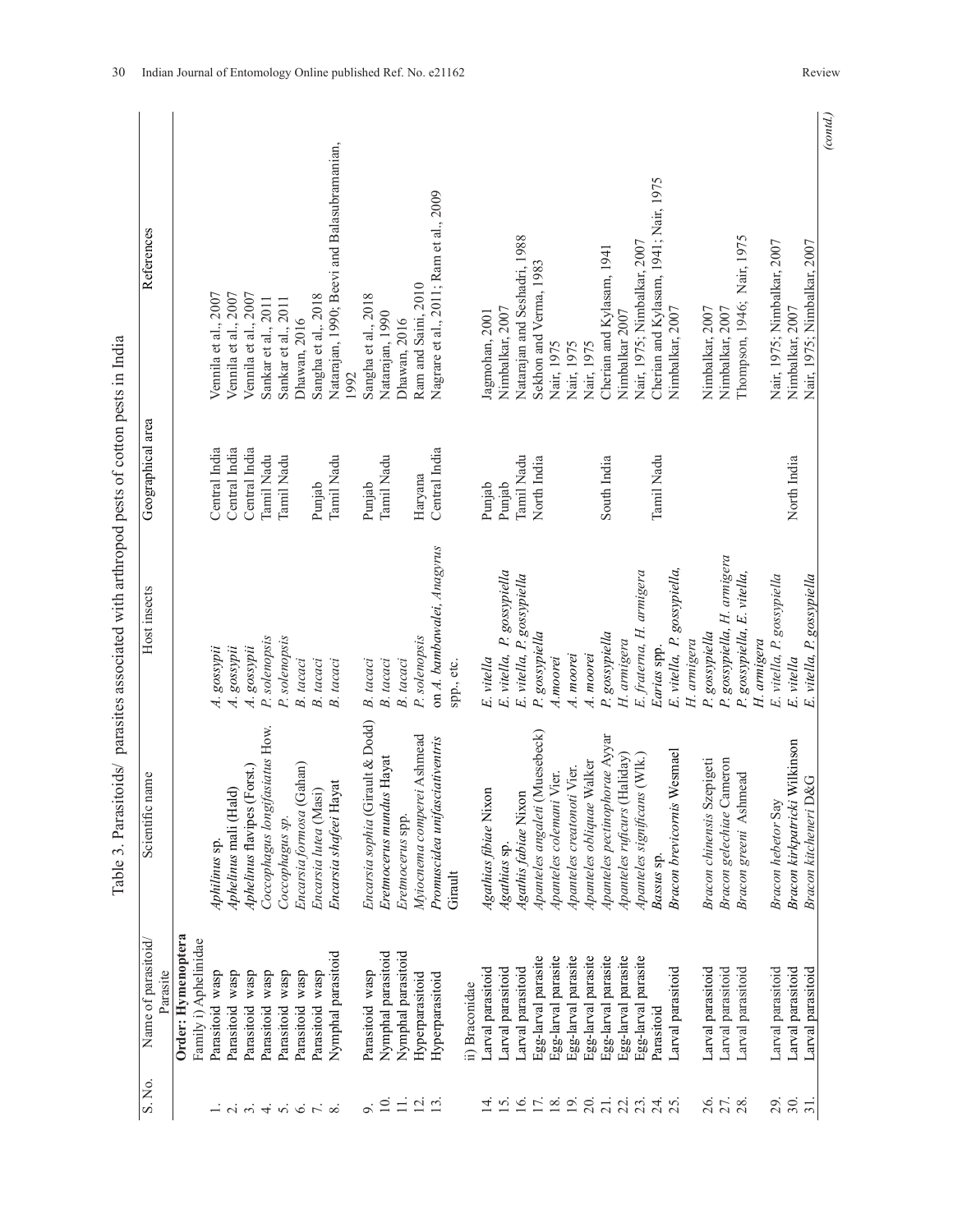Table 3. Parasitoids/ parasites associated with arthropod pests of cotton pests in India

| S. No. | Name of parasitoid/ Parasite | Scientific name | Host insects | Geographical area | References |
|---|---|---|---|---|---|
| | **Order: Hymenoptera** | | | | |
| | Family i) Aphelinidae | | | | |
| 1. | Parasitoid wasp | *Aphilinus* sp. | *A. gossypii* | Central India | Vennila et al., 2007 |
| 2. | Parasitoid wasp | *Aphelinus* mali (Hald) | *A. gossypii* | Central India | Vennila et al., 2007 |
| 3. | Parasitoid wasp | *Aphelinus* flavipes (Forst.) | *A. gossypii* | Central India | Vennila et al., 2007 |
| 4. | Parasitoid wasp | *Coccophagus longifasiatus* How. | *P. solenopsis* | Tamil Nadu | Sankar et al., 2011 |
| 5. | Parasitoid wasp | *Coccophagus sp.* | *P. solenopsis* | Tamil Nadu | Sankar et al., 2011 |
| 6. | Parasitoid wasp | *Encarsia formosa* (Gahan) | *B. tacaci* | | Dhawan, 2016 |
| 7. | Parasitoid wasp | *Encarsia lutea* (Masi) | *B. tacaci* | Punjab | Sangha et al.. 2018 |
| 8. | Nymphal parasitoid | *Encarsia shafeei* Hayat | *B. tacaci* | Tamil Nadu | Natarajan, 1990; Beevi and Balasubramanian, 1992 |
| 9. | Parasitoid wasp | *Encarsia sophia* (Girault & Dodd) | *B. tacaci* | Punjab | Sangha et al., 2018 |
| 10. | Nymphal parasitoid | *Eretmocerus mundus* Hayat | *B. tacaci* | Tamil Nadu | Natarajan, 1990 |
| 11. | Nymphal parasitoid | *Eretmocerus* spp. | *B. tacaci* | | Dhawan, 2016 |
| 12. | Hyperparasitoid | *Myiocnema comperei* Ashmead | *P. solenopsis* | Haryana | Ram and Saini, 2010 |
| 13. | Hyperparasitoid | *Promuscidea unifasciativentris* Girault | on *A. bambawalei*, *Anagyrus* spp., etc. | Central India | Nagrare et al., 2011; Ram et al., 2009 |
| | ii) Braconidae | | | | |
| 14. | Larval parasitoid | *Agathias fibiae* Nixon | *E. vitella* | Punjab | Jagmohan, 2001 |
| 15. | Larval parasitoid | *Agathias* sp. | *E. vitella, P. gossypiella* | Punjab | Nimbalkar, 2007 |
| 16. | Larval parasitoid | *Agathis fabiae* Nixon | *E. vitella, P. gossypiella* | Tamil Nadu | Natarajan and Seshadri, 1988 |
| 17. | Egg-larval parasite | *Apanteles angaleti* (Muesebeck) | *P. gossypiella* | North India | Sekhon and Verma, 1983 |
| 18. | Egg-larval parasite | *Apanteles colemani* Vier. | *A.moorei* | | Nair, 1975 |
| 19. | Egg-larval parasite | *Apanteles creatonoti* Vier. | *A. moorei* | | Nair, 1975 |
| 20. | Egg-larval parasite | *Apanteles obliquae* Walker | *A. moorei* | | Nair, 1975 |
| 21. | Egg-larval parasite | *Apanteles pectinophorae* Ayyar | *P. gossypiella* | South India | Cherian and Kylasam, 1941 |
| 22. | Egg-larval parasite | *Apanteles ruficurs* (Haliday) | *H. armigera* | | Nimbalkar 2007 |
| 23. | Egg-larval parasite | *Apanteles significans* (Wlk.) | *E. fraterna, H. armigera* | | Nair, 1975; Nimbalkar, 2007 |
| 24. | Parasitoid | *Bassus* sp. | *Earias* spp. | Tamil Nadu | Cherian and Kylasam, 1941; Nair, 1975 |
| 25. | Larval parasitoid | *Bracon brevicornis* Wesmael | *E. vitella, P. gossypiella, H. armigera* | | Nimbalkar, 2007 |
| 26. | Larval parasitoid | *Bracon chinensis* Szepigeti | *P. gossypiella* | | Nimbalkar, 2007 |
| 27. | Larval parasitoid | *Bracon gelechiae* Cameron | *P. gossypiella, H. armigera* | | Nimbalkar, 2007 |
| 28. | Larval parasitoid | *Bracon greeni* Ashmead | *P. gossypiella, E. vitella, H. armigera* | | Thompson, 1946; Nair, 1975 |
| 29. | Larval parasitoid | *Bracon hebetor* Say | *E. vitella, P. gossypiella* | | Nair, 1975; Nimbalkar, 2007 |
| 30. | Larval parasitoid | *Bracon kirkpatricki* Wilkinson | *E. vitella* | North India | Nimbalkar, 2007 |
| 31. | Larval parasitoid | *Bracon kitcheneri* D&G | *E. vitella, P. gossypiella* | | Nair, 1975; Nimbalkar, 2007 |

*(contd.)*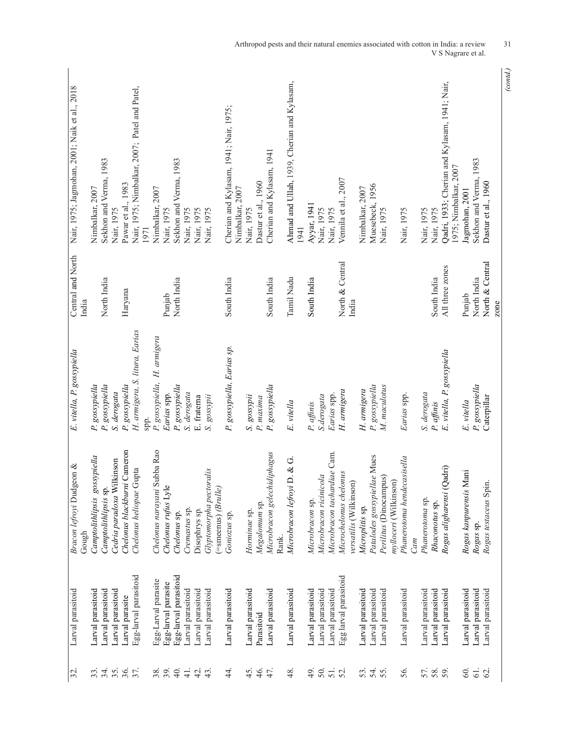| | | | | | |
|---|---|---|---|---|---|
| 32. | Larval parasitoid | *Bracon lefroyi* Dudgeon & Gough | *E. vitella, P. gossypiella* | Central and North India | Nair, 1975; Jagmohan, 2001; Naik et al., 2018 |
| 33. | Larval parasitoid | *Camptolithlipsis gossypiella* | *P. gossypiella* | | Nimbalkar, 2007 |
| 34. | Larval parasitoid | *Camptolithlipsis* sp. | *P. gossypiella* | North India | Sekhon and Verma, 1983 |
| 35. | Larval parasitoid | *Cedria paradoxa* Wilkinson | *S. derogata* | | Nair, 1975 |
| 36. | Larval parasite | *Chelonus blackburni* Cameron | *P. gossypiella* | Haryana | Pawar et al., 1983 |
| 37. | Egg-larval parasitoid | *Chelonus heliopae* Gupta | *H. armigera, S. litura, Earias* spp. | | Nair, 1975; Nimbalkar, 2007; Patel and Patel, 1971 |
| 38. | Egg-Larval parasite | *Chelonus narayani* Subba Rao | *P. gossypiella, H. armigera* | | Nimbalkar, 2007 |
| 39. | Egg-larval parasite | *Chelonus rufus* Lyle | *Earias* spp. | Punjab | Nair, 1975 |
| 40. | Egg-larval parasitoid | *Chelonus* sp. | *P. gossypiella* | North India | Sekhon and Verma, 1983 |
| 41. | Larval parasitoid | *Cremastus* sp. | *S. derogata* | | Nair, 1975 |
| 42. | Larval parasitoid | Disophrys sp. | E. fraterna | | Nair, 1975 |
| 43. | Larval parasitoid | *Glyptomorpha pectoralis* (=smeenus) *(Brulle)* | *S. gossypii* | | Nair, 1975 |
| 44. | Larval parasitoid | *Goniozus* sp. | *P. gossypiella, Earias sp.* | South India | Cherian and Kylasam, 1941; Nair, 1975; Nimbalkar, 2007 |
| 45. | Larval parasitoid | *Horminae* sp. | *S. gossypii* | | Nair, 1975 |
| 46. | Parasitoid | *Megalomum* sp. | *P. maxima* | | Dastur et al., 1960 |
| 47. | Larval parasitoid | *Microbracon gelechidiphagus* Rank. | *P. gossypiella* | South India | Cherian and Kylasam, 1941 |
| 48. | Larval parasitoid | *Microbracon lefroyi* D. & G. | *E. vitella* | Tamil Nadu | Ahmad and Ullah, 1939, Cherian and Kylasam, 1941 |
| 49. | Larval parasitoid | *Microbracon* sp. | *P. affinis* | South India | Ayyar, 1941 |
| 50. | Larval parasitoid | *Microbracon ricinicola* | *S.derogata* | | Nair, 1975 |
| 51. | Larval parasitoid | *Microbracon tachardiae* Cam. | *Earias* spp. | | Nair, 1975 |
| 52. | Egg larval parasitoid | *Microchelonus chelonus versatilis* (Wilkinson) | *H. armigera* | North & Central India | Vennila et al., 2007 |
| 53. | Larval parasitoid | *Microplitis* sp. | *H. armigera* | | Nimbalkar, 2007 |
| 54. | Larval parasitoid | *Patalodes gossypiellae* Mues | *P. gossypiella* | | Muesebeck, 1956 |
| 55. | Larval parasitoid | *Perilitus* (*Dinocampus*) *mylloceri* (Wilkinson) | *M. maculosus* | | Nair, 1975 |
| 56. | Larval parasitoid | *Phanerotoma hendecasisella* Cam | *Earias* spp. | | Nair, 1975 |
| 57. | Larval parasitoid | *Phanerotoma* sp. | *S. derogata* | | Nair, 1975 |
| 58. | Larval parasitoid | *Rhaconotus* sp. | *P. affinis* | South India | Nair, 1975 |
| 59. | Larval parasitoid | *Rogas aligharensi* (Qadri) | *E. vitella, P. gossypiella* | All three zones | Qadri, 1933; Cherian and Kylasam, 1941; Nair, 1975; Nimbalkar, 2007 |
| 60. | Larval parasitoid | *Rogas kanpurensis* Mani | *E. vitella* | Punjab | Jagmohan, 2001 |
| 61. | Larval parasitoid | *Rogas* sp. | *P. gossypiella* | North India | Sekhon and Verma, 1983 |
| 62. | Larval parasitoid | *Rogas testaceus* Spin. | Caterpillar | North & Central zone | Dastur et al., 1960 |

*(cond.)*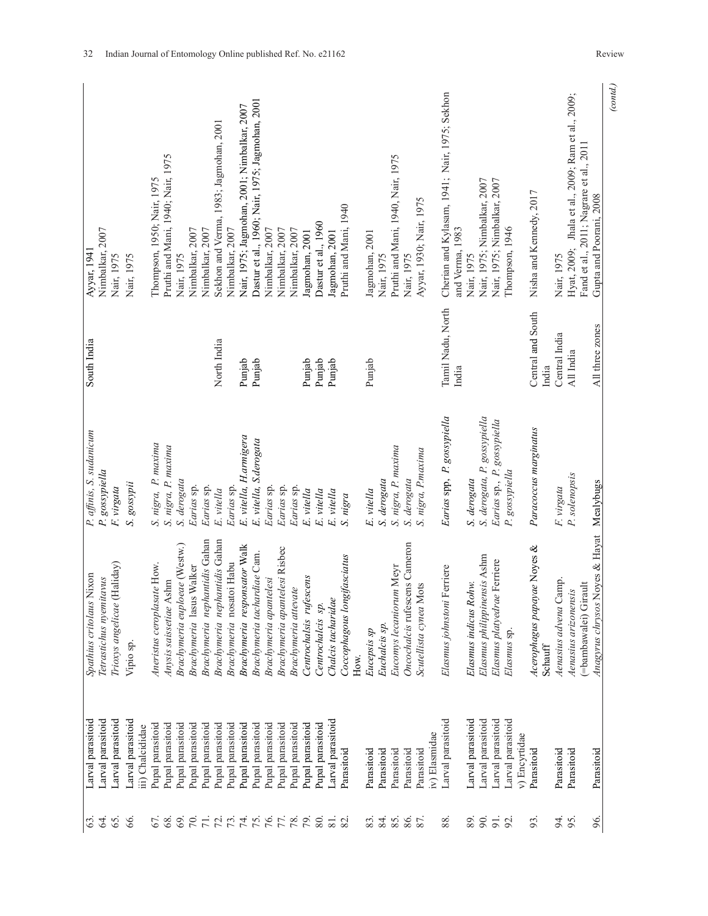| | | | | | |
|---|---|---|---|---|---|
| 63. | Larval parasitoid | *Spathius critolaus* Nixon | *P. affinis, S. sudanicum* | South India | Ayyar, 1941 |
| 64. | Larval parasitoid | *Tetrastichus nyemitavus* | *P. gossypiella* | | Nimbalkar, 2007 |
| 65. | Larval parasitoid | *Trioxys angelicae* (Haliday) | *F. virgata* | | Nair, 1975 |
| 66. | Larval parasitoid | *Vipio* sp. | *S. gossypii* | | Nair, 1975 |
| | ii) Chalcididae | | | | |
| 67. | Pupal parasitoid | *Aneristus ceroplasate* How. | *S. nigra, P. maxima* | | Thompson, 1950; Nair, 1975 |
| 68. | Pupal parasitoid | *Anysis saissetiae* Ashm | *S. nigra, P. maxima* | | Pruthi and Mani, 1940; Nair, 1975 |
| 69. | Pupal parasitoid | *Brachymeria euploeae* (Westw.) | *S. derogata* | | Nair, 1975 |
| 70. | Pupal parasitoid | *Brachymeria lasus* Walker | *Earias* sp. | | Nimbalkar, 2007 |
| 71. | Pupal parasitoid | *Brachymeria nephantidis* Gahan | *Earias* sp. | | Nimbalkar, 2007 |
| 72. | Pupal parasitoid | *Brachymeria nephantidis* Gahan | *E. vitella* | North India | Sekhon and Verma, 1983; Jagmohan, 2001 |
| 73. | Pupal parasitoid | *Brachymeria nosatoi* Habu | *Earias* sp. | | Nimbalkar, 2007 |
| 74. | Pupal parasitoid | *Brachymeria responsator* Walk | *E. vitella, H.armigera* | Punjab | Nair, 1975; Jagmohan, 2001; Nimbalkar, 2007 |
| 75. | Pupal parasitoid | *Brachymeria tachardiae* Cam. | *E. vitella, S.derogata* | Punjab | Dastur et al., 1960; Nair, 1975; Jagmohan, 2001 |
| 76. | Pupal parasitoid | *Brachymeria apantelesi* | *Earias* sp. | | Nimbalkar, 2007 |
| 77. | Pupal parasitoid | *Brachymeria apantelesi* Risbec | *Earias* sp. | | Nimbalkar, 2007 |
| 78. | Pupal parasitoid | *Brachymeria attevate* | *Earias* sp. | | Nimbalkar, 2007 |
| 79. | Pupal parasitoid | *Centrochalsis rufescens* | *E. vitella* | Punjab | Jagmohan, 2001 |
| 80. | Pupal parasitoid | *Centrochalcis* sp. | *E. vitella* | Punjab | Dastur et al., 1960 |
| 81. | Larval parasitoid | *Chalcis tachardiae* | *E. vitella* | Punjab | Jagmohan, 2001 |
| 82. | Parasitoid | *Coccophagous longifasciatus* How. | *S. nigra* | | Pruthi and Mani, 1940 |
| 83. | Parasitoid | *Eucepsis sp* | *E. vitella* | Punjab | Jagmohan, 2001 |
| 84. | Parasitoid | *Euchalcis sp.* | *S. derogata* | | Nair, 1975 |
| 85. | Parasitoid | *Eucomys lecaniorum* Meyr | *S. nigra, P. maxima* | | Pruthi and Mani, 1940, Nair, 1975 |
| 86. | Parasitoid | *Oncochalcis* rufescens Cameron | *S. derogata* | | Nair, 1975 |
| 87. | Parasitoid | *Scutellista cynea* Mots | *S. nigra, P.maxima* | | Ayyar, 1930; Nair, 1975 |
| | iv) Elasmidae | | | | |
| 88. | Larval parasitoid | *Elasmus johnstoni* Ferriere | *Earias* spp, *P. gossypiella* | Tamil Nadu, North India | Cherian and Kylasam, 1941; Nair, 1975; Sekhon and Verma, 1983 |
| 89. | Larval parasitoid | *Elasmus indicus Rohw.* | *S. derogata* | | Nair, 1975 |
| 90. | Larval parasitoid | *Elasmus philippinensis* Ashm | *S. derogata, P. gossypiella* | | Nair, 1975; Nimbalkar, 2007 |
| 91. | Larval parasitoid | *Elasmus platyedrae* Ferriere | *Earias* sp., *P. gossypiella* | | Nair, 1975; Nimbalkar, 2007 |
| 92. | Larval parasitoid | *Elasmus* sp. | *P. gossypiella* | | Thompson, 1946 |
| | v) Encyrtidae | | | | |
| 93. | Parasitoid | *Acerophagus papayae* Noyes & Schauff | *Paracoccus marginatus* | Central and South India | Nisha and Kennedy, 2017 |
| 94. | Parasitoid | *Aenasius advena* Camp. | *F. virgata* | Central India | Nair, 1975 |
| 95. | Parasitoid | *Aenasius arizonensis* (=bambawalei) Girault | *P. solenopsis* | All India | Hyat, 2009; Jhala et al., 2009; Ram et al., 2009; Fand et al., 2011; Nagrare et al., 2011 |
| 96. | Parasitoid | *Anagyrus chrysos* Noyes & Hayat | Mealybugs | All three zones | Gupta and Poorani, 2008 |

(contd.)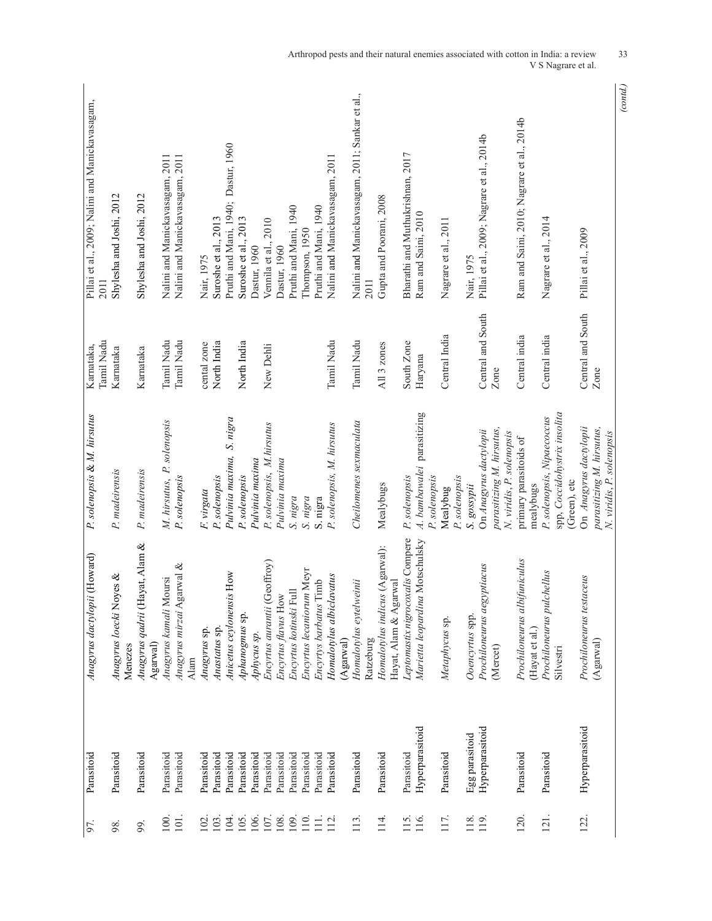| | | | | | |
|---|---|---|---|---|---|
| 97. | Parasitoid | *Anagyrus dactylopii* (Howard) | *P. solenopsis* & *M. hirsutus* | Karnataka, Tamil Nadu | Pillai et al., 2009; Nalini and Manickavasagam, 2011 |
| 98. | Parasitoid | *Anagyrus loecki* Noyes & Menezes | *P. madeirensis* | Karnataka | Shylesha and Joshi, 2012 |
| 99. | Parasitoid | *Anagyrus qadrii* (Hayat, Alam & Agarwal) | *P. madeirensis* | Karnataka | Shylesha and Joshi, 2012 |
| 100. | Parasitoid | *Anagyrus kamali* Moursi | *M. hirsutus*, *P. solenopsis* | Tamil Nadu | Nalini and Manickavasagam, 2011 |
| 101. | Parasitoid | *Anagyrus mirzai* Agarwal & Alam | *P. solenopsis* | Tamil Nadu | Nalini and Manickavasagam, 2011 |
| 102. | Parasitoid | *Anagyrus* sp. | *F. virgata* | cental zone | Nair, 1975 |
| 103. | Parasitoid | *Anastatus* sp. | *P. solenopsis* | North India | Suroshe et al., 2013 |
| 104. | Parasitoid | *Anicetus ceylonensis* How | *Pulvinia maxima*, *S. nigra* | | Pruthi and Mani, 1940; Dastur, 1960 |
| 105. | Parasitoid | *Aphanogmus* sp. | *P. solenopsis* | North India | Suroshe et al., 2013 |
| 106. | Parasitoid | *Aphycus sp.* | *Pulvinia maxima* | | Dastur, 1960 |
| 107. | Parasitoid | *Encyrtus aurantii* (Geoffroy) | *P. solenopsis*, *M.hirsutus* | New Dehli | Vennila et al., 2010 |
| 108. | Parasitoid | *Encyrtus flavus* How | *Pulvinia maxima* | | Dastur, 1960 |
| 109. | Parasitoid | *Encyrtus kotinski* Full | *S. nigra* | | Pruthi and Mani, 1940 |
| 110. | Parasitoid | *Encyrtus lecaniorum* Meyr | *S. nigra* | | Thompson, 1950 |
| 111. | Parasitoid | *Encyrtys barbatus* Timb | S. nigra | | Pruthi and Mani, 1940 |
| 112. | Parasitoid | *Homalotylus albiclavatus* (Agarwal) | *P. solenopsis*, *M. hirsutus* | Tamil Nadu | Nalini and Manickavasagam, 2011 |
| 113. | Parasitoid | *Homalotylus eytelweinii* Ratzeburg | *Cheilomenes sexmaculata* | Tamil Nadu | Nalini and Manickavasagam, 2011; Sankar et al., 2011 |
| 114. | Parasitoid | *Homalotylus indicus* (Agarwal): Hayat, Alam & Agarwal | Mealybugs | All 3 zones | Gupta and Poorani, 2008 |
| 115. | Parasitoid | *Leptomastix nigrocoxalis* Compere | *P. solenopsis* | South Zone | Bharathi and Muthukrishnan, 2017 |
| 116. | Hyperparasitoid | *Marietta leopardina* Motschulsky | *A. bambawalei* parasitizing *P. solenopsis* | Haryana | Ram and Saini, 2010 |
| 117. | Parasitoid | *Metaphycus* sp. | Mealybug *P. solenopsis* | Central India | Nagrare et al., 2011 |
| 118. | Egg parasitoid | *Ooencyrtus* spp. | *S. gossypii* | | Nair, 1975 |
| 119. | Hyperparasitoid | *Prochiloneurus aegyptiacus* (Mercet) | On *Anagyrus dactylopii* parasitizing *M. hirsutus*, *N. viridis*, *P. solenopsis* | Central and South Zone | Pillai et al., 2009; Nagrare et al., 2014b |
| 120. | Parasitoid | *Prochiloneurus albifuniculus* (Hayat et al.) | primary parasitoids of mealybugs | Central india | Ram and Saini, 2010; Nagrare et al., 2014b |
| 121. | Parasitoid | *Prochiloneurus pulchellus* Silvestri | *P. solenopsis*, *Nipaecoccus* spp, *Coccidohystrix insolita* (Green), etc | Central india | Nagrare et al., 2014 |
| 122. | Hyperparasitoid | *Prochiloneurus testaceus* (Agarwal) | On *Anagyrus dactylopii* parasitizing *M. hirsutus*, *N. viridis*, *P. solenopsis* | Central and South Zone | Pillai et al., 2009 |

*(contd.)*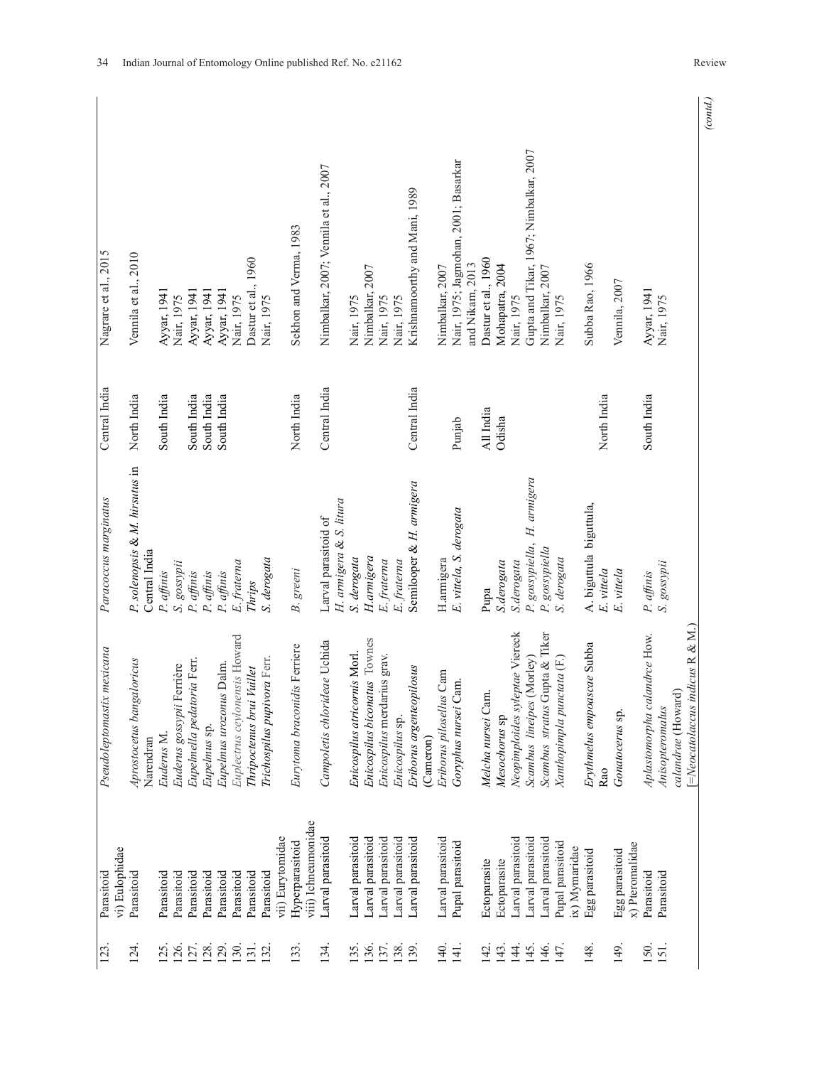| | | | | | |
|---|---|---|---|---|---|
| 123. | Parasitoid | *Pseudoleptomastix mexicana* | *Paracoccus marginatus* | Central India | Nagrare et al., 2015 |
| | vi) Eulophidae | | | | |
| 124. | Parasitoid | *Aprostocetus bangaloricus* Narendran | *P. solenopsis* & *M. hirsutus* in Central India | North India | Vennila et al., 2010 |
| 125. | Parasitoid | *Euderus* M. | *P. affinis* | South India | Ayyar, 1941 |
| 126. | Parasitoid | *Euderus gossypii* Ferrière | *S. gossypii* | | Nair, 1975 |
| 127. | Parasitoid | *Eupelmella pedatoria* Ferr. | *P. affinis* | South India | Ayyar, 1941 |
| 128. | Parasitoid | *Eupelmus* sp. | *P. affinis* | South India | Ayyar, 1941 |
| 129. | Parasitoid | *Eupelmus urozonus* Dalm. | *P. affinis* | South India | Ayyar, 1941 |
| 130. | Parasitoid | *Euplectrus ceylonensis* Howard | *E. fraterna* | | Nair, 1975 |
| 131. | Parasitoid | *Thripoctenus brui Vuillet* | *Thrips* | | Dastur et al., 1960 |
| 132. | Parasitoid | *Trichospilus pupivora* Ferr. | *S. derogata* | | Nair, 1975 |
| | vii) Eurytomidae | | | | |
| 133. | Hyperparasitoid | *Eurytoma braconidis* Ferriere | *B. greeni* | North India | Sekhon and Verma, 1983 |
| | viii) Ichneumonidae | | | | |
| 134. | Larval parasitoid | *Campoletis chlorideae* Uchida | Larval parasitoid of *H. armigera* & *S. litura* | Central India | Nimbalkar, 2007; Vennila et al., 2007 |
| 135. | Larval parasitoid | *Enicospilus atricornis* Morl. | *S. derogata* | | Nair, 1975 |
| 136. | Larval parasitoid | *Enicospilus biconatus* Townes | *H.armigera* | | Nimbalkar, 2007 |
| 137. | Larval parasitoid | *Enicospilus* merdarius grav. | *E. fraterna* | | Nair, 1975 |
| 138. | Larval parasitoid | *Enicospilus* sp. | *E. fraterna* | | Nair, 1975 |
| 139. | Larval parasitoid | *Eriborus argenteopilosus* (Cameron) | Semilooper & *H. armigera* | Central India | Krishnamoorthy and Mani, 1989 |
| 140. | Larval parasitoid | *Eriborus pilosellus* Cam | H.armigera | | Nimbalkar, 2007 |
| 141. | Pupal parasitoid | *Goryphus nursei* Cam. | *E. vittela*, *S. derogata* | Punjab | Nair, 1975; Jagmohan, 2001; Basarkar and Nikam, 2013 |
| 142. | Ectoparasite | *Melcha nursei* Cam. | Pupa | All India | Dastur et al., 1960 |
| 143. | Ectoparasite | *Mesochorus* sp | *S.derogata* | Odisha | Mohapatra, 2004 |
| 144. | Larval parasitoid | *Neopimploides syleptae* Viereck | *S.derogata* | | Nair, 1975 |
| 145. | Larval parasitoid | *Scambus lineipes* (Morley) | *P. gossypiella*, *H. armigera* | | Gupta and Tikar, 1967; Nimbalkar, 2007 |
| 146. | Larval parasitoid | *Scambus stratus* Gupta & Tiker | *P. gossypiella* | | Nimbalkar, 2007 |
| 147. | Pupal parasitoid | *Xanthopimpla punctata* (F.) | *S. derogata* | | Nair, 1975 |
| | ix) Mymaridae | | | | |
| 148. | Egg parasitoid | *Erythmelus empoascae* Subba Rao | A. biguttula biguttula, *E. vittela* | North India | Subba Rao, 1966 |
| 149. | Egg parasitoid | *Gonatocerus* sp. | *E. vittela* | | Vennila, 2007 |
| | x) Pteromalidae | | | | |
| 150. | Parasitoid | *Aplastomorpha calandrce* How. | *P. affinis* | South India | Ayyar, 1941 |
| 151. | Parasitoid | *Anisopteromalus calandrae* (Howard) [=*Neocatolaccus indicus* R & M.] | *S. gossypii* | | Nair, 1975 |

*(contd.)*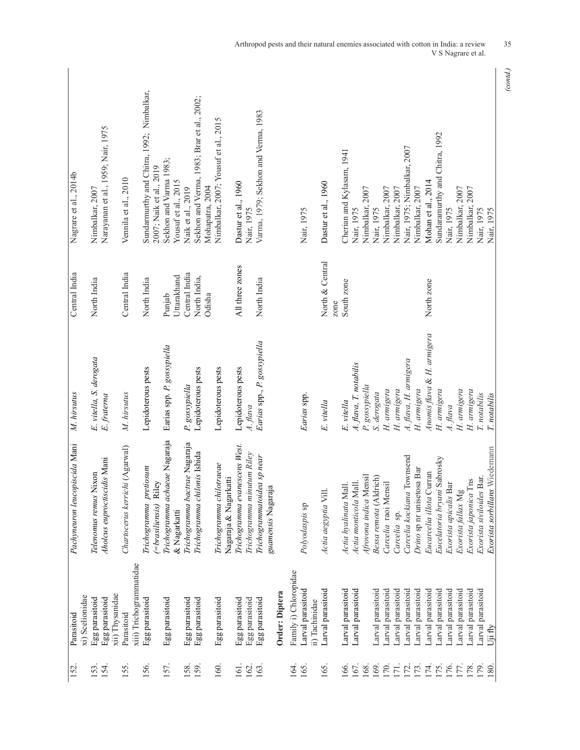| 152. | Parasitoid | *Pachyneuron leucopiscida* Mani | *M. hirsutus* | Central India | Nagrare et al., 2014b |
|---|---|---|---|---|---|
| | xi) Scelionidae | | | | |
| 153. | Egg parasitoid | *Telenomus remus* Nixon | *E. vitella, S. derogata* | North India | Nimbalkar, 2007 |
| 154. | Egg parasitoid | *Aholcus euproctiscidis* Mani | *E. fraterna* | | Narayanan et al., 1959; Nair, 1975 |
| | xii) Thysanidae | | | | |
| 155. | Parasitoid | *Chartocerus kerrichi* (Agarwal) | *M. hirsutus* | Central India | Vennila et al., 2010 |
| | xiii) Trichogrammatidae | | | | |
| 156. | Egg parasitoid | *Trichogramma pretiosum* (=*brasiliensis*) Riley | Lepidoterous pests | North India | Sundarmurthy and Chitra, 1992; Nimbalkar, 2007; Naik et al., 2019 |
| 157. | Egg parasitoid | *Trichogramma achaeae* Nagaraja & Nagarkatti | *Earias* spp. *P. gossypiella* | Punjab<br>Uttarakhand | Sekhon and Varma 1983;<br>Yousuf et al., 2015 |
| 158. | Egg parasitoid | *Trichogramma bactrae* Nagaraja | *P. gossypiella* | Central India | Naik et al., 2019 |
| 159. | Egg parasitoid | *Trichogramma chilonis* Ishida | Lepidoterous pests | North India, Odisha | Sekhon and Verma, 1983; Brar et al., 2002; Mohapatra, 2004 |
| 160. | Egg parasitoid | *Trichogramma chilotraeae* Nagaraja & Nagarkatti | Lepidoterous pests | | Nimbalkar, 2007; Yousuf et al., 2015 |
| 161. | Egg parasitoid | *Trichogramma evanescens* West. | Lepidoterous pests | All three zones | Dastur et al., 1960 |
| 162. | Egg parasitoid | *Trichogramma minutum* Riley | *A. flava* | | Nair, 1975 |
| 163. | Egg parasitoid | *Trichogrammatoidea* sp near *guamensis* Nagaraja | *Earias* spp., *P. gossypiella* | North India | Varma, 1979; Sekhon and Verma, 1983 |
| | **Order: Diptera** | | | | |
| 164. | Family i) Chloropidae | | | | |
| 165. | Larval parasitoid | *Polyodaspis* sp | *Earias* spp. | | Nair, 1975 |
| | ii) Tachinidae | | | | |
| 165. | Larval parasitoid | *Actia aegyptia* Vill. | *E. vitella* | North & Central zone | Dastur et al., 1960 |
| 166. | Larval parasitoid | *Actia hyalinata* Mall. | *E. vitella* | South zone | Cherian and Kylasam, 1941 |
| 167. | Larval parasitoid | *Actia monticola* Mall. | *A. flava, T. notabilis* | | Nair, 1975 |
| 168. | | *Afrovona indica* Mensil | *P. gossypiella* | | Nimbalkar, 2007 |
| 169. | Larval parasitoid | *Bessa remota* (Aldrich) | *S. derogata* | | Nair, 1975 |
| 170. | Larval parasitoid | *Carcelia raoi* Mensil | *H. armigera* | | Nimbalkar, 2007 |
| 171. | Larval parasitoid | *Carcelia* sp. | *H. armigera* | | Nimbalkar, 2007 |
| 172. | Larval parasitoid | *Carcelia kockiana* Townsend | *A. flava, H. armigera* | | Nair, 1975; Nimbalkar, 2007 |
| 173. | Larval parasitoid | *Drino* sp nr unisetosa Bar | *H. armigera* | | Nimbalkar, 2007 |
| 174. | Larval parasitoid | *Eucarcelia illota* Curran | *Anomis flava* & *H. armigera* | North zone | Mohan et al., 2014 |
| 175. | Larval parasitoid | *Eucelatoria bryani* Sabrosky | *H. armigera* | | Sundaramurthy and Chitra, 1992 |
| 176. | Larval parasitoid | *Exorista apicalis* Bar | *A. flava* | | Nair, 1975 |
| 177. | Larval parasitoid | *Exorista fallax* Mg | *H. armigera* | | Nimbalkar, 2007 |
| 178. | Larval parasitoid | *Exorista japonica* Tns | *H. armigera* | | Nimbalkar, 2007 |
| 179. | Larval parasitoid | *Exorista siviloides* Bar. | *T. notabilis* | | Nair, 1975 |
| 180. | Uji fly | *Exorista sorbillans* Wiedemann | *T. notabilis* | | Nair, 1975 |

(*cond.*)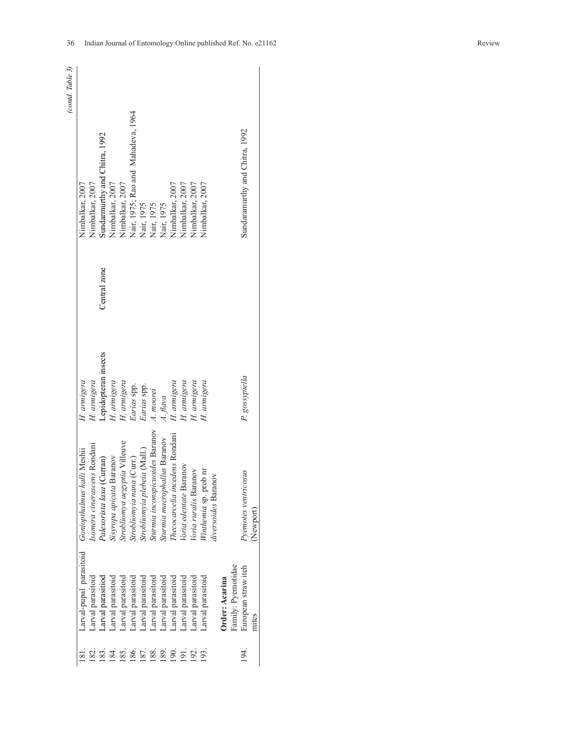*(contd. Table 3)*

| | | | | | |
|---|---|---|---|---|---|
| 181. | Larval-pupal parasitoid | *Gonioрthalmus halli* Meshii | *H. armigera* | | Nimbalkar, 2007 |
| 182. | Larval parasitoid | *Isomera cinerascens* Rondani | *H. armigera* | | Nimbalkar, 2007 |
| 183. | Larval parasitiod | *Palexorista laxa* (Curran) | Lepidopteran insects | Central zone | Sundarmurthy and Chitra, 1992 |
| 184. | Larval parasitoid | *Sisyropa apicata* Baranov | *H. armigera* | | Nimbalkar, 2007 |
| 185. | Larval parasitoid | *Strobliomya aegyptia* Villeuve | *H. armigera* | | Nimbalkar, 2007 |
| 186. | Larval parasitoid | *Strobliomyia nana* (Curr.) | *Earias* spp. | | Nair, 1975; Rao and Mahadeva, 1964 |
| 187. | Larval parasitoid | *Strobliomyia plebeia* (Mall.) | *Earias* spp. | | Nair, 1975 |
| 188. | Larval parasitoid | *Sturmia inconspicuoides* Baranov | *A. moorei* | | Nair, 1975 |
| 189. | Larval parasitoid | *Sturmia macrophallus* Baranov | *A. flava* | | Nair, 1975 |
| 190. | Larval parasitoid | *Thecocarcelia incedens* Rondani | *H. armigera* | | Nimbalkar, 2007 |
| 191. | Larval parasitoid | *Voria edentate* Baranov | *H. armigera* | | Nimbalkar, 2007 |
| 192. | Larval parasitoid | *Voria ruralis* Baranov | *H. armigera* | | Nimbalkar, 2007 |
| 193. | Larval parasitoid | *Winthemia* sp. prob nr *diversoides* Baranov | *H. armigera* | | Nimbalkar, 2007 |
| | **Order: Acarina** Family: Pyemotidae | | | | |
| 194. | European straw itch mites | *Pyemotes ventricosus* (Newport) | *P. gossypiella* | | Sundaramurthy and Chitra, 1992 |